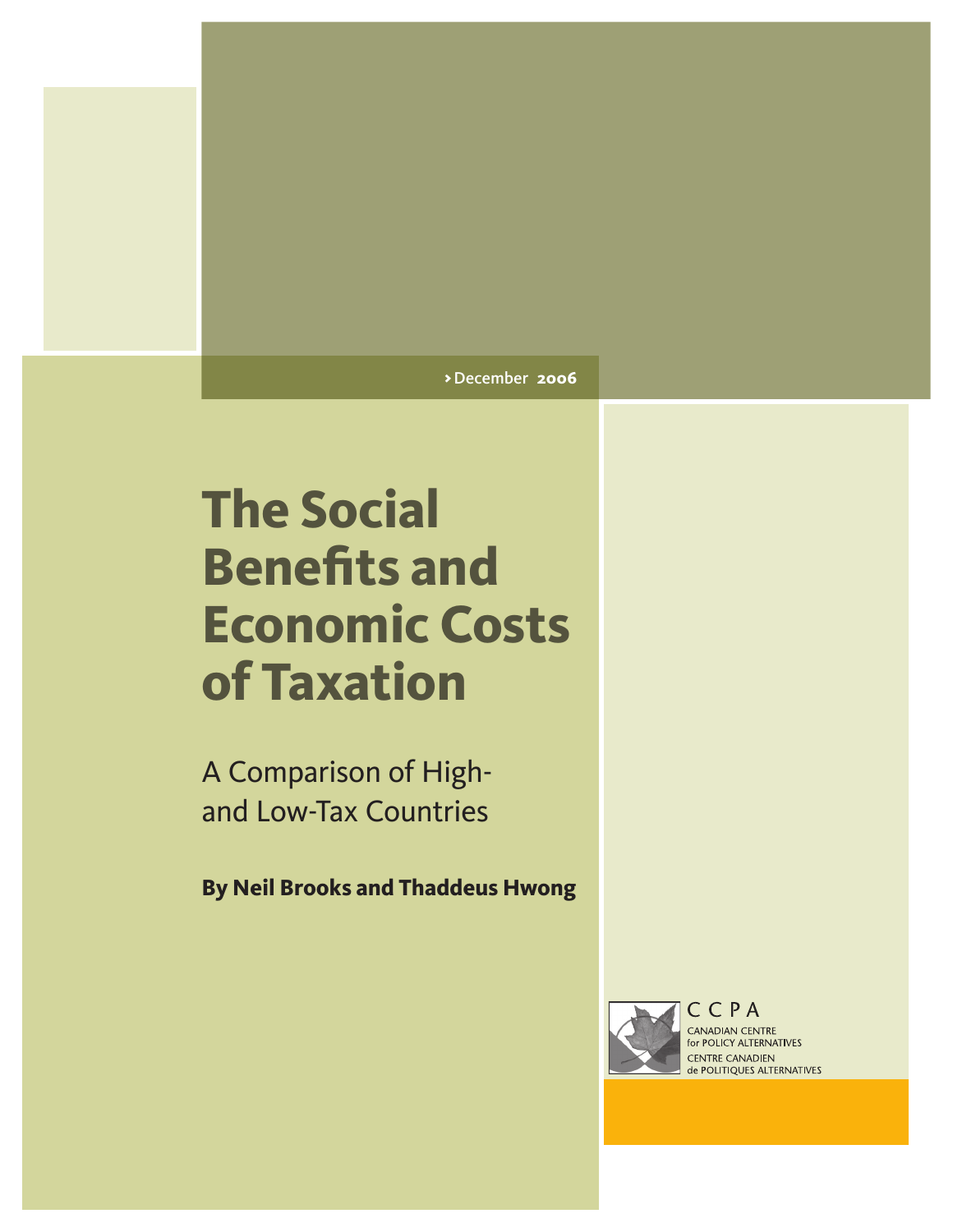December **2006**

# The Social Benefits and Economic Costs of Taxation

## A Comparison of High- and Low-Tax Countries

**By Neil Brooks and Thaddeus Hwong**

CCPA
CANADIAN CENTRE
for POLICY ALTERNATIVES
CENTRE CANADIEN
de POLITIQUES ALTERNATIVES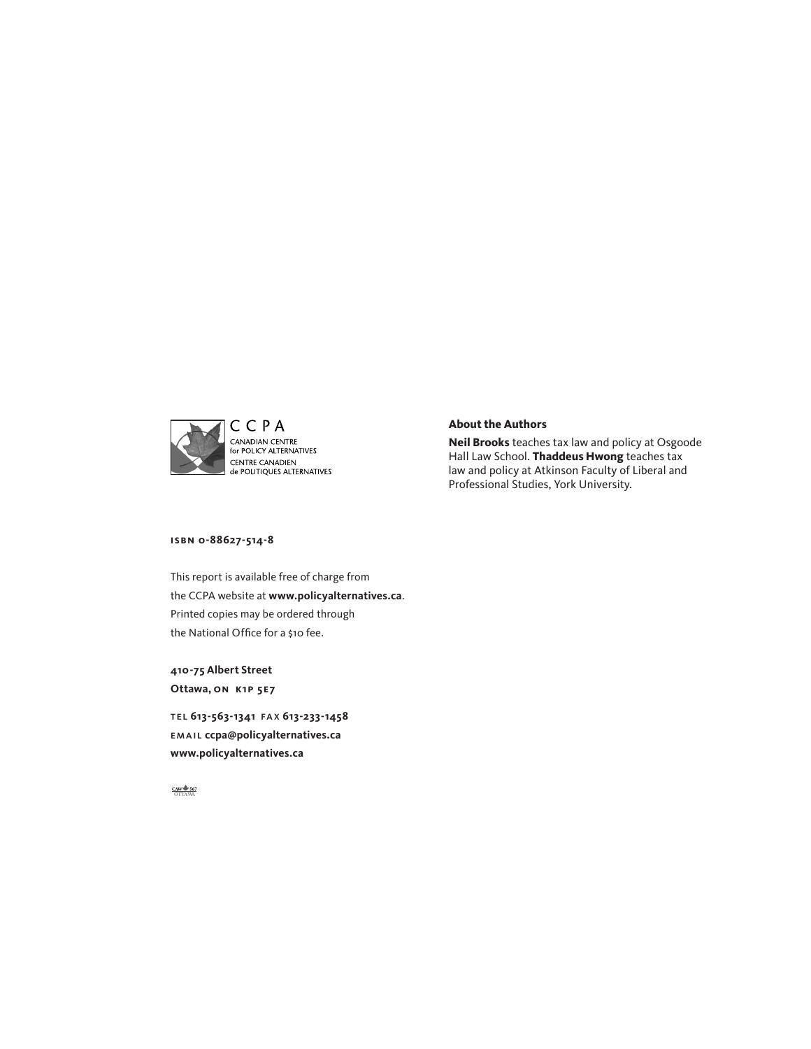CCPA
CANADIAN CENTRE
for POLICY ALTERNATIVES
CENTRE CANADIEN
de POLITIQUES ALTERNATIVES

**About the Authors**

**Neil Brooks** teaches tax law and policy at Osgoode Hall Law School. **Thaddeus Hwong** teaches tax law and policy at Atkinson Faculty of Liberal and Professional Studies, York University.

**ISBN 0-88627-514-8**

This report is available free of charge from the CCPA website at **www.policyalternatives.ca**. Printed copies may be ordered through the National Office for a $10 fee.

**410-75 Albert Street**
**Ottawa, ON K1P 5E7**

TEL **613-563-1341** FAX **613-233-1458**
EMAIL **ccpa@policyalternatives.ca**
**www.policyalternatives.ca**

CAW 567 OTTAWA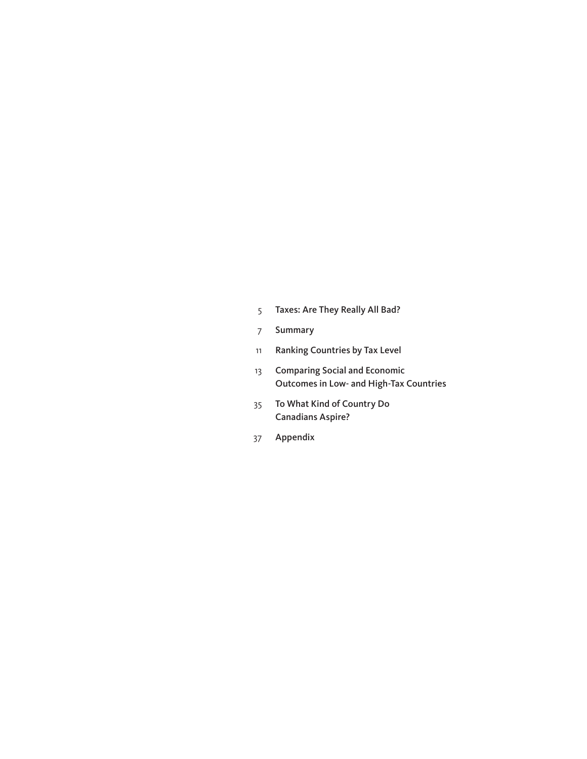5 Taxes: Are They Really All Bad?

7 Summary

11 Ranking Countries by Tax Level

13 Comparing Social and Economic Outcomes in Low- and High-Tax Countries

35 To What Kind of Country Do Canadians Aspire?

37 Appendix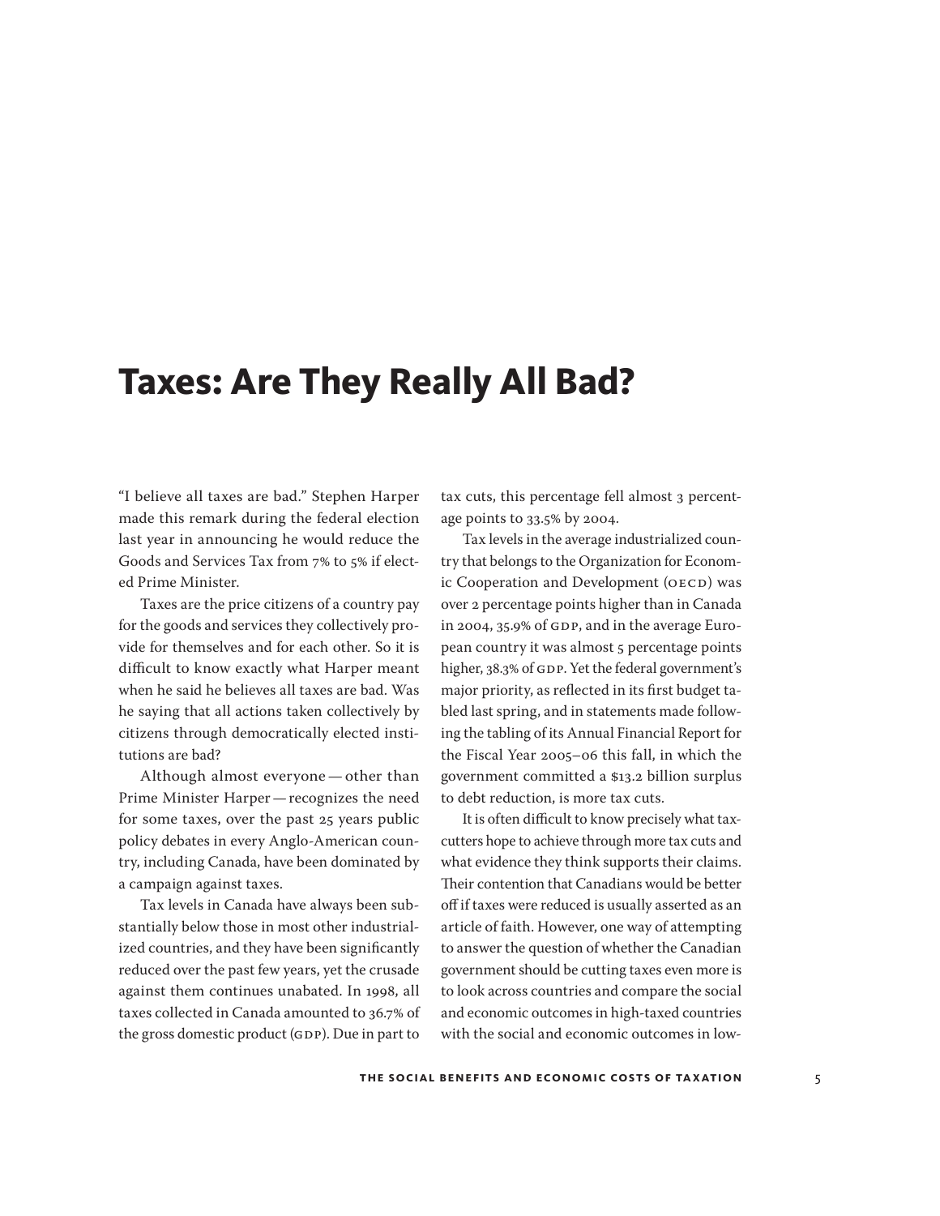# Taxes: Are They Really All Bad?

"I believe all taxes are bad." Stephen Harper made this remark during the federal election last year in announcing he would reduce the Goods and Services Tax from 7% to 5% if elected Prime Minister.

Taxes are the price citizens of a country pay for the goods and services they collectively provide for themselves and for each other. So it is difficult to know exactly what Harper meant when he said he believes all taxes are bad. Was he saying that all actions taken collectively by citizens through democratically elected institutions are bad?

Although almost everyone — other than Prime Minister Harper — recognizes the need for some taxes, over the past 25 years public policy debates in every Anglo-American country, including Canada, have been dominated by a campaign against taxes.

Tax levels in Canada have always been substantially below those in most other industrialized countries, and they have been significantly reduced over the past few years, yet the crusade against them continues unabated. In 1998, all taxes collected in Canada amounted to 36.7% of the gross domestic product (GDP). Due in part to tax cuts, this percentage fell almost 3 percentage points to 33.5% by 2004.

Tax levels in the average industrialized country that belongs to the Organization for Economic Cooperation and Development (OECD) was over 2 percentage points higher than in Canada in 2004, 35.9% of GDP, and in the average European country it was almost 5 percentage points higher, 38.3% of GDP. Yet the federal government's major priority, as reflected in its first budget tabled last spring, and in statements made following the tabling of its Annual Financial Report for the Fiscal Year 2005–06 this fall, in which the government committed a $13.2 billion surplus to debt reduction, is more tax cuts.

It is often difficult to know precisely what tax-cutters hope to achieve through more tax cuts and what evidence they think supports their claims. Their contention that Canadians would be better off if taxes were reduced is usually asserted as an article of faith. However, one way of attempting to answer the question of whether the Canadian government should be cutting taxes even more is to look across countries and compare the social and economic outcomes in high-taxed countries with the social and economic outcomes in low-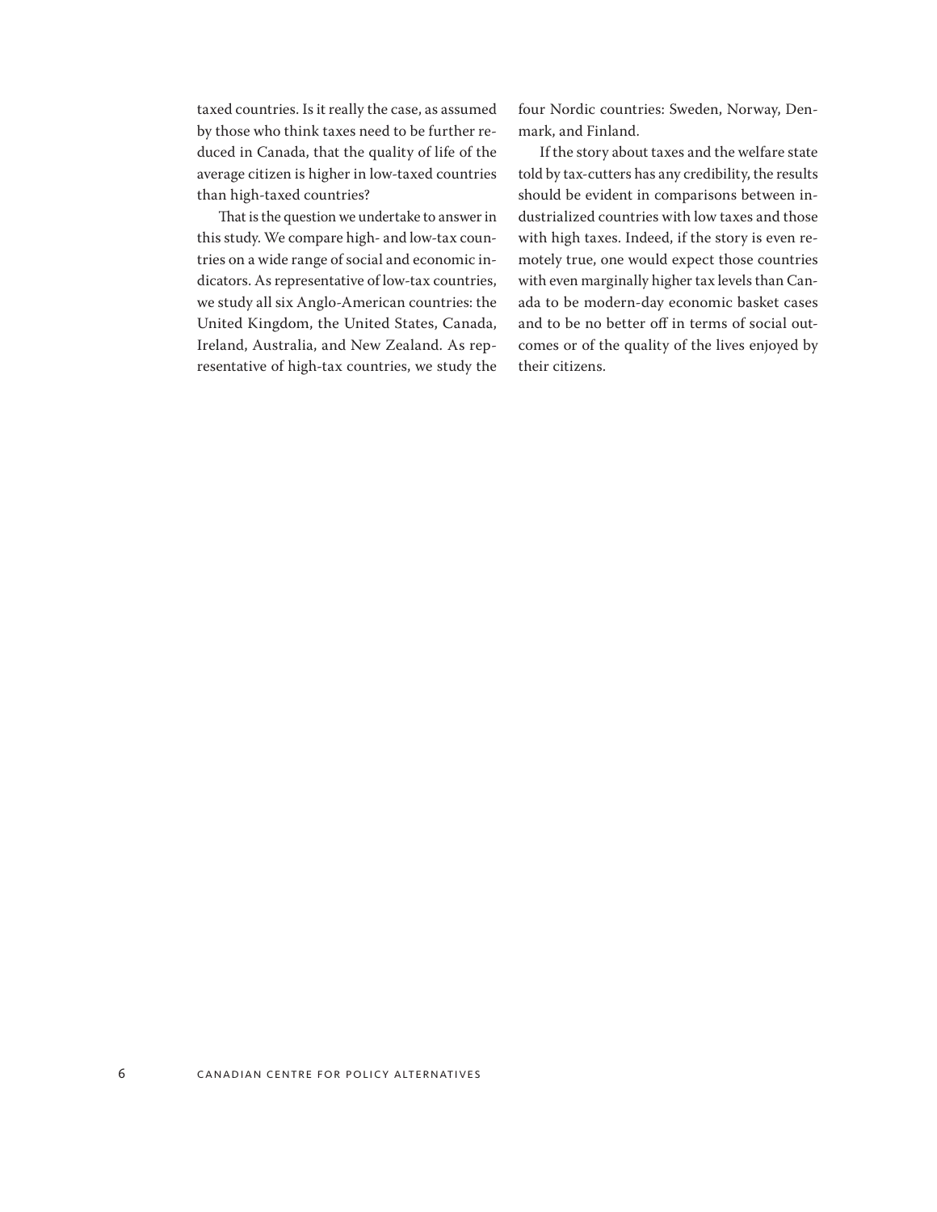taxed countries. Is it really the case, as assumed by those who think taxes need to be further reduced in Canada, that the quality of life of the average citizen is higher in low-taxed countries than high-taxed countries?

That is the question we undertake to answer in this study. We compare high- and low-tax countries on a wide range of social and economic indicators. As representative of low-tax countries, we study all six Anglo-American countries: the United Kingdom, the United States, Canada, Ireland, Australia, and New Zealand. As representative of high-tax countries, we study the four Nordic countries: Sweden, Norway, Denmark, and Finland.

If the story about taxes and the welfare state told by tax-cutters has any credibility, the results should be evident in comparisons between industrialized countries with low taxes and those with high taxes. Indeed, if the story is even remotely true, one would expect those countries with even marginally higher tax levels than Canada to be modern-day economic basket cases and to be no better off in terms of social outcomes or of the quality of the lives enjoyed by their citizens.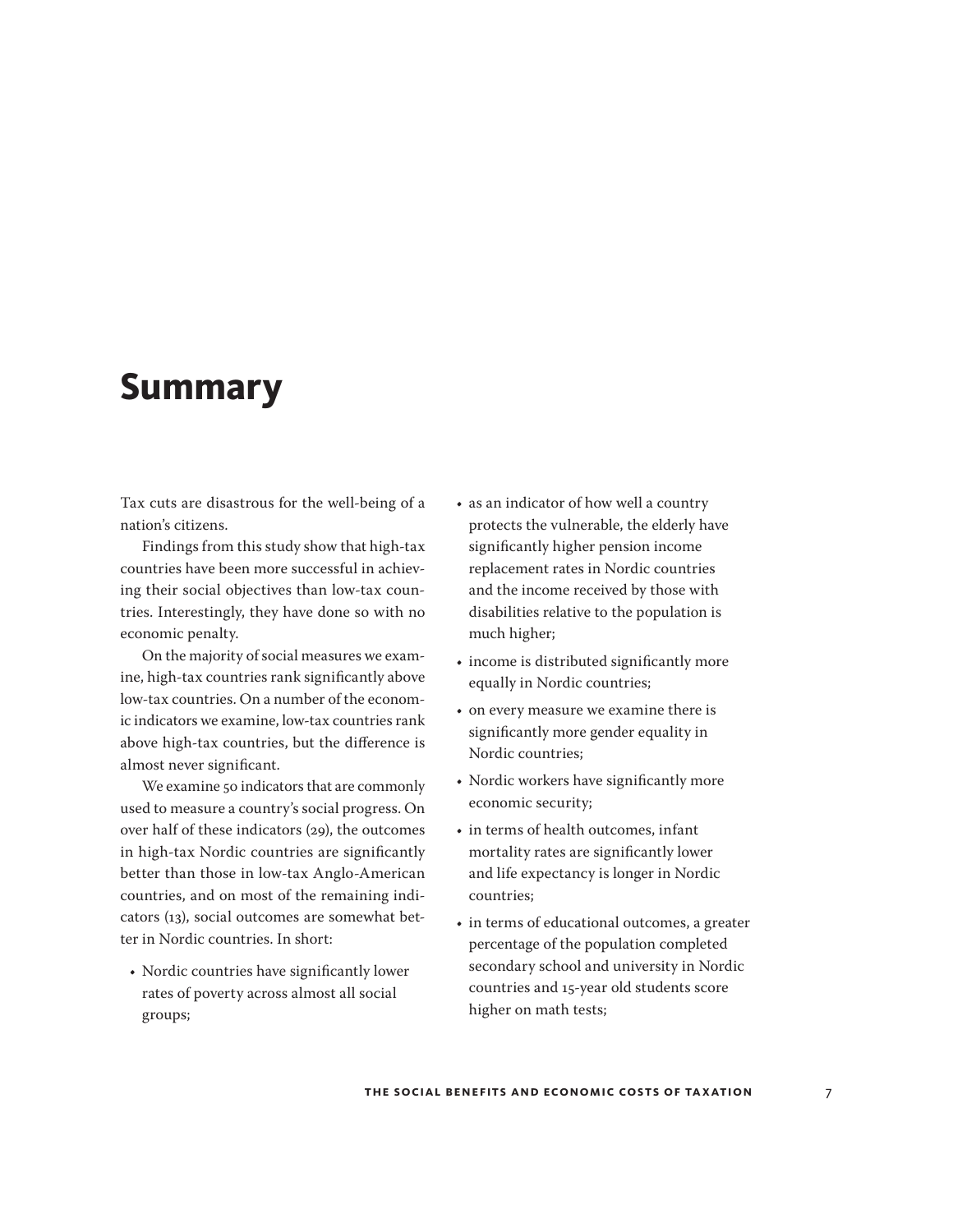# Summary

Tax cuts are disastrous for the well-being of a nation's citizens.

Findings from this study show that high-tax countries have been more successful in achieving their social objectives than low-tax countries. Interestingly, they have done so with no economic penalty.

On the majority of social measures we examine, high-tax countries rank significantly above low-tax countries. On a number of the economic indicators we examine, low-tax countries rank above high-tax countries, but the difference is almost never significant.

We examine 50 indicators that are commonly used to measure a country's social progress. On over half of these indicators (29), the outcomes in high-tax Nordic countries are significantly better than those in low-tax Anglo-American countries, and on most of the remaining indicators (13), social outcomes are somewhat better in Nordic countries. In short:

- Nordic countries have significantly lower rates of poverty across almost all social groups;
- as an indicator of how well a country protects the vulnerable, the elderly have significantly higher pension income replacement rates in Nordic countries and the income received by those with disabilities relative to the population is much higher;
- income is distributed significantly more equally in Nordic countries;
- on every measure we examine there is significantly more gender equality in Nordic countries;
- Nordic workers have significantly more economic security;
- in terms of health outcomes, infant mortality rates are significantly lower and life expectancy is longer in Nordic countries;
- in terms of educational outcomes, a greater percentage of the population completed secondary school and university in Nordic countries and 15-year old students score higher on math tests;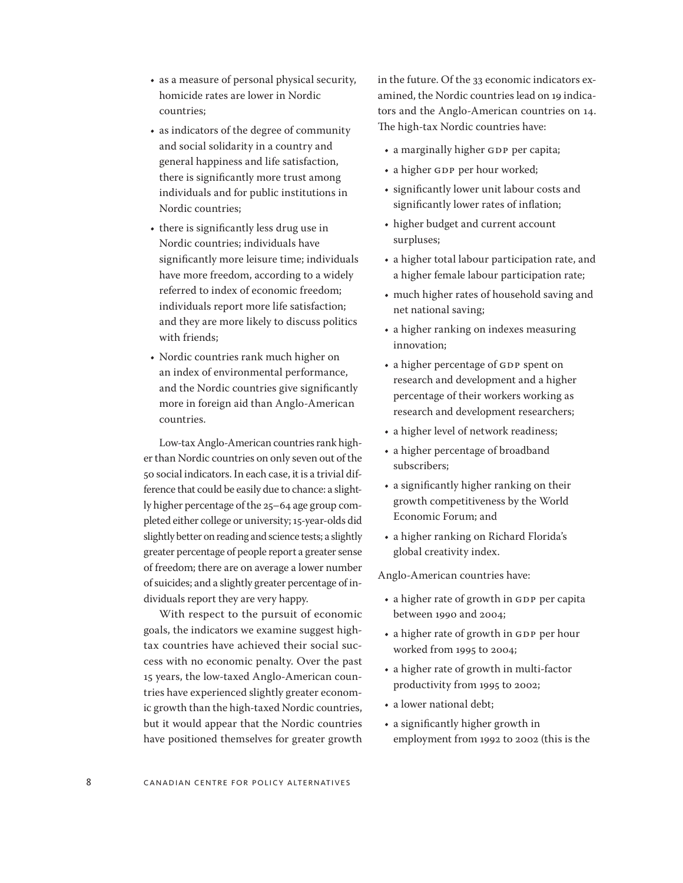- as a measure of personal physical security, homicide rates are lower in Nordic countries;
- as indicators of the degree of community and social solidarity in a country and general happiness and life satisfaction, there is significantly more trust among individuals and for public institutions in Nordic countries;
- there is significantly less drug use in Nordic countries; individuals have significantly more leisure time; individuals have more freedom, according to a widely referred to index of economic freedom; individuals report more life satisfaction; and they are more likely to discuss politics with friends;
- Nordic countries rank much higher on an index of environmental performance, and the Nordic countries give significantly more in foreign aid than Anglo-American countries.

Low-tax Anglo-American countries rank higher than Nordic countries on only seven out of the 50 social indicators. In each case, it is a trivial difference that could be easily due to chance: a slightly higher percentage of the 25–64 age group completed either college or university; 15-year-olds did slightly better on reading and science tests; a slightly greater percentage of people report a greater sense of freedom; there are on average a lower number of suicides; and a slightly greater percentage of individuals report they are very happy.

With respect to the pursuit of economic goals, the indicators we examine suggest high-tax countries have achieved their social success with no economic penalty. Over the past 15 years, the low-taxed Anglo-American countries have experienced slightly greater economic growth than the high-taxed Nordic countries, but it would appear that the Nordic countries have positioned themselves for greater growth in the future. Of the 33 economic indicators examined, the Nordic countries lead on 19 indicators and the Anglo-American countries on 14. The high-tax Nordic countries have:

- a marginally higher GDP per capita;
- a higher GDP per hour worked;
- significantly lower unit labour costs and significantly lower rates of inflation;
- higher budget and current account surpluses;
- a higher total labour participation rate, and a higher female labour participation rate;
- much higher rates of household saving and net national saving;
- a higher ranking on indexes measuring innovation;
- a higher percentage of GDP spent on research and development and a higher percentage of their workers working as research and development researchers;
- a higher level of network readiness;
- a higher percentage of broadband subscribers;
- a significantly higher ranking on their growth competitiveness by the World Economic Forum; and
- a higher ranking on Richard Florida's global creativity index.

Anglo-American countries have:

- a higher rate of growth in GDP per capita between 1990 and 2004;
- a higher rate of growth in GDP per hour worked from 1995 to 2004;
- a higher rate of growth in multi-factor productivity from 1995 to 2002;
- a lower national debt;
- a significantly higher growth in employment from 1992 to 2002 (this is the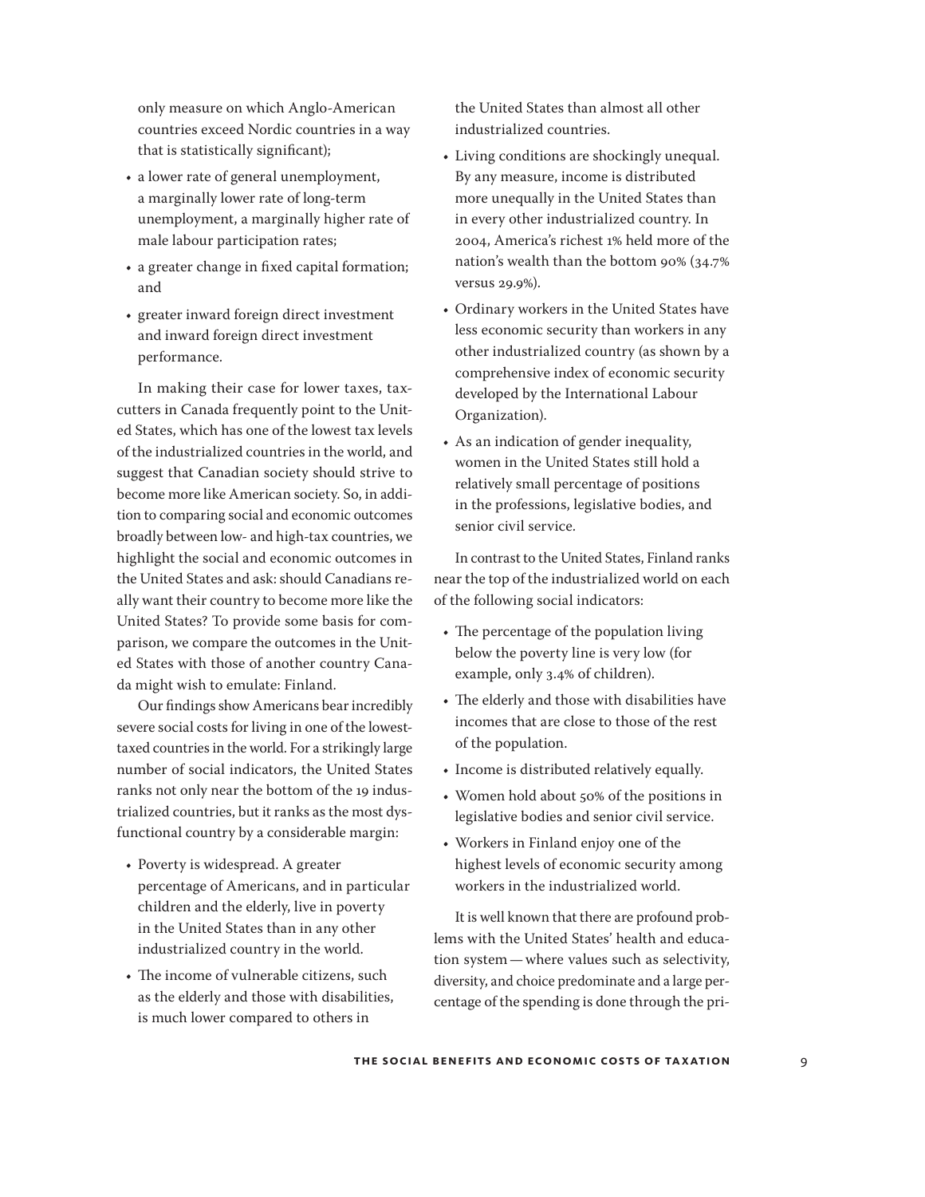only measure on which Anglo-American countries exceed Nordic countries in a way that is statistically significant);

- a lower rate of general unemployment, a marginally lower rate of long-term unemployment, a marginally higher rate of male labour participation rates;
- a greater change in fixed capital formation; and
- greater inward foreign direct investment and inward foreign direct investment performance.

In making their case for lower taxes, tax-cutters in Canada frequently point to the United States, which has one of the lowest tax levels of the industrialized countries in the world, and suggest that Canadian society should strive to become more like American society. So, in addition to comparing social and economic outcomes broadly between low- and high-tax countries, we highlight the social and economic outcomes in the United States and ask: should Canadians really want their country to become more like the United States? To provide some basis for comparison, we compare the outcomes in the United States with those of another country Canada might wish to emulate: Finland.

Our findings show Americans bear incredibly severe social costs for living in one of the lowest-taxed countries in the world. For a strikingly large number of social indicators, the United States ranks not only near the bottom of the 19 industrialized countries, but it ranks as the most dysfunctional country by a considerable margin:

- Poverty is widespread. A greater percentage of Americans, and in particular children and the elderly, live in poverty in the United States than in any other industrialized country in the world.
- The income of vulnerable citizens, such as the elderly and those with disabilities, is much lower compared to others in the United States than almost all other industrialized countries.
- Living conditions are shockingly unequal. By any measure, income is distributed more unequally in the United States than in every other industrialized country. In 2004, America's richest 1% held more of the nation's wealth than the bottom 90% (34.7% versus 29.9%).
- Ordinary workers in the United States have less economic security than workers in any other industrialized country (as shown by a comprehensive index of economic security developed by the International Labour Organization).
- As an indication of gender inequality, women in the United States still hold a relatively small percentage of positions in the professions, legislative bodies, and senior civil service.

In contrast to the United States, Finland ranks near the top of the industrialized world on each of the following social indicators:

- The percentage of the population living below the poverty line is very low (for example, only 3.4% of children).
- The elderly and those with disabilities have incomes that are close to those of the rest of the population.
- Income is distributed relatively equally.
- Women hold about 50% of the positions in legislative bodies and senior civil service.
- Workers in Finland enjoy one of the highest levels of economic security among workers in the industrialized world.

It is well known that there are profound problems with the United States' health and education system — where values such as selectivity, diversity, and choice predominate and a large percentage of the spending is done through the pri-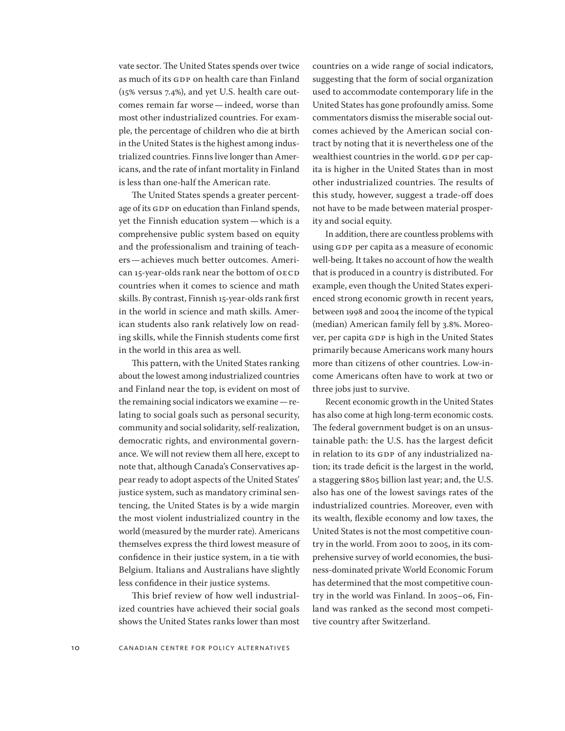vate sector. The United States spends over twice as much of its GDP on health care than Finland (15% versus 7.4%), and yet U.S. health care outcomes remain far worse — indeed, worse than most other industrialized countries. For example, the percentage of children who die at birth in the United States is the highest among industrialized countries. Finns live longer than Americans, and the rate of infant mortality in Finland is less than one-half the American rate.

The United States spends a greater percentage of its GDP on education than Finland spends, yet the Finnish education system — which is a comprehensive public system based on equity and the professionalism and training of teachers — achieves much better outcomes. American 15-year-olds rank near the bottom of OECD countries when it comes to science and math skills. By contrast, Finnish 15-year-olds rank first in the world in science and math skills. American students also rank relatively low on reading skills, while the Finnish students come first in the world in this area as well.

This pattern, with the United States ranking about the lowest among industrialized countries and Finland near the top, is evident on most of the remaining social indicators we examine — relating to social goals such as personal security, community and social solidarity, self-realization, democratic rights, and environmental governance. We will not review them all here, except to note that, although Canada's Conservatives appear ready to adopt aspects of the United States' justice system, such as mandatory criminal sentencing, the United States is by a wide margin the most violent industrialized country in the world (measured by the murder rate). Americans themselves express the third lowest measure of confidence in their justice system, in a tie with Belgium. Italians and Australians have slightly less confidence in their justice systems.

This brief review of how well industrialized countries have achieved their social goals shows the United States ranks lower than most countries on a wide range of social indicators, suggesting that the form of social organization used to accommodate contemporary life in the United States has gone profoundly amiss. Some commentators dismiss the miserable social outcomes achieved by the American social contract by noting that it is nevertheless one of the wealthiest countries in the world. GDP per capita is higher in the United States than in most other industrialized countries. The results of this study, however, suggest a trade-off does not have to be made between material prosperity and social equity.

In addition, there are countless problems with using GDP per capita as a measure of economic well-being. It takes no account of how the wealth that is produced in a country is distributed. For example, even though the United States experienced strong economic growth in recent years, between 1998 and 2004 the income of the typical (median) American family fell by 3.8%. Moreover, per capita GDP is high in the United States primarily because Americans work many hours more than citizens of other countries. Low-income Americans often have to work at two or three jobs just to survive.

Recent economic growth in the United States has also come at high long-term economic costs. The federal government budget is on an unsustainable path: the U.S. has the largest deficit in relation to its GDP of any industrialized nation; its trade deficit is the largest in the world, a staggering $805 billion last year; and, the U.S. also has one of the lowest savings rates of the industrialized countries. Moreover, even with its wealth, flexible economy and low taxes, the United States is not the most competitive country in the world. From 2001 to 2005, in its comprehensive survey of world economies, the business-dominated private World Economic Forum has determined that the most competitive country in the world was Finland. In 2005–06, Finland was ranked as the second most competitive country after Switzerland.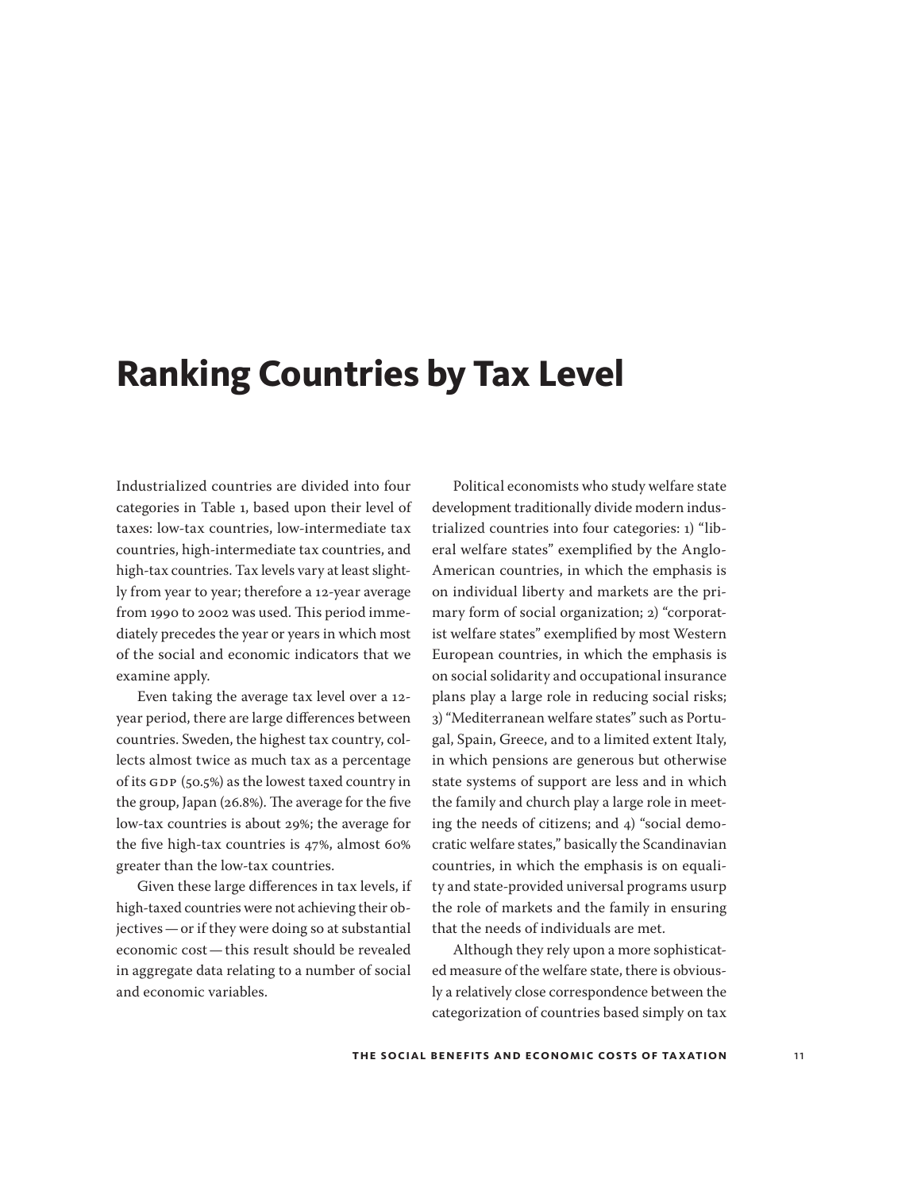# Ranking Countries by Tax Level

Industrialized countries are divided into four categories in Table 1, based upon their level of taxes: low-tax countries, low-intermediate tax countries, high-intermediate tax countries, and high-tax countries. Tax levels vary at least slightly from year to year; therefore a 12-year average from 1990 to 2002 was used. This period immediately precedes the year or years in which most of the social and economic indicators that we examine apply.

Even taking the average tax level over a 12-year period, there are large differences between countries. Sweden, the highest tax country, collects almost twice as much tax as a percentage of its GDP (50.5%) as the lowest taxed country in the group, Japan (26.8%). The average for the five low-tax countries is about 29%; the average for the five high-tax countries is 47%, almost 60% greater than the low-tax countries.

Given these large differences in tax levels, if high-taxed countries were not achieving their objectives — or if they were doing so at substantial economic cost — this result should be revealed in aggregate data relating to a number of social and economic variables.

Political economists who study welfare state development traditionally divide modern industrialized countries into four categories: 1) "liberal welfare states" exemplified by the Anglo-American countries, in which the emphasis is on individual liberty and markets are the primary form of social organization; 2) "corporatist welfare states" exemplified by most Western European countries, in which the emphasis is on social solidarity and occupational insurance plans play a large role in reducing social risks; 3) "Mediterranean welfare states" such as Portugal, Spain, Greece, and to a limited extent Italy, in which pensions are generous but otherwise state systems of support are less and in which the family and church play a large role in meeting the needs of citizens; and 4) "social democratic welfare states," basically the Scandinavian countries, in which the emphasis is on equality and state-provided universal programs usurp the role of markets and the family in ensuring that the needs of individuals are met.

Although they rely upon a more sophisticated measure of the welfare state, there is obviously a relatively close correspondence between the categorization of countries based simply on tax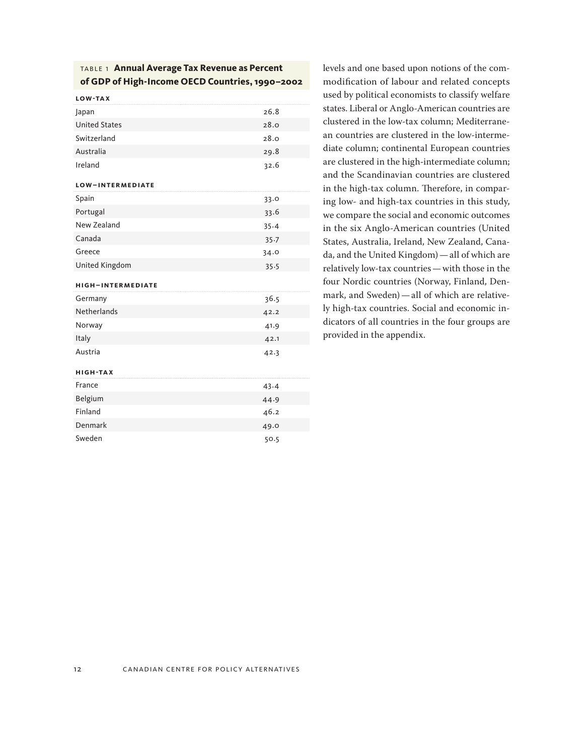TABLE 1 **Annual Average Tax Revenue as Percent of GDP of High-Income OECD Countries, 1990–2002**

| | |
|---|---|
| **LOW-TAX** | |
| Japan | 26.8 |
| United States | 28.0 |
| Switzerland | 28.0 |
| Australia | 29.8 |
| Ireland | 32.6 |
| **LOW–INTERMEDIATE** | |
| Spain | 33.0 |
| Portugal | 33.6 |
| New Zealand | 35.4 |
| Canada | 35.7 |
| Greece | 34.0 |
| United Kingdom | 35.5 |
| **HIGH–INTERMEDIATE** | |
| Germany | 36.5 |
| Netherlands | 42.2 |
| Norway | 41.9 |
| Italy | 42.1 |
| Austria | 42.3 |
| **HIGH-TAX** | |
| France | 43.4 |
| Belgium | 44.9 |
| Finland | 46.2 |
| Denmark | 49.0 |
| Sweden | 50.5 |

levels and one based upon notions of the commodification of labour and related concepts used by political economists to classify welfare states. Liberal or Anglo-American countries are clustered in the low-tax column; Mediterranean countries are clustered in the low-intermediate column; continental European countries are clustered in the high-intermediate column; and the Scandinavian countries are clustered in the high-tax column. Therefore, in comparing low- and high-tax countries in this study, we compare the social and economic outcomes in the six Anglo-American countries (United States, Australia, Ireland, New Zealand, Canada, and the United Kingdom) — all of which are relatively low-tax countries — with those in the four Nordic countries (Norway, Finland, Denmark, and Sweden) — all of which are relatively high-tax countries. Social and economic indicators of all countries in the four groups are provided in the appendix.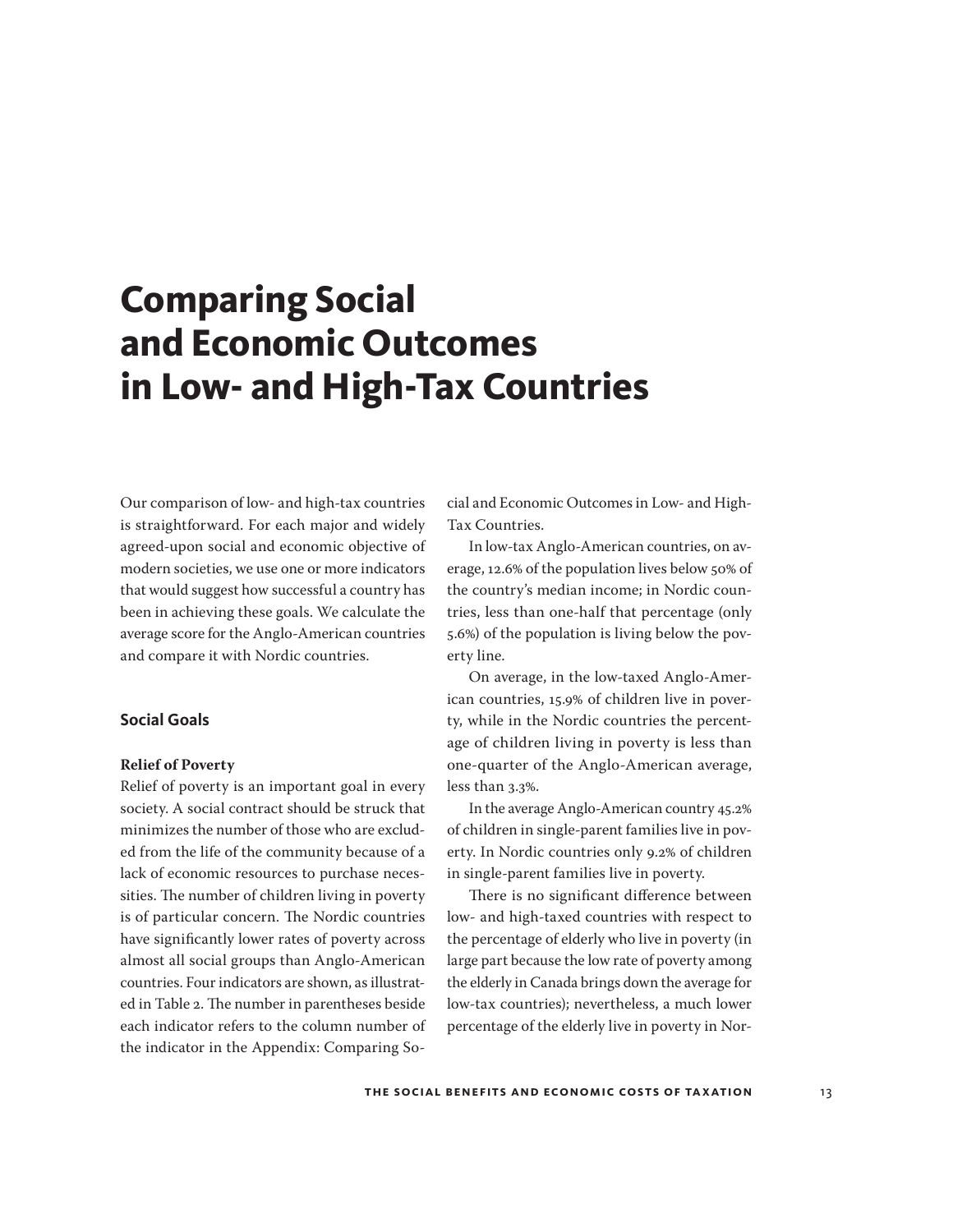# Comparing Social and Economic Outcomes in Low- and High-Tax Countries

Our comparison of low- and high-tax countries is straightforward. For each major and widely agreed-upon social and economic objective of modern societies, we use one or more indicators that would suggest how successful a country has been in achieving these goals. We calculate the average score for the Anglo-American countries and compare it with Nordic countries.

## Social Goals

### Relief of Poverty

Relief of poverty is an important goal in every society. A social contract should be struck that minimizes the number of those who are excluded from the life of the community because of a lack of economic resources to purchase necessities. The number of children living in poverty is of particular concern. The Nordic countries have significantly lower rates of poverty across almost all social groups than Anglo-American countries. Four indicators are shown, as illustrated in Table 2. The number in parentheses beside each indicator refers to the column number of the indicator in the Appendix: Comparing Social and Economic Outcomes in Low- and High-Tax Countries.

In low-tax Anglo-American countries, on average, 12.6% of the population lives below 50% of the country's median income; in Nordic countries, less than one-half that percentage (only 5.6%) of the population is living below the poverty line.

On average, in the low-taxed Anglo-American countries, 15.9% of children live in poverty, while in the Nordic countries the percentage of children living in poverty is less than one-quarter of the Anglo-American average, less than 3.3%.

In the average Anglo-American country 45.2% of children in single-parent families live in poverty. In Nordic countries only 9.2% of children in single-parent families live in poverty.

There is no significant difference between low- and high-taxed countries with respect to the percentage of elderly who live in poverty (in large part because the low rate of poverty among the elderly in Canada brings down the average for low-tax countries); nevertheless, a much lower percentage of the elderly live in poverty in Nor-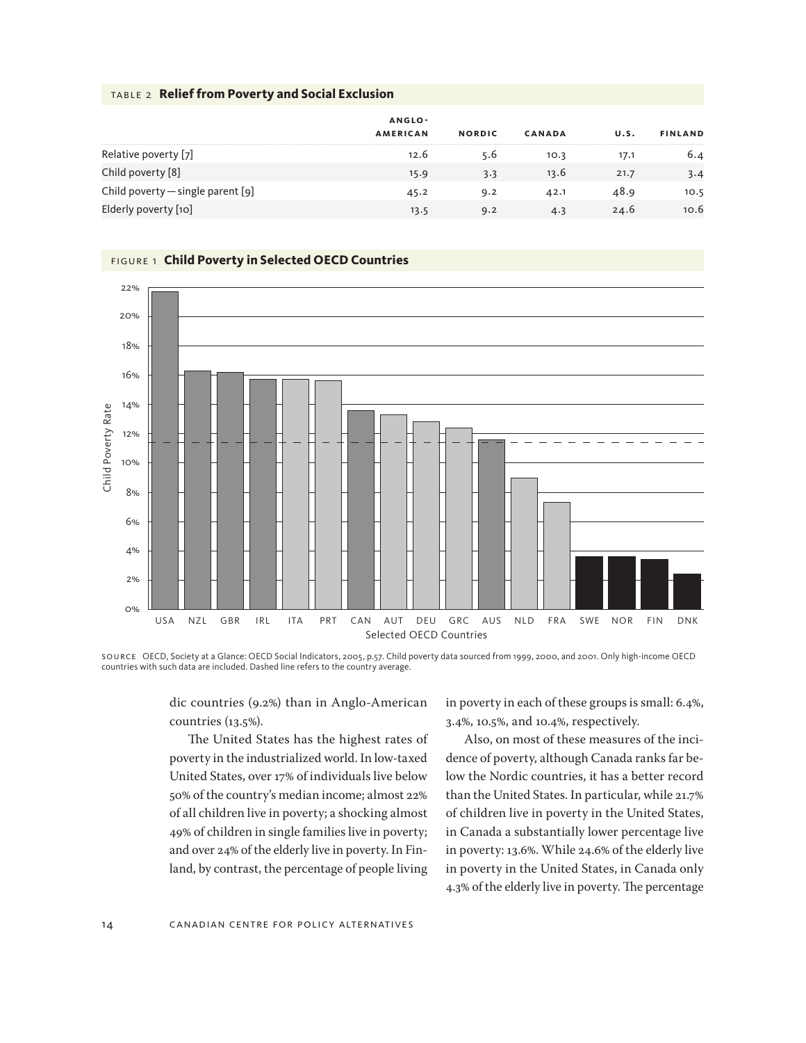TABLE 2 **Relief from Poverty and Social Exclusion**

| | ANGLO-AMERICAN | NORDIC | CANADA | U.S. | FINLAND |
|---|---|---|---|---|---|
| Relative poverty [7] | 12.6 | 5.6 | 10.3 | 17.1 | 6.4 |
| Child poverty [8] | 15.9 | 3.3 | 13.6 | 21.7 | 3.4 |
| Child poverty — single parent [9] | 45.2 | 9.2 | 42.1 | 48.9 | 10.5 |
| Elderly poverty [10] | 13.5 | 9.2 | 4.3 | 24.6 | 10.6 |

FIGURE 1 **Child Poverty in Selected OECD Countries**

SOURCE OECD, Society at a Glance: OECD Social Indicators, 2005, p.57. Child poverty data sourced from 1999, 2000, and 2001. Only high-income OECD countries with such data are included. Dashed line refers to the country average.

dic countries (9.2%) than in Anglo-American countries (13.5%).

The United States has the highest rates of poverty in the industrialized world. In low-taxed United States, over 17% of individuals live below 50% of the country's median income; almost 22% of all children live in poverty; a shocking almost 49% of children in single families live in poverty; and over 24% of the elderly live in poverty. In Finland, by contrast, the percentage of people living in poverty in each of these groups is small: 6.4%, 3.4%, 10.5%, and 10.4%, respectively.

Also, on most of these measures of the incidence of poverty, although Canada ranks far below the Nordic countries, it has a better record than the United States. In particular, while 21.7% of children live in poverty in the United States, in Canada a substantially lower percentage live in poverty: 13.6%. While 24.6% of the elderly live in poverty in the United States, in Canada only 4.3% of the elderly live in poverty. The percentage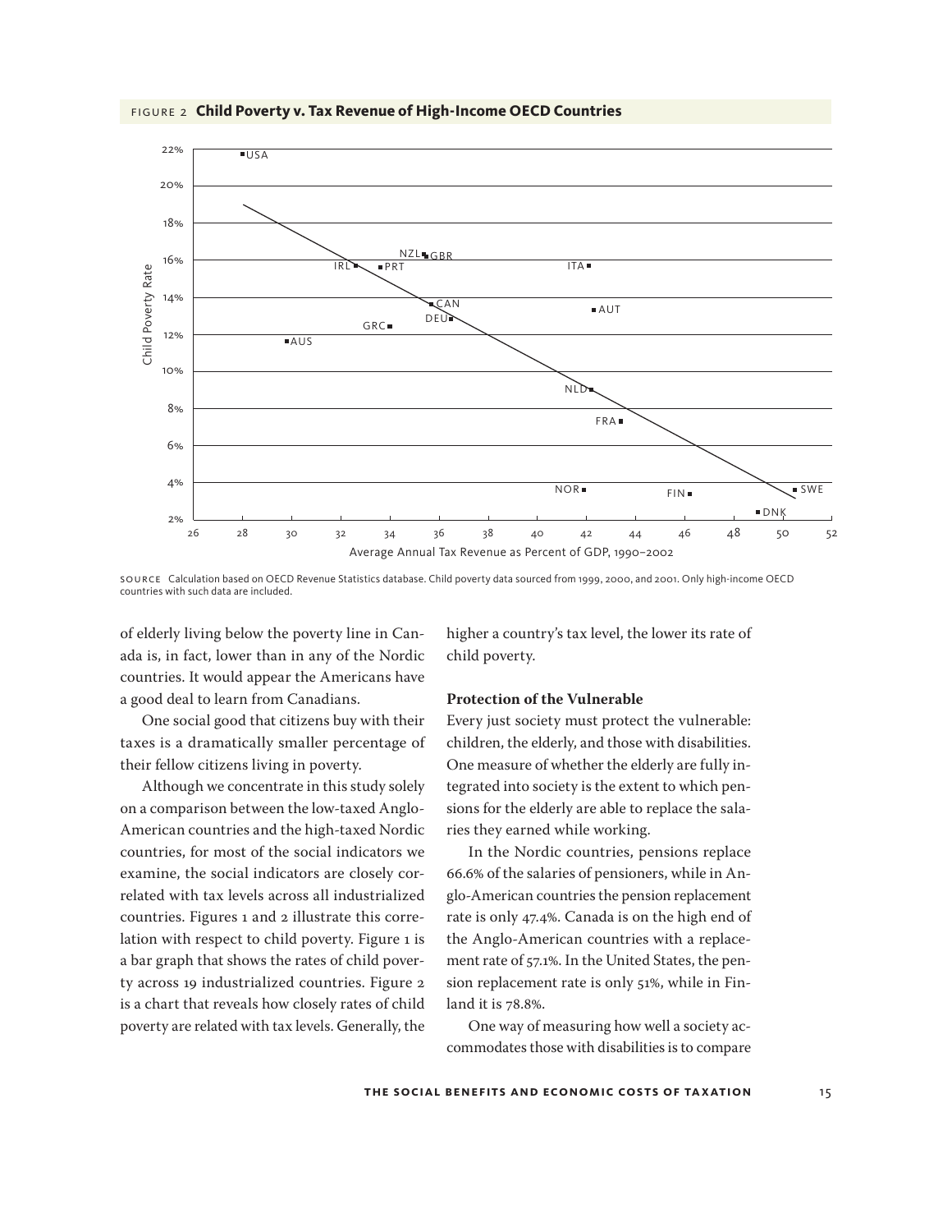FIGURE 2 **Child Poverty v. Tax Revenue of High-Income OECD Countries**

SOURCE Calculation based on OECD Revenue Statistics database. Child poverty data sourced from 1999, 2000, and 2001. Only high-income OECD countries with such data are included.

of elderly living below the poverty line in Canada is, in fact, lower than in any of the Nordic countries. It would appear the Americans have a good deal to learn from Canadians.

One social good that citizens buy with their taxes is a dramatically smaller percentage of their fellow citizens living in poverty.

Although we concentrate in this study solely on a comparison between the low-taxed Anglo-American countries and the high-taxed Nordic countries, for most of the social indicators we examine, the social indicators are closely correlated with tax levels across all industrialized countries. Figures 1 and 2 illustrate this correlation with respect to child poverty. Figure 1 is a bar graph that shows the rates of child poverty across 19 industrialized countries. Figure 2 is a chart that reveals how closely rates of child poverty are related with tax levels. Generally, the higher a country's tax level, the lower its rate of child poverty.

### Protection of the Vulnerable

Every just society must protect the vulnerable: children, the elderly, and those with disabilities. One measure of whether the elderly are fully integrated into society is the extent to which pensions for the elderly are able to replace the salaries they earned while working.

In the Nordic countries, pensions replace 66.6% of the salaries of pensioners, while in Anglo-American countries the pension replacement rate is only 47.4%. Canada is on the high end of the Anglo-American countries with a replacement rate of 57.1%. In the United States, the pension replacement rate is only 51%, while in Finland it is 78.8%.

One way of measuring how well a society accommodates those with disabilities is to compare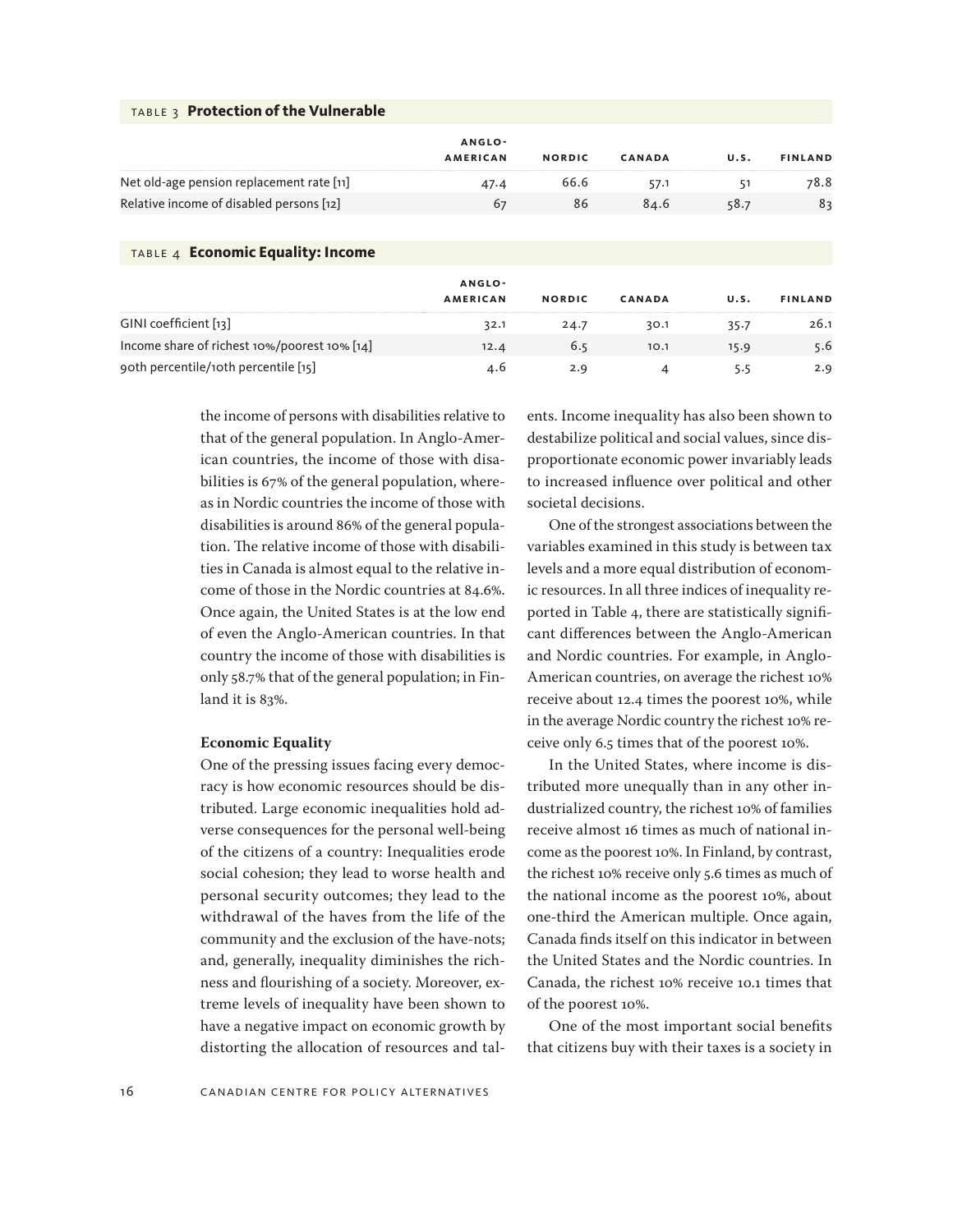Table 3 **Protection of the Vulnerable**

| | Anglo-American | Nordic | Canada | U.S. | Finland |
|---|---|---|---|---|---|
| Net old-age pension replacement rate [11] | 47.4 | 66.6 | 57.1 | 51 | 78.8 |
| Relative income of disabled persons [12] | 67 | 86 | 84.6 | 58.7 | 83 |

Table 4 **Economic Equality: Income**

| | Anglo-American | Nordic | Canada | U.S. | Finland |
|---|---|---|---|---|---|
| GINI coefficient [13] | 32.1 | 24.7 | 30.1 | 35.7 | 26.1 |
| Income share of richest 10%/poorest 10% [14] | 12.4 | 6.5 | 10.1 | 15.9 | 5.6 |
| 90th percentile/10th percentile [15] | 4.6 | 2.9 | 4 | 5.5 | 2.9 |

the income of persons with disabilities relative to that of the general population. In Anglo-American countries, the income of those with disabilities is 67% of the general population, whereas in Nordic countries the income of those with disabilities is around 86% of the general population. The relative income of those with disabilities in Canada is almost equal to the relative income of those in the Nordic countries at 84.6%. Once again, the United States is at the low end of even the Anglo-American countries. In that country the income of those with disabilities is only 58.7% that of the general population; in Finland it is 83%.

**Economic Equality**

One of the pressing issues facing every democracy is how economic resources should be distributed. Large economic inequalities hold adverse consequences for the personal well-being of the citizens of a country: Inequalities erode social cohesion; they lead to worse health and personal security outcomes; they lead to the withdrawal of the haves from the life of the community and the exclusion of the have-nots; and, generally, inequality diminishes the richness and flourishing of a society. Moreover, extreme levels of inequality have been shown to have a negative impact on economic growth by distorting the allocation of resources and talents. Income inequality has also been shown to destabilize political and social values, since disproportionate economic power invariably leads to increased influence over political and other societal decisions.

One of the strongest associations between the variables examined in this study is between tax levels and a more equal distribution of economic resources. In all three indices of inequality reported in Table 4, there are statistically significant differences between the Anglo-American and Nordic countries. For example, in Anglo-American countries, on average the richest 10% receive about 12.4 times the poorest 10%, while in the average Nordic country the richest 10% receive only 6.5 times that of the poorest 10%.

In the United States, where income is distributed more unequally than in any other industrialized country, the richest 10% of families receive almost 16 times as much of national income as the poorest 10%. In Finland, by contrast, the richest 10% receive only 5.6 times as much of the national income as the poorest 10%, about one-third the American multiple. Once again, Canada finds itself on this indicator in between the United States and the Nordic countries. In Canada, the richest 10% receive 10.1 times that of the poorest 10%.

One of the most important social benefits that citizens buy with their taxes is a society in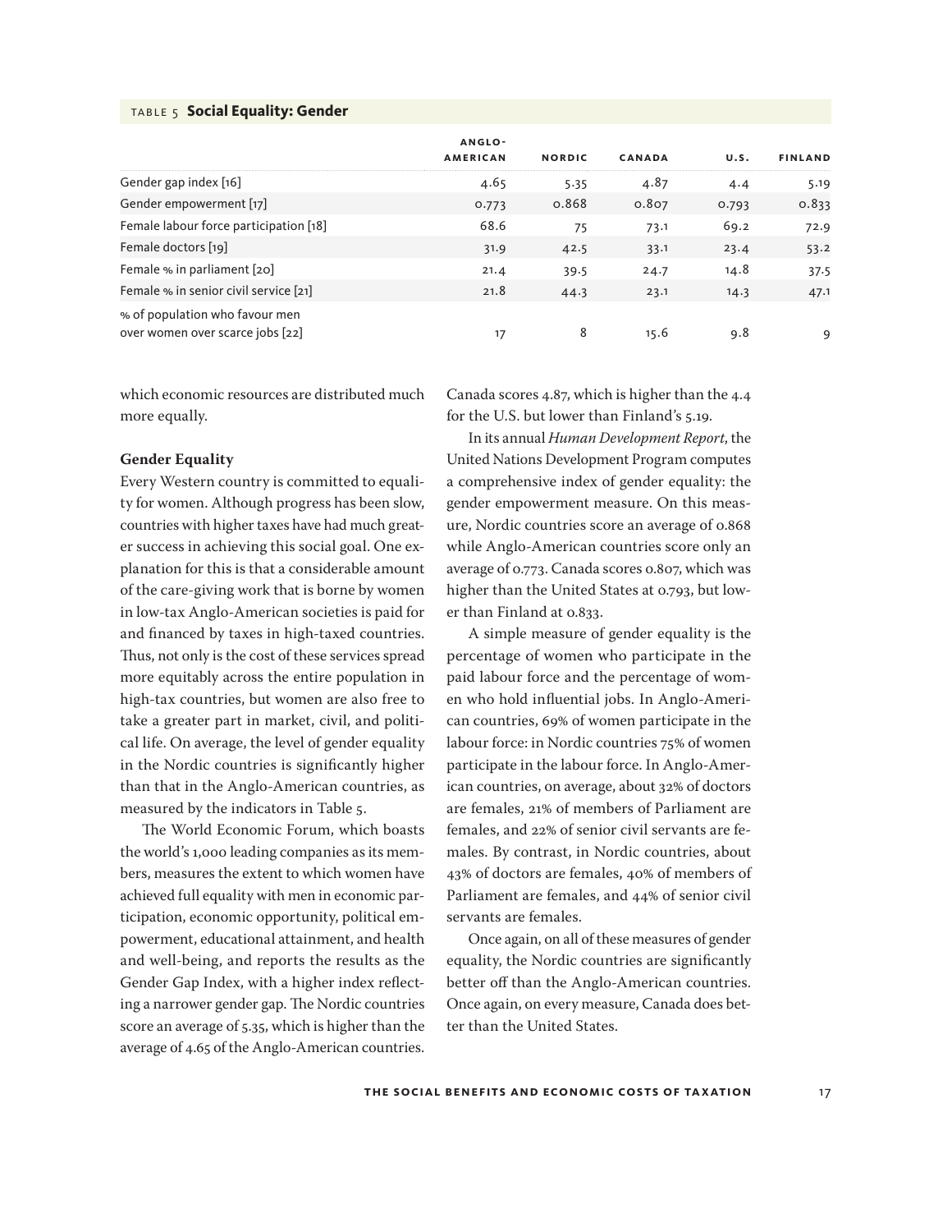TABLE 5 **Social Equality: Gender**

| | ANGLO-AMERICAN | NORDIC | CANADA | U.S. | FINLAND |
|---|---|---|---|---|---|
| Gender gap index [16] | 4.65 | 5.35 | 4.87 | 4.4 | 5.19 |
| Gender empowerment [17] | 0.773 | 0.868 | 0.807 | 0.793 | 0.833 |
| Female labour force participation [18] | 68.6 | 75 | 73.1 | 69.2 | 72.9 |
| Female doctors [19] | 31.9 | 42.5 | 33.1 | 23.4 | 53.2 |
| Female % in parliament [20] | 21.4 | 39.5 | 24.7 | 14.8 | 37.5 |
| Female % in senior civil service [21] | 21.8 | 44.3 | 23.1 | 14.3 | 47.1 |
| % of population who favour men over women over scarce jobs [22] | 17 | 8 | 15.6 | 9.8 | 9 |

which economic resources are distributed much more equally.

### Gender Equality

Every Western country is committed to equality for women. Although progress has been slow, countries with higher taxes have had much greater success in achieving this social goal. One explanation for this is that a considerable amount of the care-giving work that is borne by women in low-tax Anglo-American societies is paid for and financed by taxes in high-taxed countries. Thus, not only is the cost of these services spread more equitably across the entire population in high-tax countries, but women are also free to take a greater part in market, civil, and political life. On average, the level of gender equality in the Nordic countries is significantly higher than that in the Anglo-American countries, as measured by the indicators in Table 5.

The World Economic Forum, which boasts the world's 1,000 leading companies as its members, measures the extent to which women have achieved full equality with men in economic participation, economic opportunity, political empowerment, educational attainment, and health and well-being, and reports the results as the Gender Gap Index, with a higher index reflecting a narrower gender gap. The Nordic countries score an average of 5.35, which is higher than the average of 4.65 of the Anglo-American countries. Canada scores 4.87, which is higher than the 4.4 for the U.S. but lower than Finland's 5.19.

In its annual *Human Development Report*, the United Nations Development Program computes a comprehensive index of gender equality: the gender empowerment measure. On this measure, Nordic countries score an average of 0.868 while Anglo-American countries score only an average of 0.773. Canada scores 0.807, which was higher than the United States at 0.793, but lower than Finland at 0.833.

A simple measure of gender equality is the percentage of women who participate in the paid labour force and the percentage of women who hold influential jobs. In Anglo-American countries, 69% of women participate in the labour force: in Nordic countries 75% of women participate in the labour force. In Anglo-American countries, on average, about 32% of doctors are females, 21% of members of Parliament are females, and 22% of senior civil servants are females. By contrast, in Nordic countries, about 43% of doctors are females, 40% of members of Parliament are females, and 44% of senior civil servants are females.

Once again, on all of these measures of gender equality, the Nordic countries are significantly better off than the Anglo-American countries. Once again, on every measure, Canada does better than the United States.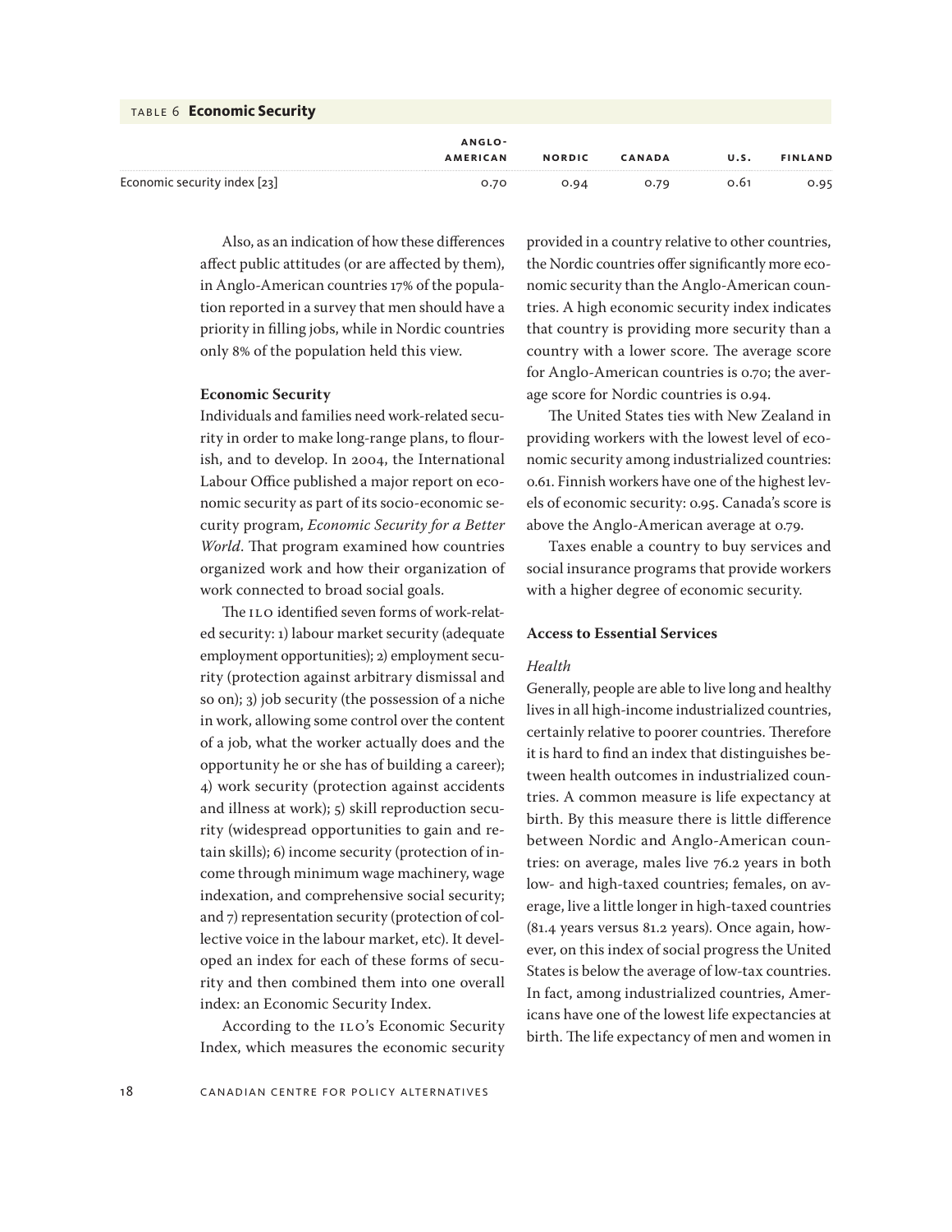TABLE 6 **Economic Security**

| | ANGLO-AMERICAN | NORDIC | CANADA | U.S. | FINLAND |
|---|---|---|---|---|---|
| Economic security index [23] | 0.70 | 0.94 | 0.79 | 0.61 | 0.95 |

Also, as an indication of how these differences affect public attitudes (or are affected by them), in Anglo-American countries 17% of the population reported in a survey that men should have a priority in filling jobs, while in Nordic countries only 8% of the population held this view.

**Economic Security**

Individuals and families need work-related security in order to make long-range plans, to flourish, and to develop. In 2004, the International Labour Office published a major report on economic security as part of its socio-economic security program, *Economic Security for a Better World*. That program examined how countries organized work and how their organization of work connected to broad social goals.

The ILO identified seven forms of work-related security: 1) labour market security (adequate employment opportunities); 2) employment security (protection against arbitrary dismissal and so on); 3) job security (the possession of a niche in work, allowing some control over the content of a job, what the worker actually does and the opportunity he or she has of building a career); 4) work security (protection against accidents and illness at work); 5) skill reproduction security (widespread opportunities to gain and retain skills); 6) income security (protection of income through minimum wage machinery, wage indexation, and comprehensive social security; and 7) representation security (protection of collective voice in the labour market, etc). It developed an index for each of these forms of security and then combined them into one overall index: an Economic Security Index.

According to the ILO's Economic Security Index, which measures the economic security provided in a country relative to other countries, the Nordic countries offer significantly more economic security than the Anglo-American countries. A high economic security index indicates that country is providing more security than a country with a lower score. The average score for Anglo-American countries is 0.70; the average score for Nordic countries is 0.94.

The United States ties with New Zealand in providing workers with the lowest level of economic security among industrialized countries: 0.61. Finnish workers have one of the highest levels of economic security: 0.95. Canada's score is above the Anglo-American average at 0.79.

Taxes enable a country to buy services and social insurance programs that provide workers with a higher degree of economic security.

**Access to Essential Services**

*Health*

Generally, people are able to live long and healthy lives in all high-income industrialized countries, certainly relative to poorer countries. Therefore it is hard to find an index that distinguishes between health outcomes in industrialized countries. A common measure is life expectancy at birth. By this measure there is little difference between Nordic and Anglo-American countries: on average, males live 76.2 years in both low- and high-taxed countries; females, on average, live a little longer in high-taxed countries (81.4 years versus 81.2 years). Once again, however, on this index of social progress the United States is below the average of low-tax countries. In fact, among industrialized countries, Americans have one of the lowest life expectancies at birth. The life expectancy of men and women in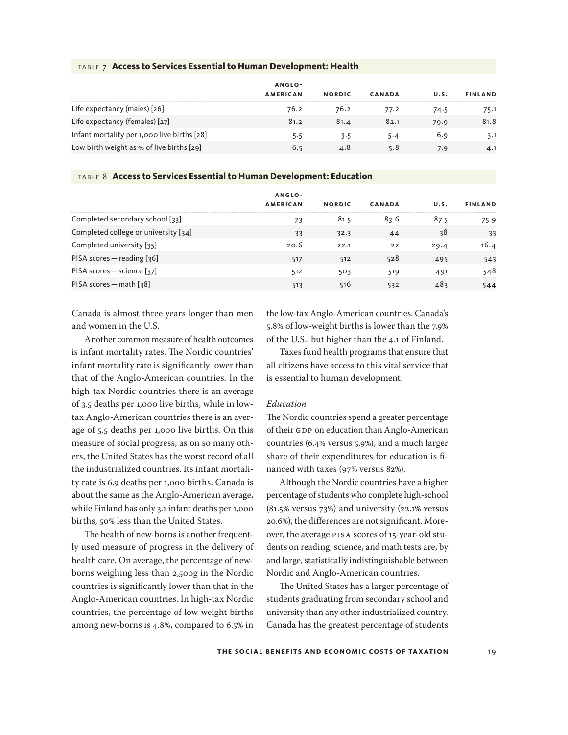TABLE 7 **Access to Services Essential to Human Development: Health**

| | ANGLO-AMERICAN | NORDIC | CANADA | U.S. | FINLAND |
|---|---|---|---|---|---|
| Life expectancy (males) [26] | 76.2 | 76.2 | 77.2 | 74.5 | 75.1 |
| Life expectancy (females) [27] | 81.2 | 81.4 | 82.1 | 79.9 | 81.8 |
| Infant mortality per 1,000 live births [28] | 5.5 | 3.5 | 5.4 | 6.9 | 3.1 |
| Low birth weight as % of live births [29] | 6.5 | 4.8 | 5.8 | 7.9 | 4.1 |

TABLE 8 **Access to Services Essential to Human Development: Education**

| | ANGLO-AMERICAN | NORDIC | CANADA | U.S. | FINLAND |
|---|---|---|---|---|---|
| Completed secondary school [33] | 73 | 81.5 | 83.6 | 87.5 | 75.9 |
| Completed college or university [34] | 33 | 32.3 | 44 | 38 | 33 |
| Completed university [35] | 20.6 | 22.1 | 22 | 29.4 | 16.4 |
| PISA scores — reading [36] | 517 | 512 | 528 | 495 | 543 |
| PISA scores — science [37] | 512 | 503 | 519 | 491 | 548 |
| PISA scores — math [38] | 513 | 516 | 532 | 483 | 544 |

Canada is almost three years longer than men and women in the U.S.

Another common measure of health outcomes is infant mortality rates. The Nordic countries' infant mortality rate is significantly lower than that of the Anglo-American countries. In the high-tax Nordic countries there is an average of 3.5 deaths per 1,000 live births, while in low-tax Anglo-American countries there is an average of 5.5 deaths per 1,000 live births. On this measure of social progress, as on so many others, the United States has the worst record of all the industrialized countries. Its infant mortality rate is 6.9 deaths per 1,000 births. Canada is about the same as the Anglo-American average, while Finland has only 3.1 infant deaths per 1,000 births, 50% less than the United States.

The health of new-borns is another frequently used measure of progress in the delivery of health care. On average, the percentage of newborns weighing less than 2,500g in the Nordic countries is significantly lower than that in the Anglo-American countries. In high-tax Nordic countries, the percentage of low-weight births among new-borns is 4.8%, compared to 6.5% in the low-tax Anglo-American countries. Canada's 5.8% of low-weight births is lower than the 7.9% of the U.S., but higher than the 4.1 of Finland.

Taxes fund health programs that ensure that all citizens have access to this vital service that is essential to human development.

*Education*

The Nordic countries spend a greater percentage of their GDP on education than Anglo-American countries (6.4% versus 5.9%), and a much larger share of their expenditures for education is financed with taxes (97% versus 82%).

Although the Nordic countries have a higher percentage of students who complete high-school (81.5% versus 73%) and university (22.1% versus 20.6%), the differences are not significant. Moreover, the average PISA scores of 15-year-old students on reading, science, and math tests are, by and large, statistically indistinguishable between Nordic and Anglo-American countries.

The United States has a larger percentage of students graduating from secondary school and university than any other industrialized country. Canada has the greatest percentage of students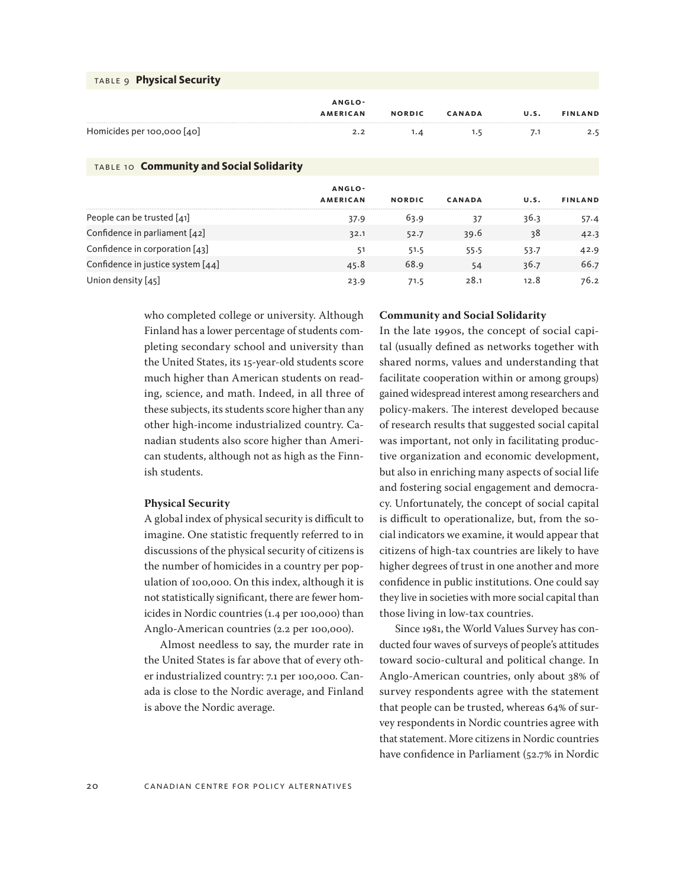TABLE 9 **Physical Security**

| | Anglo-American | Nordic | Canada | U.S. | Finland |
|---|---|---|---|---|---|
| Homicides per 100,000 [40] | 2.2 | 1.4 | 1.5 | 7.1 | 2.5 |

TABLE 10 **Community and Social Solidarity**

| | Anglo-American | Nordic | Canada | U.S. | Finland |
|---|---|---|---|---|---|
| People can be trusted [41] | 37.9 | 63.9 | 37 | 36.3 | 57.4 |
| Confidence in parliament [42] | 32.1 | 52.7 | 39.6 | 38 | 42.3 |
| Confidence in corporation [43] | 51 | 51.5 | 55.5 | 53.7 | 42.9 |
| Confidence in justice system [44] | 45.8 | 68.9 | 54 | 36.7 | 66.7 |
| Union density [45] | 23.9 | 71.5 | 28.1 | 12.8 | 76.2 |

who completed college or university. Although Finland has a lower percentage of students completing secondary school and university than the United States, its 15-year-old students score much higher than American students on reading, science, and math. Indeed, in all three of these subjects, its students score higher than any other high-income industrialized country. Canadian students also score higher than American students, although not as high as the Finnish students.

### Physical Security

A global index of physical security is difficult to imagine. One statistic frequently referred to in discussions of the physical security of citizens is the number of homicides in a country per population of 100,000. On this index, although it is not statistically significant, there are fewer homicides in Nordic countries (1.4 per 100,000) than Anglo-American countries (2.2 per 100,000).

Almost needless to say, the murder rate in the United States is far above that of every other industrialized country: 7.1 per 100,000. Canada is close to the Nordic average, and Finland is above the Nordic average.

### Community and Social Solidarity

In the late 1990s, the concept of social capital (usually defined as networks together with shared norms, values and understanding that facilitate cooperation within or among groups) gained widespread interest among researchers and policy-makers. The interest developed because of research results that suggested social capital was important, not only in facilitating productive organization and economic development, but also in enriching many aspects of social life and fostering social engagement and democracy. Unfortunately, the concept of social capital is difficult to operationalize, but, from the social indicators we examine, it would appear that citizens of high-tax countries are likely to have higher degrees of trust in one another and more confidence in public institutions. One could say they live in societies with more social capital than those living in low-tax countries.

Since 1981, the World Values Survey has conducted four waves of surveys of people's attitudes toward socio-cultural and political change. In Anglo-American countries, only about 38% of survey respondents agree with the statement that people can be trusted, whereas 64% of survey respondents in Nordic countries agree with that statement. More citizens in Nordic countries have confidence in Parliament (52.7% in Nordic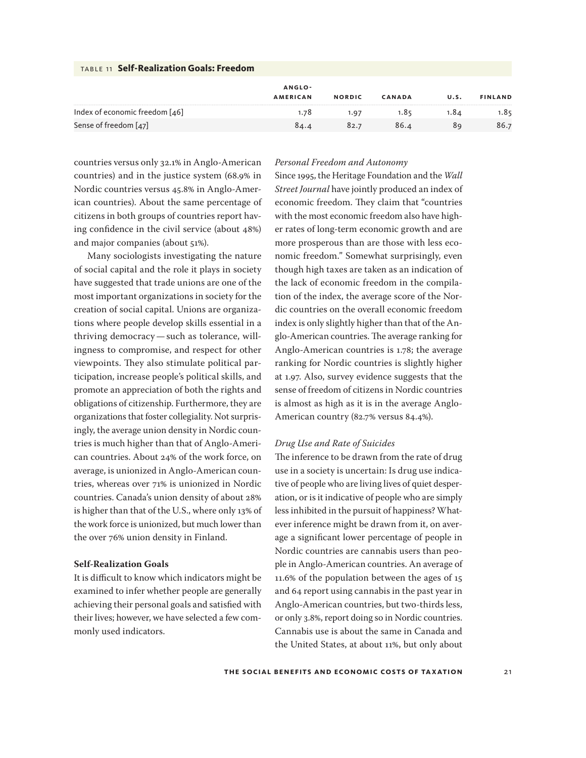**TABLE 11 Self-Realization Goals: Freedom**

| | ANGLO-AMERICAN | NORDIC | CANADA | U.S. | FINLAND |
|---|---|---|---|---|---|
| Index of economic freedom [46] | 1.78 | 1.97 | 1.85 | 1.84 | 1.85 |
| Sense of freedom [47] | 84.4 | 82.7 | 86.4 | 89 | 86.7 |

countries versus only 32.1% in Anglo-American countries) and in the justice system (68.9% in Nordic countries versus 45.8% in Anglo-American countries). About the same percentage of citizens in both groups of countries report having confidence in the civil service (about 48%) and major companies (about 51%).

Many sociologists investigating the nature of social capital and the role it plays in society have suggested that trade unions are one of the most important organizations in society for the creation of social capital. Unions are organizations where people develop skills essential in a thriving democracy — such as tolerance, willingness to compromise, and respect for other viewpoints. They also stimulate political participation, increase people's political skills, and promote an appreciation of both the rights and obligations of citizenship. Furthermore, they are organizations that foster collegiality. Not surprisingly, the average union density in Nordic countries is much higher than that of Anglo-American countries. About 24% of the work force, on average, is unionized in Anglo-American countries, whereas over 71% is unionized in Nordic countries. Canada's union density of about 28% is higher than that of the U.S., where only 13% of the work force is unionized, but much lower than the over 76% union density in Finland.

### Self-Realization Goals

It is difficult to know which indicators might be examined to infer whether people are generally achieving their personal goals and satisfied with their lives; however, we have selected a few commonly used indicators.

#### *Personal Freedom and Autonomy*

Since 1995, the Heritage Foundation and the *Wall Street Journal* have jointly produced an index of economic freedom. They claim that "countries with the most economic freedom also have higher rates of long-term economic growth and are more prosperous than are those with less economic freedom." Somewhat surprisingly, even though high taxes are taken as an indication of the lack of economic freedom in the compilation of the index, the average score of the Nordic countries on the overall economic freedom index is only slightly higher than that of the Anglo-American countries. The average ranking for Anglo-American countries is 1.78; the average ranking for Nordic countries is slightly higher at 1.97. Also, survey evidence suggests that the sense of freedom of citizens in Nordic countries is almost as high as it is in the average Anglo-American country (82.7% versus 84.4%).

#### *Drug Use and Rate of Suicides*

The inference to be drawn from the rate of drug use in a society is uncertain: Is drug use indicative of people who are living lives of quiet desperation, or is it indicative of people who are simply less inhibited in the pursuit of happiness? Whatever inference might be drawn from it, on average a significant lower percentage of people in Nordic countries are cannabis users than people in Anglo-American countries. An average of 11.6% of the population between the ages of 15 and 64 report using cannabis in the past year in Anglo-American countries, but two-thirds less, or only 3.8%, report doing so in Nordic countries. Cannabis use is about the same in Canada and the United States, at about 11%, but only about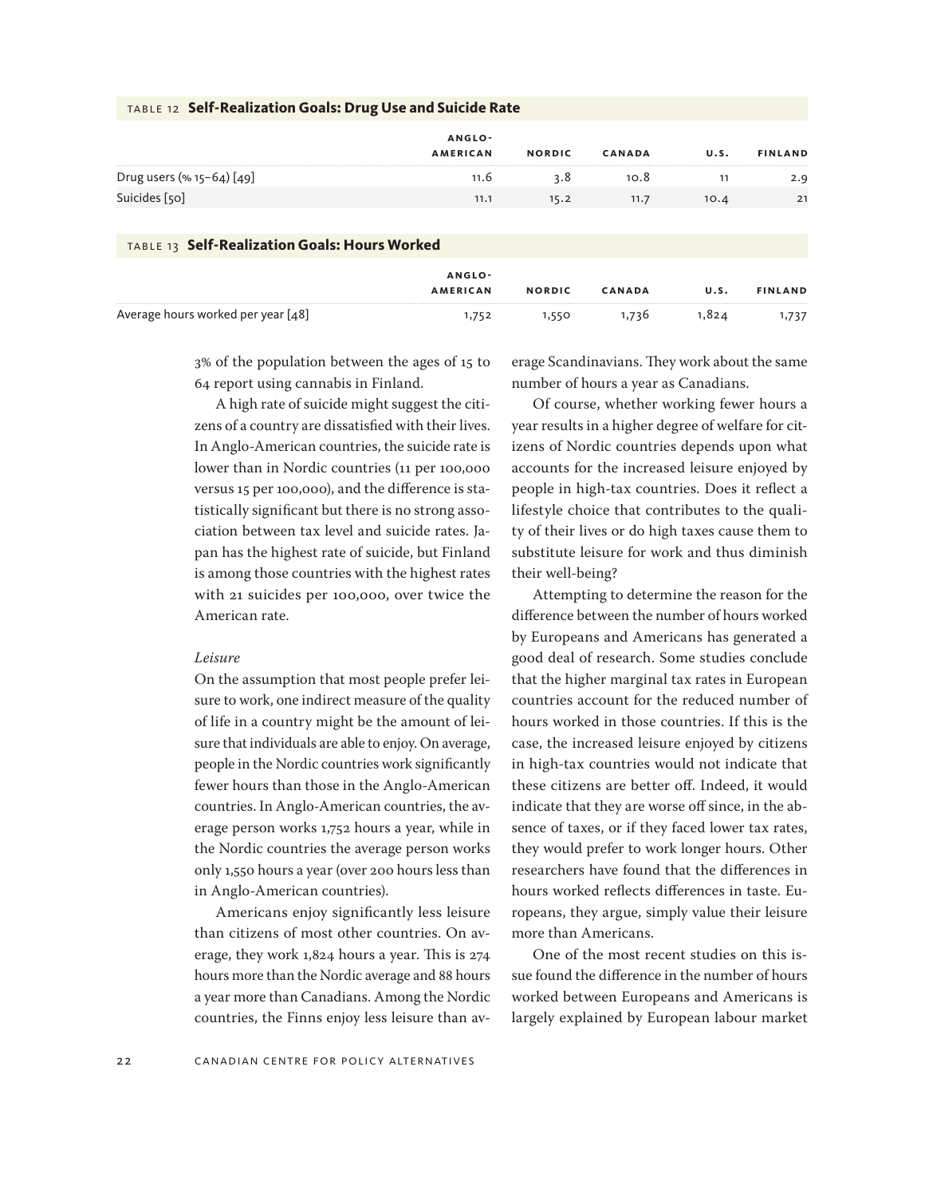TABLE 12 **Self-Realization Goals: Drug Use and Suicide Rate**

| | Anglo-American | Nordic | Canada | U.S. | Finland |
|---|---|---|---|---|---|
| Drug users (% 15–64) [49] | 11.6 | 3.8 | 10.8 | 11 | 2.9 |
| Suicides [50] | 11.1 | 15.2 | 11.7 | 10.4 | 21 |

TABLE 13 **Self-Realization Goals: Hours Worked**

| | Anglo-American | Nordic | Canada | U.S. | Finland |
|---|---|---|---|---|---|
| Average hours worked per year [48] | 1,752 | 1,550 | 1,736 | 1,824 | 1,737 |

3% of the population between the ages of 15 to 64 report using cannabis in Finland.

A high rate of suicide might suggest the citizens of a country are dissatisfied with their lives. In Anglo-American countries, the suicide rate is lower than in Nordic countries (11 per 100,000 versus 15 per 100,000), and the difference is statistically significant but there is no strong association between tax level and suicide rates. Japan has the highest rate of suicide, but Finland is among those countries with the highest rates with 21 suicides per 100,000, over twice the American rate.

*Leisure*

On the assumption that most people prefer leisure to work, one indirect measure of the quality of life in a country might be the amount of leisure that individuals are able to enjoy. On average, people in the Nordic countries work significantly fewer hours than those in the Anglo-American countries. In Anglo-American countries, the average person works 1,752 hours a year, while in the Nordic countries the average person works only 1,550 hours a year (over 200 hours less than in Anglo-American countries).

Americans enjoy significantly less leisure than citizens of most other countries. On average, they work 1,824 hours a year. This is 274 hours more than the Nordic average and 88 hours a year more than Canadians. Among the Nordic countries, the Finns enjoy less leisure than average Scandinavians. They work about the same number of hours a year as Canadians.

Of course, whether working fewer hours a year results in a higher degree of welfare for citizens of Nordic countries depends upon what accounts for the increased leisure enjoyed by people in high-tax countries. Does it reflect a lifestyle choice that contributes to the quality of their lives or do high taxes cause them to substitute leisure for work and thus diminish their well-being?

Attempting to determine the reason for the difference between the number of hours worked by Europeans and Americans has generated a good deal of research. Some studies conclude that the higher marginal tax rates in European countries account for the reduced number of hours worked in those countries. If this is the case, the increased leisure enjoyed by citizens in high-tax countries would not indicate that these citizens are better off. Indeed, it would indicate that they are worse off since, in the absence of taxes, or if they faced lower tax rates, they would prefer to work longer hours. Other researchers have found that the differences in hours worked reflects differences in taste. Europeans, they argue, simply value their leisure more than Americans.

One of the most recent studies on this issue found the difference in the number of hours worked between Europeans and Americans is largely explained by European labour market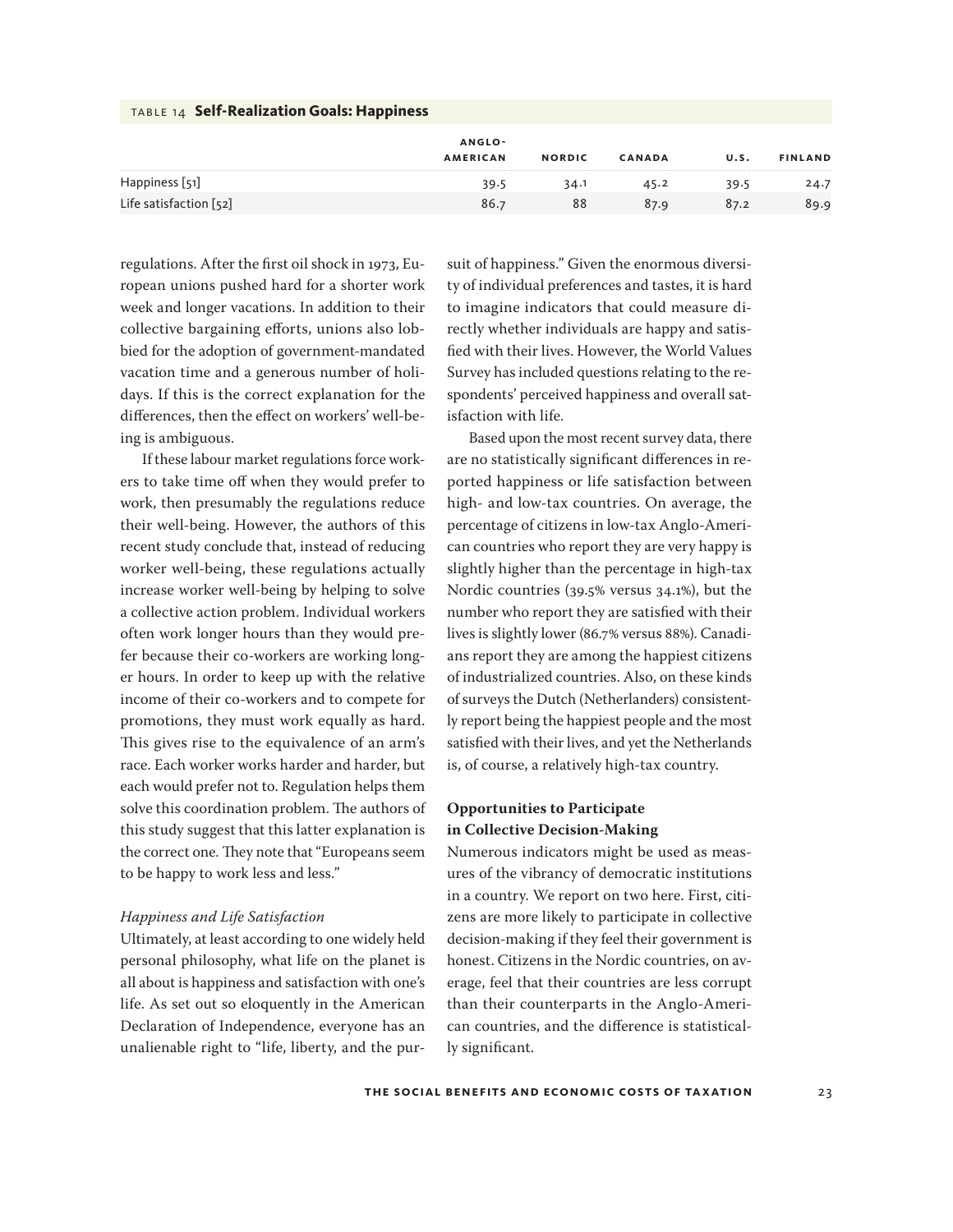TABLE 14 **Self-Realization Goals: Happiness**

| | ANGLO-AMERICAN | NORDIC | CANADA | U.S. | FINLAND |
|---|---|---|---|---|---|
| Happiness [51] | 39.5 | 34.1 | 45.2 | 39.5 | 24.7 |
| Life satisfaction [52] | 86.7 | 88 | 87.9 | 87.2 | 89.9 |

regulations. After the first oil shock in 1973, European unions pushed hard for a shorter work week and longer vacations. In addition to their collective bargaining efforts, unions also lobbied for the adoption of government-mandated vacation time and a generous number of holidays. If this is the correct explanation for the differences, then the effect on workers' well-being is ambiguous.

If these labour market regulations force workers to take time off when they would prefer to work, then presumably the regulations reduce their well-being. However, the authors of this recent study conclude that, instead of reducing worker well-being, these regulations actually increase worker well-being by helping to solve a collective action problem. Individual workers often work longer hours than they would prefer because their co-workers are working longer hours. In order to keep up with the relative income of their co-workers and to compete for promotions, they must work equally as hard. This gives rise to the equivalence of an arm's race. Each worker works harder and harder, but each would prefer not to. Regulation helps them solve this coordination problem. The authors of this study suggest that this latter explanation is the correct one. They note that "Europeans seem to be happy to work less and less."

*Happiness and Life Satisfaction*

Ultimately, at least according to one widely held personal philosophy, what life on the planet is all about is happiness and satisfaction with one's life. As set out so eloquently in the American Declaration of Independence, everyone has an unalienable right to "life, liberty, and the pursuit of happiness." Given the enormous diversity of individual preferences and tastes, it is hard to imagine indicators that could measure directly whether individuals are happy and satisfied with their lives. However, the World Values Survey has included questions relating to the respondents' perceived happiness and overall satisfaction with life.

Based upon the most recent survey data, there are no statistically significant differences in reported happiness or life satisfaction between high- and low-tax countries. On average, the percentage of citizens in low-tax Anglo-American countries who report they are very happy is slightly higher than the percentage in high-tax Nordic countries (39.5% versus 34.1%), but the number who report they are satisfied with their lives is slightly lower (86.7% versus 88%). Canadians report they are among the happiest citizens of industrialized countries. Also, on these kinds of surveys the Dutch (Netherlanders) consistently report being the happiest people and the most satisfied with their lives, and yet the Netherlands is, of course, a relatively high-tax country.

**Opportunities to Participate in Collective Decision-Making**

Numerous indicators might be used as measures of the vibrancy of democratic institutions in a country. We report on two here. First, citizens are more likely to participate in collective decision-making if they feel their government is honest. Citizens in the Nordic countries, on average, feel that their countries are less corrupt than their counterparts in the Anglo-American countries, and the difference is statistically significant.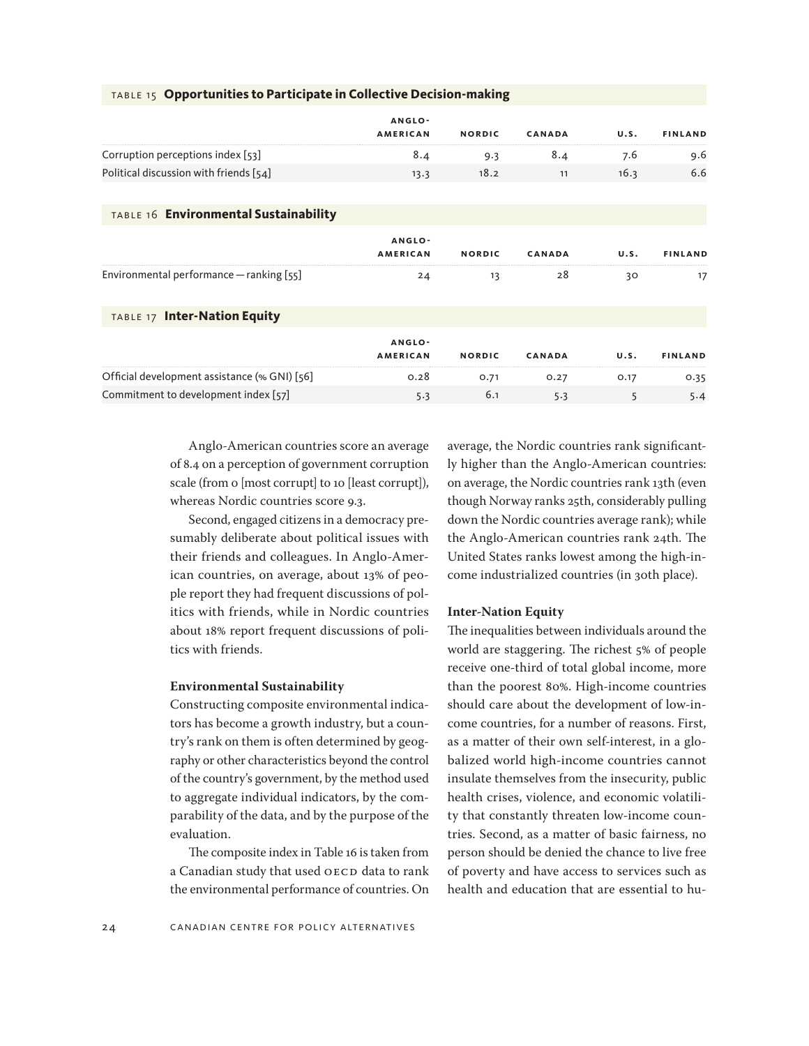**TABLE 15 Opportunities to Participate in Collective Decision-making**

| | Anglo-American | Nordic | Canada | U.S. | Finland |
|---|---|---|---|---|---|
| Corruption perceptions index [53] | 8.4 | 9.3 | 8.4 | 7.6 | 9.6 |
| Political discussion with friends [54] | 13.3 | 18.2 | 11 | 16.3 | 6.6 |

**TABLE 16 Environmental Sustainability**

| | Anglo-American | Nordic | Canada | U.S. | Finland |
|---|---|---|---|---|---|
| Environmental performance — ranking [55] | 24 | 13 | 28 | 30 | 17 |

**TABLE 17 Inter-Nation Equity**

| | Anglo-American | Nordic | Canada | U.S. | Finland |
|---|---|---|---|---|---|
| Official development assistance (% GNI) [56] | 0.28 | 0.71 | 0.27 | 0.17 | 0.35 |
| Commitment to development index [57] | 5.3 | 6.1 | 5.3 | 5 | 5.4 |

Anglo-American countries score an average of 8.4 on a perception of government corruption scale (from 0 [most corrupt] to 10 [least corrupt]), whereas Nordic countries score 9.3.

Second, engaged citizens in a democracy presumably deliberate about political issues with their friends and colleagues. In Anglo-American countries, on average, about 13% of people report they had frequent discussions of politics with friends, while in Nordic countries about 18% report frequent discussions of politics with friends.

### Environmental Sustainability

Constructing composite environmental indicators has become a growth industry, but a country's rank on them is often determined by geography or other characteristics beyond the control of the country's government, by the method used to aggregate individual indicators, by the comparability of the data, and by the purpose of the evaluation.

The composite index in Table 16 is taken from a Canadian study that used OECD data to rank the environmental performance of countries. On average, the Nordic countries rank significantly higher than the Anglo-American countries: on average, the Nordic countries rank 13th (even though Norway ranks 25th, considerably pulling down the Nordic countries average rank); while the Anglo-American countries rank 24th. The United States ranks lowest among the high-income industrialized countries (in 30th place).

### Inter-Nation Equity

The inequalities between individuals around the world are staggering. The richest 5% of people receive one-third of total global income, more than the poorest 80%. High-income countries should care about the development of low-income countries, for a number of reasons. First, as a matter of their own self-interest, in a globalized world high-income countries cannot insulate themselves from the insecurity, public health crises, violence, and economic volatility that constantly threaten low-income countries. Second, as a matter of basic fairness, no person should be denied the chance to live free of poverty and have access to services such as health and education that are essential to hu-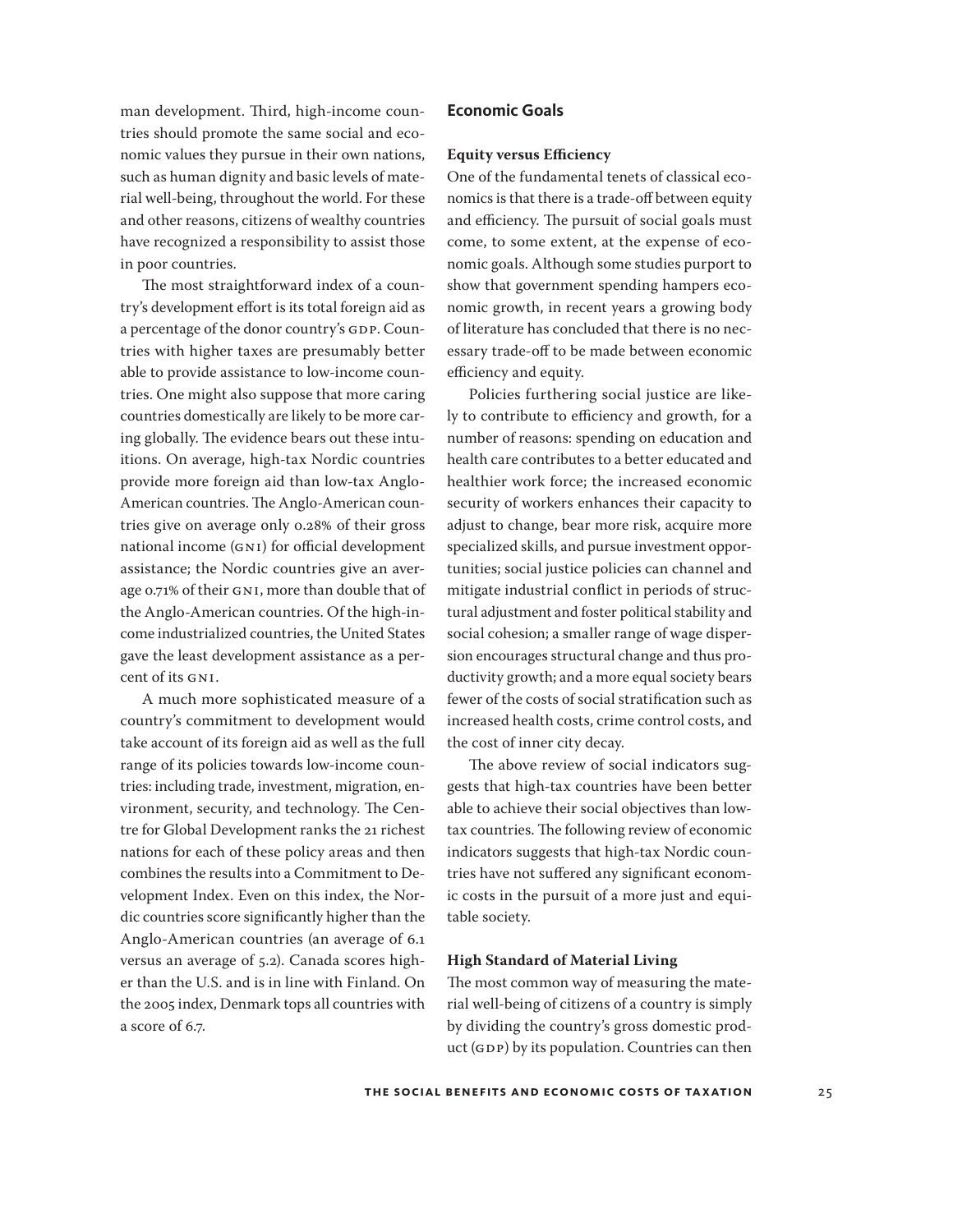man development. Third, high-income countries should promote the same social and economic values they pursue in their own nations, such as human dignity and basic levels of material well-being, throughout the world. For these and other reasons, citizens of wealthy countries have recognized a responsibility to assist those in poor countries.

The most straightforward index of a country's development effort is its total foreign aid as a percentage of the donor country's GDP. Countries with higher taxes are presumably better able to provide assistance to low-income countries. One might also suppose that more caring countries domestically are likely to be more caring globally. The evidence bears out these intuitions. On average, high-tax Nordic countries provide more foreign aid than low-tax Anglo-American countries. The Anglo-American countries give on average only 0.28% of their gross national income (GNI) for official development assistance; the Nordic countries give an average 0.71% of their GNI, more than double that of the Anglo-American countries. Of the high-income industrialized countries, the United States gave the least development assistance as a percent of its GNI.

A much more sophisticated measure of a country's commitment to development would take account of its foreign aid as well as the full range of its policies towards low-income countries: including trade, investment, migration, environment, security, and technology. The Centre for Global Development ranks the 21 richest nations for each of these policy areas and then combines the results into a Commitment to Development Index. Even on this index, the Nordic countries score significantly higher than the Anglo-American countries (an average of 6.1 versus an average of 5.2). Canada scores higher than the U.S. and is in line with Finland. On the 2005 index, Denmark tops all countries with a score of 6.7.

## Economic Goals

### Equity versus Efficiency

One of the fundamental tenets of classical economics is that there is a trade-off between equity and efficiency. The pursuit of social goals must come, to some extent, at the expense of economic goals. Although some studies purport to show that government spending hampers economic growth, in recent years a growing body of literature has concluded that there is no necessary trade-off to be made between economic efficiency and equity.

Policies furthering social justice are likely to contribute to efficiency and growth, for a number of reasons: spending on education and health care contributes to a better educated and healthier work force; the increased economic security of workers enhances their capacity to adjust to change, bear more risk, acquire more specialized skills, and pursue investment opportunities; social justice policies can channel and mitigate industrial conflict in periods of structural adjustment and foster political stability and social cohesion; a smaller range of wage dispersion encourages structural change and thus productivity growth; and a more equal society bears fewer of the costs of social stratification such as increased health costs, crime control costs, and the cost of inner city decay.

The above review of social indicators suggests that high-tax countries have been better able to achieve their social objectives than low-tax countries. The following review of economic indicators suggests that high-tax Nordic countries have not suffered any significant economic costs in the pursuit of a more just and equitable society.

### High Standard of Material Living

The most common way of measuring the material well-being of citizens of a country is simply by dividing the country's gross domestic product (GDP) by its population. Countries can then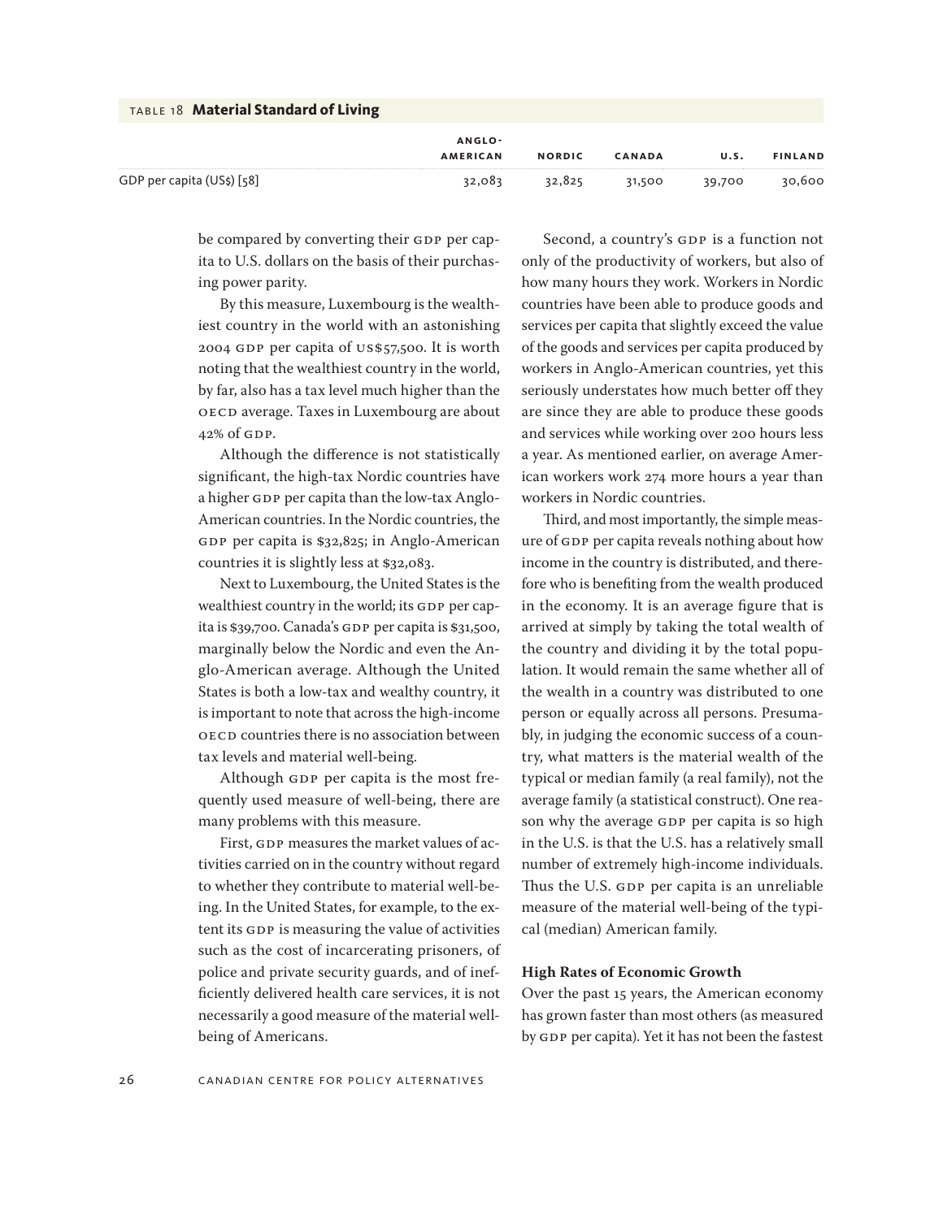**TABLE 18 Material Standard of Living**

| | ANGLO-AMERICAN | NORDIC | CANADA | U.S. | FINLAND |
|---|---|---|---|---|---|
| GDP per capita (US$) [58] | 32,083 | 32,825 | 31,500 | 39,700 | 30,600 |

be compared by converting their GDP per capita to U.S. dollars on the basis of their purchasing power parity.

By this measure, Luxembourg is the wealthiest country in the world with an astonishing 2004 GDP per capita of US$57,500. It is worth noting that the wealthiest country in the world, by far, also has a tax level much higher than the OECD average. Taxes in Luxembourg are about 42% of GDP.

Although the difference is not statistically significant, the high-tax Nordic countries have a higher GDP per capita than the low-tax Anglo-American countries. In the Nordic countries, the GDP per capita is $32,825; in Anglo-American countries it is slightly less at $32,083.

Next to Luxembourg, the United States is the wealthiest country in the world; its GDP per capita is $39,700. Canada's GDP per capita is $31,500, marginally below the Nordic and even the Anglo-American average. Although the United States is both a low-tax and wealthy country, it is important to note that across the high-income OECD countries there is no association between tax levels and material well-being.

Although GDP per capita is the most frequently used measure of well-being, there are many problems with this measure.

First, GDP measures the market values of activities carried on in the country without regard to whether they contribute to material well-being. In the United States, for example, to the extent its GDP is measuring the value of activities such as the cost of incarcerating prisoners, of police and private security guards, and of inefficiently delivered health care services, it is not necessarily a good measure of the material well-being of Americans.

Second, a country's GDP is a function not only of the productivity of workers, but also of how many hours they work. Workers in Nordic countries have been able to produce goods and services per capita that slightly exceed the value of the goods and services per capita produced by workers in Anglo-American countries, yet this seriously understates how much better off they are since they are able to produce these goods and services while working over 200 hours less a year. As mentioned earlier, on average American workers work 274 more hours a year than workers in Nordic countries.

Third, and most importantly, the simple measure of GDP per capita reveals nothing about how income in the country is distributed, and therefore who is benefiting from the wealth produced in the economy. It is an average figure that is arrived at simply by taking the total wealth of the country and dividing it by the total population. It would remain the same whether all of the wealth in a country was distributed to one person or equally across all persons. Presumably, in judging the economic success of a country, what matters is the material wealth of the typical or median family (a real family), not the average family (a statistical construct). One reason why the average GDP per capita is so high in the U.S. is that the U.S. has a relatively small number of extremely high-income individuals. Thus the U.S. GDP per capita is an unreliable measure of the material well-being of the typical (median) American family.

**High Rates of Economic Growth**

Over the past 15 years, the American economy has grown faster than most others (as measured by GDP per capita). Yet it has not been the fastest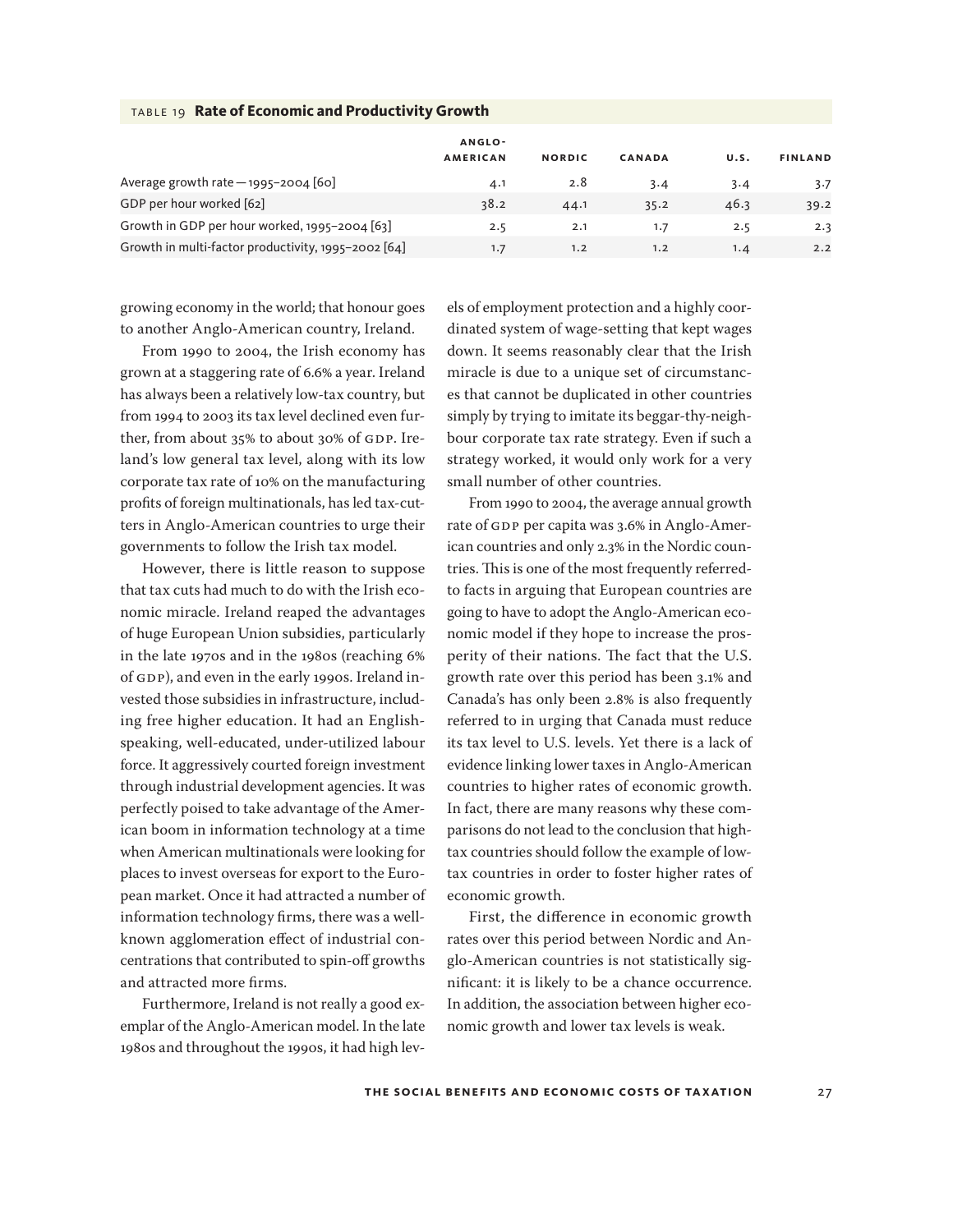TABLE 19 **Rate of Economic and Productivity Growth**

| | ANGLO-AMERICAN | NORDIC | CANADA | U.S. | FINLAND |
|---|---|---|---|---|---|
| Average growth rate — 1995–2004 [60] | 4.1 | 2.8 | 3.4 | 3.4 | 3.7 |
| GDP per hour worked [62] | 38.2 | 44.1 | 35.2 | 46.3 | 39.2 |
| Growth in GDP per hour worked, 1995–2004 [63] | 2.5 | 2.1 | 1.7 | 2.5 | 2.3 |
| Growth in multi-factor productivity, 1995–2002 [64] | 1.7 | 1.2 | 1.2 | 1.4 | 2.2 |

growing economy in the world; that honour goes to another Anglo-American country, Ireland.

From 1990 to 2004, the Irish economy has grown at a staggering rate of 6.6% a year. Ireland has always been a relatively low-tax country, but from 1994 to 2003 its tax level declined even further, from about 35% to about 30% of GDP. Ireland's low general tax level, along with its low corporate tax rate of 10% on the manufacturing profits of foreign multinationals, has led tax-cutters in Anglo-American countries to urge their governments to follow the Irish tax model.

However, there is little reason to suppose that tax cuts had much to do with the Irish economic miracle. Ireland reaped the advantages of huge European Union subsidies, particularly in the late 1970s and in the 1980s (reaching 6% of GDP), and even in the early 1990s. Ireland invested those subsidies in infrastructure, including free higher education. It had an English-speaking, well-educated, under-utilized labour force. It aggressively courted foreign investment through industrial development agencies. It was perfectly poised to take advantage of the American boom in information technology at a time when American multinationals were looking for places to invest overseas for export to the European market. Once it had attracted a number of information technology firms, there was a well-known agglomeration effect of industrial concentrations that contributed to spin-off growths and attracted more firms.

Furthermore, Ireland is not really a good exemplar of the Anglo-American model. In the late 1980s and throughout the 1990s, it had high levels of employment protection and a highly coordinated system of wage-setting that kept wages down. It seems reasonably clear that the Irish miracle is due to a unique set of circumstances that cannot be duplicated in other countries simply by trying to imitate its beggar-thy-neighbour corporate tax rate strategy. Even if such a strategy worked, it would only work for a very small number of other countries.

From 1990 to 2004, the average annual growth rate of GDP per capita was 3.6% in Anglo-American countries and only 2.3% in the Nordic countries. This is one of the most frequently referred-to facts in arguing that European countries are going to have to adopt the Anglo-American economic model if they hope to increase the prosperity of their nations. The fact that the U.S. growth rate over this period has been 3.1% and Canada's has only been 2.8% is also frequently referred to in urging that Canada must reduce its tax level to U.S. levels. Yet there is a lack of evidence linking lower taxes in Anglo-American countries to higher rates of economic growth. In fact, there are many reasons why these comparisons do not lead to the conclusion that high-tax countries should follow the example of low-tax countries in order to foster higher rates of economic growth.

First, the difference in economic growth rates over this period between Nordic and Anglo-American countries is not statistically significant: it is likely to be a chance occurrence. In addition, the association between higher economic growth and lower tax levels is weak.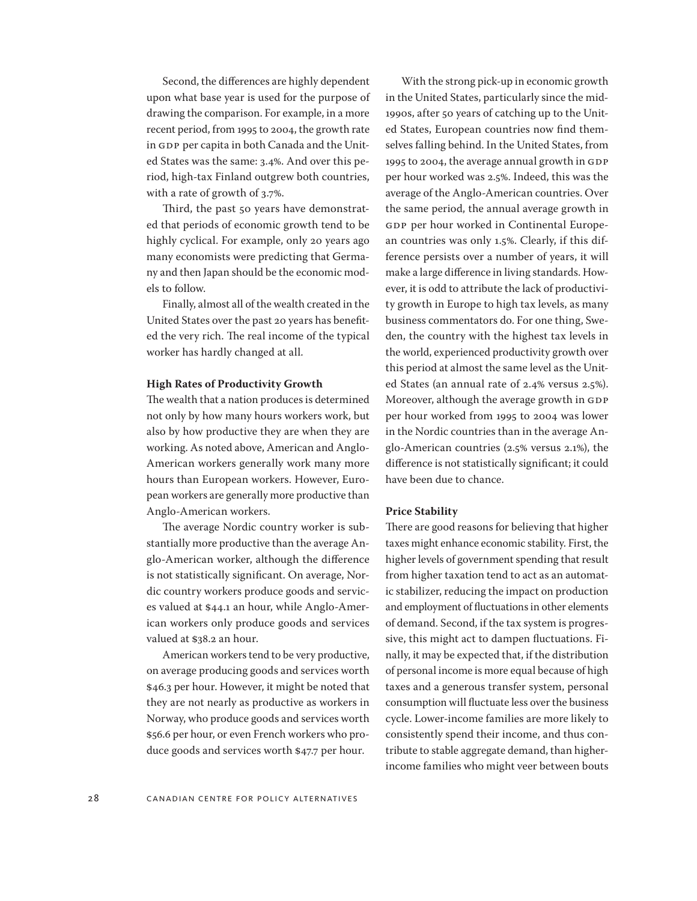Second, the differences are highly dependent upon what base year is used for the purpose of drawing the comparison. For example, in a more recent period, from 1995 to 2004, the growth rate in GDP per capita in both Canada and the United States was the same: 3.4%. And over this period, high-tax Finland outgrew both countries, with a rate of growth of 3.7%.

Third, the past 50 years have demonstrated that periods of economic growth tend to be highly cyclical. For example, only 20 years ago many economists were predicting that Germany and then Japan should be the economic models to follow.

Finally, almost all of the wealth created in the United States over the past 20 years has benefited the very rich. The real income of the typical worker has hardly changed at all.

**High Rates of Productivity Growth**

The wealth that a nation produces is determined not only by how many hours workers work, but also by how productive they are when they are working. As noted above, American and Anglo-American workers generally work many more hours than European workers. However, European workers are generally more productive than Anglo-American workers.

The average Nordic country worker is substantially more productive than the average Anglo-American worker, although the difference is not statistically significant. On average, Nordic country workers produce goods and services valued at $44.1 an hour, while Anglo-American workers only produce goods and services valued at $38.2 an hour.

American workers tend to be very productive, on average producing goods and services worth $46.3 per hour. However, it might be noted that they are not nearly as productive as workers in Norway, who produce goods and services worth $56.6 per hour, or even French workers who produce goods and services worth $47.7 per hour.

With the strong pick-up in economic growth in the United States, particularly since the mid-1990s, after 50 years of catching up to the United States, European countries now find themselves falling behind. In the United States, from 1995 to 2004, the average annual growth in GDP per hour worked was 2.5%. Indeed, this was the average of the Anglo-American countries. Over the same period, the annual average growth in GDP per hour worked in Continental European countries was only 1.5%. Clearly, if this difference persists over a number of years, it will make a large difference in living standards. However, it is odd to attribute the lack of productivity growth in Europe to high tax levels, as many business commentators do. For one thing, Sweden, the country with the highest tax levels in the world, experienced productivity growth over this period at almost the same level as the United States (an annual rate of 2.4% versus 2.5%). Moreover, although the average growth in GDP per hour worked from 1995 to 2004 was lower in the Nordic countries than in the average Anglo-American countries (2.5% versus 2.1%), the difference is not statistically significant; it could have been due to chance.

**Price Stability**

There are good reasons for believing that higher taxes might enhance economic stability. First, the higher levels of government spending that result from higher taxation tend to act as an automatic stabilizer, reducing the impact on production and employment of fluctuations in other elements of demand. Second, if the tax system is progressive, this might act to dampen fluctuations. Finally, it may be expected that, if the distribution of personal income is more equal because of high taxes and a generous transfer system, personal consumption will fluctuate less over the business cycle. Lower-income families are more likely to consistently spend their income, and thus contribute to stable aggregate demand, than higher-income families who might veer between bouts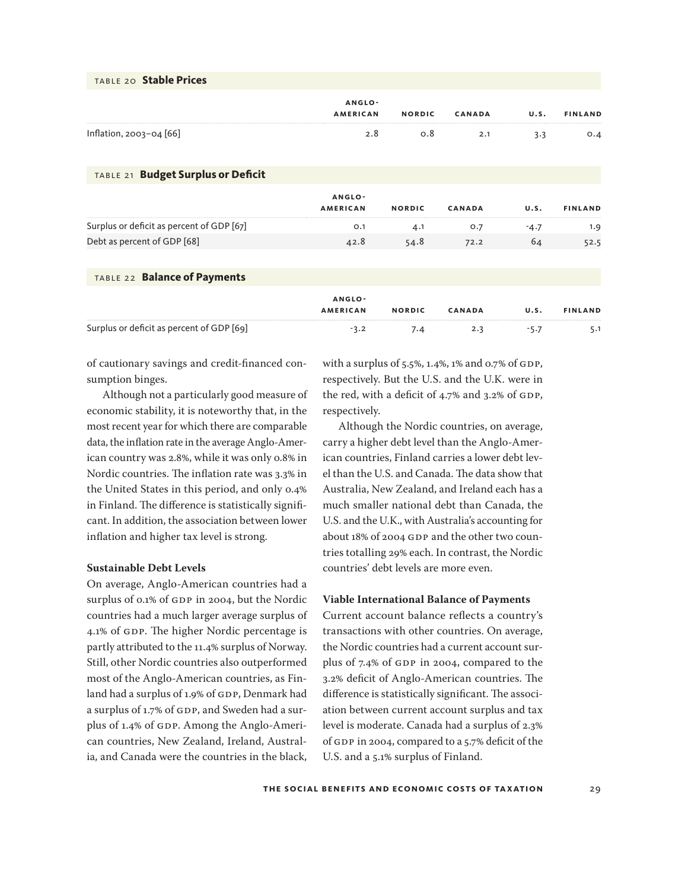**TABLE 20 Stable Prices**

| | ANGLO-AMERICAN | NORDIC | CANADA | U.S. | FINLAND |
|---|---|---|---|---|---|
| Inflation, 2003–04 [66] | 2.8 | 0.8 | 2.1 | 3.3 | 0.4 |

**TABLE 21 Budget Surplus or Deficit**

| | ANGLO-AMERICAN | NORDIC | CANADA | U.S. | FINLAND |
|---|---|---|---|---|---|
| Surplus or deficit as percent of GDP [67] | 0.1 | 4.1 | 0.7 | -4.7 | 1.9 |
| Debt as percent of GDP [68] | 42.8 | 54.8 | 72.2 | 64 | 52.5 |

**TABLE 22 Balance of Payments**

| | ANGLO-AMERICAN | NORDIC | CANADA | U.S. | FINLAND |
|---|---|---|---|---|---|
| Surplus or deficit as percent of GDP [69] | -3.2 | 7.4 | 2.3 | -5.7 | 5.1 |

of cautionary savings and credit-financed consumption binges.

Although not a particularly good measure of economic stability, it is noteworthy that, in the most recent year for which there are comparable data, the inflation rate in the average Anglo-American country was 2.8%, while it was only 0.8% in Nordic countries. The inflation rate was 3.3% in the United States in this period, and only 0.4% in Finland. The difference is statistically significant. In addition, the association between lower inflation and higher tax level is strong.

### Sustainable Debt Levels

On average, Anglo-American countries had a surplus of 0.1% of GDP in 2004, but the Nordic countries had a much larger average surplus of 4.1% of GDP. The higher Nordic percentage is partly attributed to the 11.4% surplus of Norway. Still, other Nordic countries also outperformed most of the Anglo-American countries, as Finland had a surplus of 1.9% of GDP, Denmark had a surplus of 1.7% of GDP, and Sweden had a surplus of 1.4% of GDP. Among the Anglo-American countries, New Zealand, Ireland, Australia, and Canada were the countries in the black, with a surplus of 5.5%, 1.4%, 1% and 0.7% of GDP, respectively. But the U.S. and the U.K. were in the red, with a deficit of 4.7% and 3.2% of GDP, respectively.

Although the Nordic countries, on average, carry a higher debt level than the Anglo-American countries, Finland carries a lower debt level than the U.S. and Canada. The data show that Australia, New Zealand, and Ireland each has a much smaller national debt than Canada, the U.S. and the U.K., with Australia's accounting for about 18% of 2004 GDP and the other two countries totalling 29% each. In contrast, the Nordic countries' debt levels are more even.

### Viable International Balance of Payments

Current account balance reflects a country's transactions with other countries. On average, the Nordic countries had a current account surplus of 7.4% of GDP in 2004, compared to the 3.2% deficit of Anglo-American countries. The difference is statistically significant. The association between current account surplus and tax level is moderate. Canada had a surplus of 2.3% of GDP in 2004, compared to a 5.7% deficit of the U.S. and a 5.1% surplus of Finland.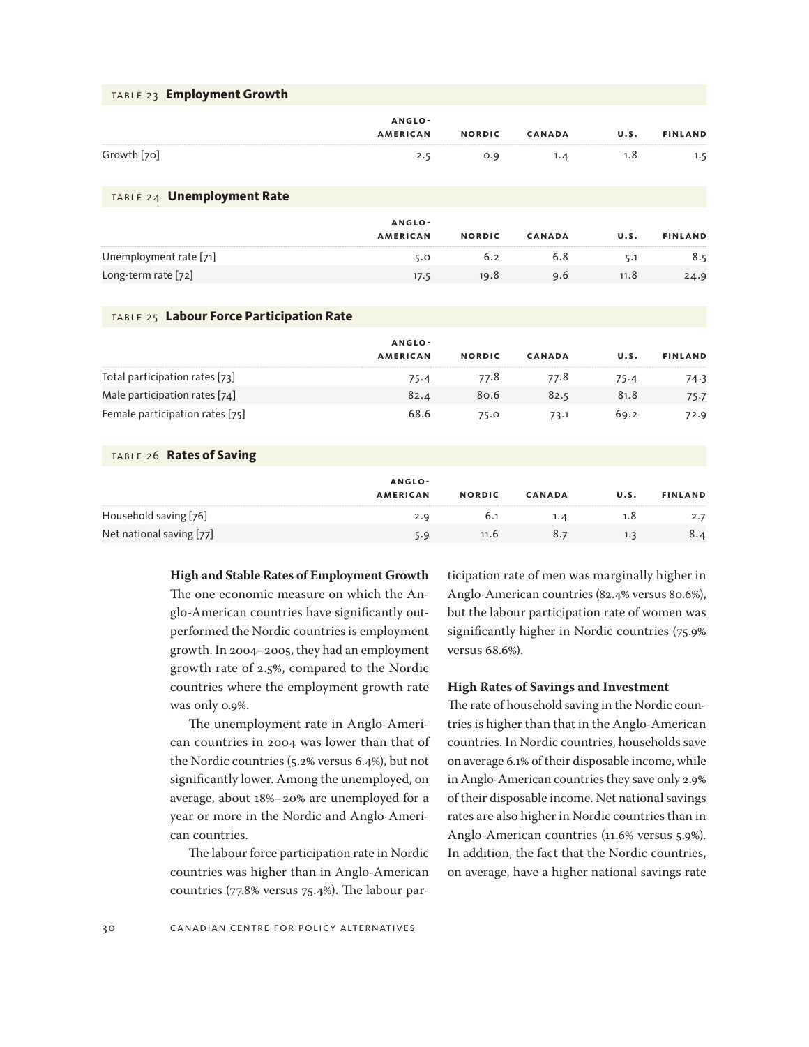**TABLE 23 Employment Growth**

| | Anglo-American | Nordic | Canada | U.S. | Finland |
|---|---|---|---|---|---|
| Growth [70] | 2.5 | 0.9 | 1.4 | 1.8 | 1.5 |

**TABLE 24 Unemployment Rate**

| | Anglo-American | Nordic | Canada | U.S. | Finland |
|---|---|---|---|---|---|
| Unemployment rate [71] | 5.0 | 6.2 | 6.8 | 5.1 | 8.5 |
| Long-term rate [72] | 17.5 | 19.8 | 9.6 | 11.8 | 24.9 |

**TABLE 25 Labour Force Participation Rate**

| | Anglo-American | Nordic | Canada | U.S. | Finland |
|---|---|---|---|---|---|
| Total participation rates [73] | 75.4 | 77.8 | 77.8 | 75.4 | 74.3 |
| Male participation rates [74] | 82.4 | 80.6 | 82.5 | 81.8 | 75.7 |
| Female participation rates [75] | 68.6 | 75.0 | 73.1 | 69.2 | 72.9 |

**TABLE 26 Rates of Saving**

| | Anglo-American | Nordic | Canada | U.S. | Finland |
|---|---|---|---|---|---|
| Household saving [76] | 2.9 | 6.1 | 1.4 | 1.8 | 2.7 |
| Net national saving [77] | 5.9 | 11.6 | 8.7 | 1.3 | 8.4 |

### High and Stable Rates of Employment Growth

The one economic measure on which the Anglo-American countries have significantly outperformed the Nordic countries is employment growth. In 2004–2005, they had an employment growth rate of 2.5%, compared to the Nordic countries where the employment growth rate was only 0.9%.

The unemployment rate in Anglo-American countries in 2004 was lower than that of the Nordic countries (5.2% versus 6.4%), but not significantly lower. Among the unemployed, on average, about 18%–20% are unemployed for a year or more in the Nordic and Anglo-American countries.

The labour force participation rate in Nordic countries was higher than in Anglo-American countries (77.8% versus 75.4%). The labour participation rate of men was marginally higher in Anglo-American countries (82.4% versus 80.6%), but the labour participation rate of women was significantly higher in Nordic countries (75.9% versus 68.6%).

### High Rates of Savings and Investment

The rate of household saving in the Nordic countries is higher than that in the Anglo-American countries. In Nordic countries, households save on average 6.1% of their disposable income, while in Anglo-American countries they save only 2.9% of their disposable income. Net national savings rates are also higher in Nordic countries than in Anglo-American countries (11.6% versus 5.9%). In addition, the fact that the Nordic countries, on average, have a higher national savings rate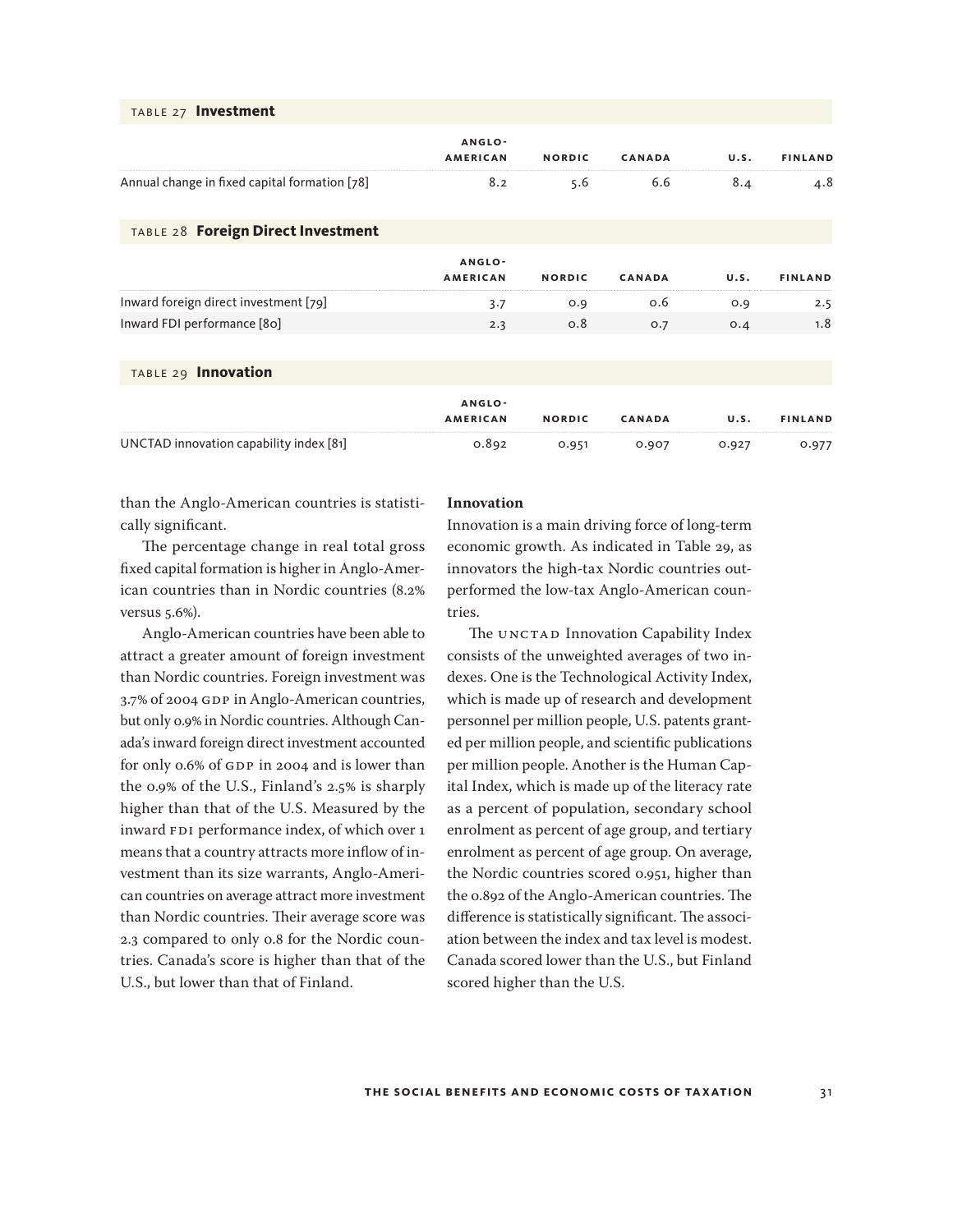TABLE 27 **Investment**

| | ANGLO-AMERICAN | NORDIC | CANADA | U.S. | FINLAND |
|---|---|---|---|---|---|
| Annual change in fixed capital formation [78] | 8.2 | 5.6 | 6.6 | 8.4 | 4.8 |

TABLE 28 **Foreign Direct Investment**

| | ANGLO-AMERICAN | NORDIC | CANADA | U.S. | FINLAND |
|---|---|---|---|---|---|
| Inward foreign direct investment [79] | 3.7 | 0.9 | 0.6 | 0.9 | 2.5 |
| Inward FDI performance [80] | 2.3 | 0.8 | 0.7 | 0.4 | 1.8 |

TABLE 29 **Innovation**

| | ANGLO-AMERICAN | NORDIC | CANADA | U.S. | FINLAND |
|---|---|---|---|---|---|
| UNCTAD innovation capability index [81] | 0.892 | 0.951 | 0.907 | 0.927 | 0.977 |

than the Anglo-American countries is statistically significant.

The percentage change in real total gross fixed capital formation is higher in Anglo-American countries than in Nordic countries (8.2% versus 5.6%).

Anglo-American countries have been able to attract a greater amount of foreign investment than Nordic countries. Foreign investment was 3.7% of 2004 GDP in Anglo-American countries, but only 0.9% in Nordic countries. Although Canada's inward foreign direct investment accounted for only 0.6% of GDP in 2004 and is lower than the 0.9% of the U.S., Finland's 2.5% is sharply higher than that of the U.S. Measured by the inward FDI performance index, of which over 1 means that a country attracts more inflow of investment than its size warrants, Anglo-American countries on average attract more investment than Nordic countries. Their average score was 2.3 compared to only 0.8 for the Nordic countries. Canada's score is higher than that of the U.S., but lower than that of Finland.

**Innovation**

Innovation is a main driving force of long-term economic growth. As indicated in Table 29, as innovators the high-tax Nordic countries outperformed the low-tax Anglo-American countries.

The UNCTAD Innovation Capability Index consists of the unweighted averages of two indexes. One is the Technological Activity Index, which is made up of research and development personnel per million people, U.S. patents granted per million people, and scientific publications per million people. Another is the Human Capital Index, which is made up of the literacy rate as a percent of population, secondary school enrolment as percent of age group, and tertiary enrolment as percent of age group. On average, the Nordic countries scored 0.951, higher than the 0.892 of the Anglo-American countries. The difference is statistically significant. The association between the index and tax level is modest. Canada scored lower than the U.S., but Finland scored higher than the U.S.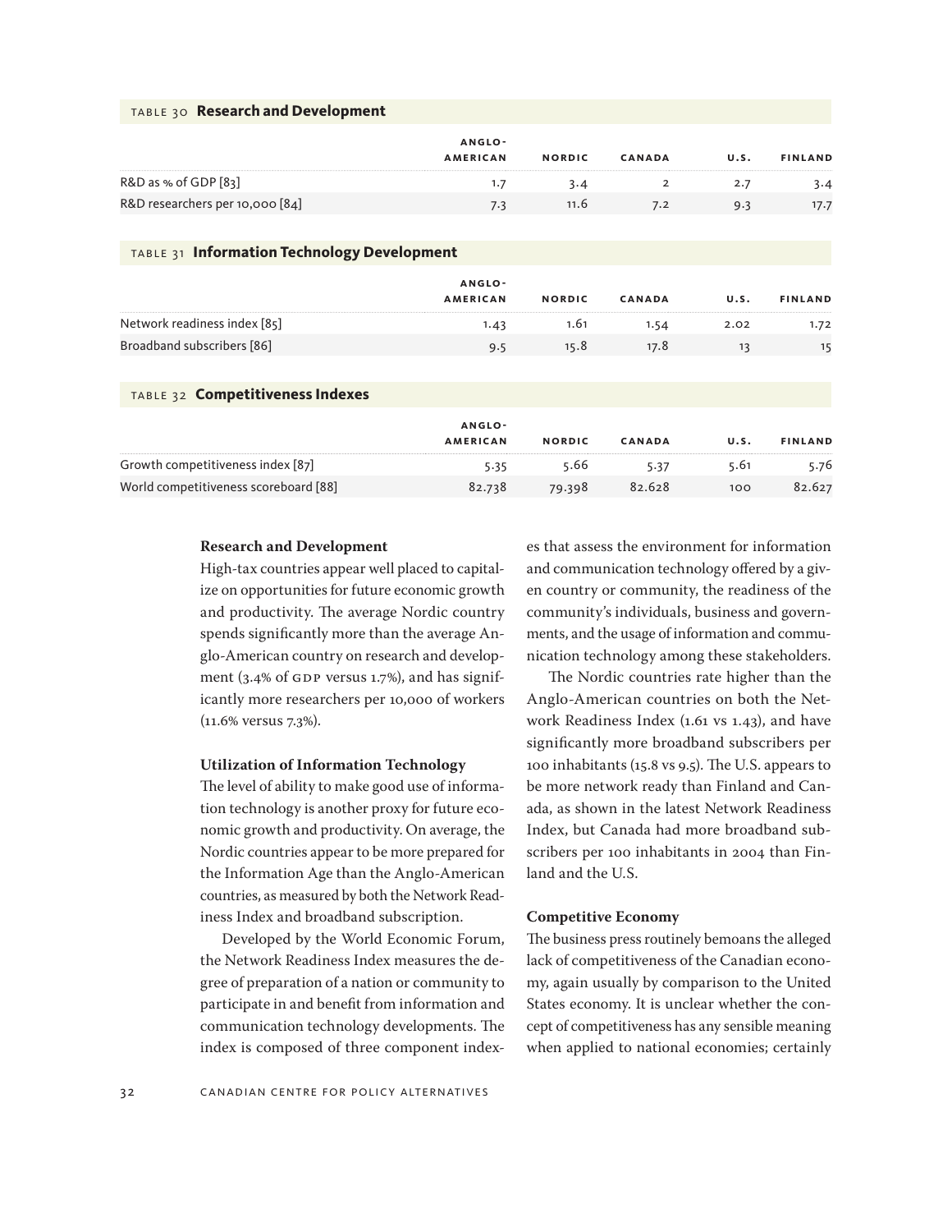**TABLE 30 Research and Development**

| | Anglo-American | Nordic | Canada | U.S. | Finland |
|---|---|---|---|---|---|
| R&D as % of GDP [83] | 1.7 | 3.4 | 2 | 2.7 | 3.4 |
| R&D researchers per 10,000 [84] | 7.3 | 11.6 | 7.2 | 9.3 | 17.7 |

**TABLE 31 Information Technology Development**

| | Anglo-American | Nordic | Canada | U.S. | Finland |
|---|---|---|---|---|---|
| Network readiness index [85] | 1.43 | 1.61 | 1.54 | 2.02 | 1.72 |
| Broadband subscribers [86] | 9.5 | 15.8 | 17.8 | 13 | 15 |

**TABLE 32 Competitiveness Indexes**

| | Anglo-American | Nordic | Canada | U.S. | Finland |
|---|---|---|---|---|---|
| Growth competitiveness index [87] | 5.35 | 5.66 | 5.37 | 5.61 | 5.76 |
| World competitiveness scoreboard [88] | 82.738 | 79.398 | 82.628 | 100 | 82.627 |

### Research and Development

High-tax countries appear well placed to capitalize on opportunities for future economic growth and productivity. The average Nordic country spends significantly more than the average Anglo-American country on research and development (3.4% of GDP versus 1.7%), and has significantly more researchers per 10,000 of workers (11.6% versus 7.3%).

### Utilization of Information Technology

The level of ability to make good use of information technology is another proxy for future economic growth and productivity. On average, the Nordic countries appear to be more prepared for the Information Age than the Anglo-American countries, as measured by both the Network Readiness Index and broadband subscription.

Developed by the World Economic Forum, the Network Readiness Index measures the degree of preparation of a nation or community to participate in and benefit from information and communication technology developments. The index is composed of three component indexes that assess the environment for information and communication technology offered by a given country or community, the readiness of the community's individuals, business and governments, and the usage of information and communication technology among these stakeholders.

The Nordic countries rate higher than the Anglo-American countries on both the Network Readiness Index (1.61 vs 1.43), and have significantly more broadband subscribers per 100 inhabitants (15.8 vs 9.5). The U.S. appears to be more network ready than Finland and Canada, as shown in the latest Network Readiness Index, but Canada had more broadband subscribers per 100 inhabitants in 2004 than Finland and the U.S.

### Competitive Economy

The business press routinely bemoans the alleged lack of competitiveness of the Canadian economy, again usually by comparison to the United States economy. It is unclear whether the concept of competitiveness has any sensible meaning when applied to national economies; certainly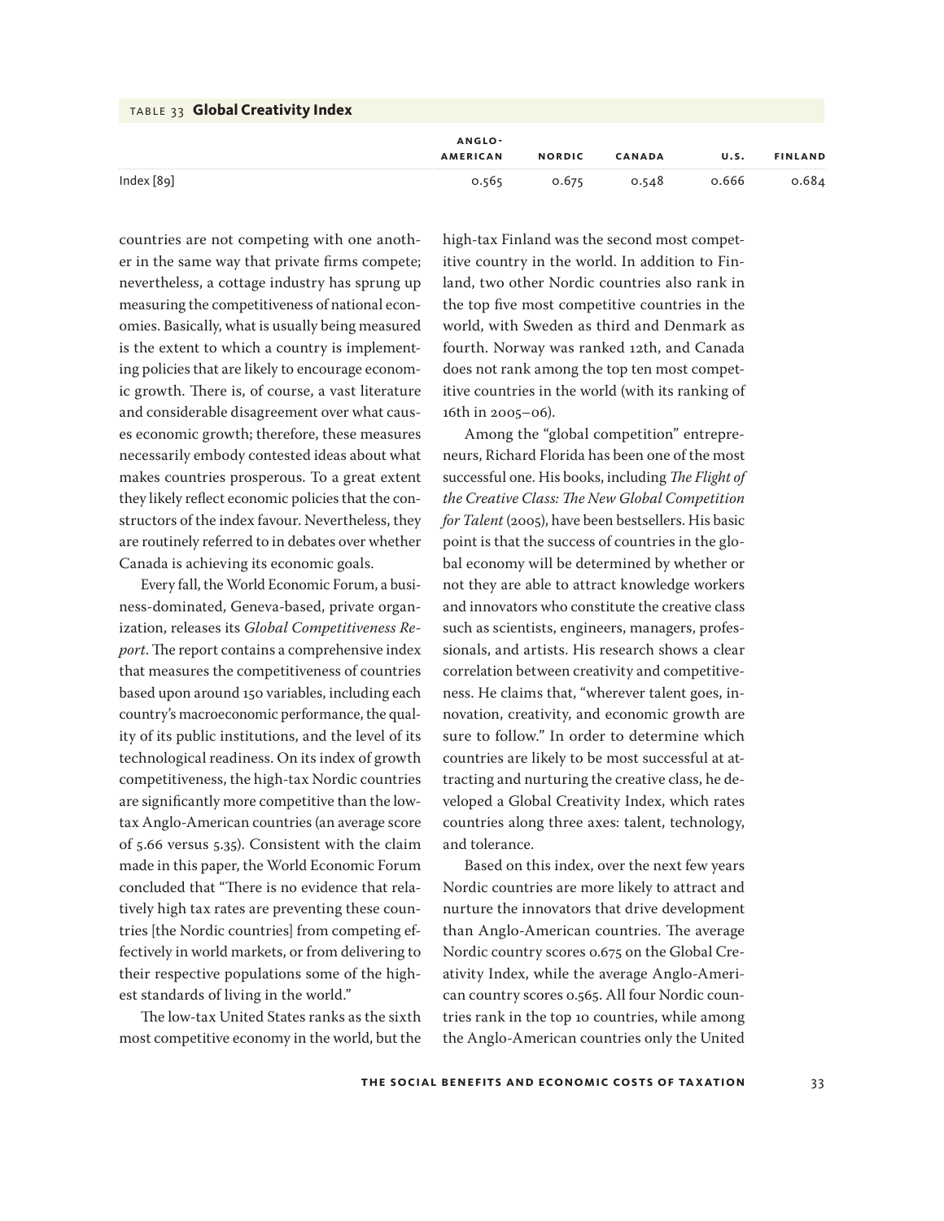TABLE 33 **Global Creativity Index**

| | ANGLO-AMERICAN | NORDIC | CANADA | U.S. | FINLAND |
|---|---|---|---|---|---|
| Index [89] | 0.565 | 0.675 | 0.548 | 0.666 | 0.684 |

countries are not competing with one another in the same way that private firms compete; nevertheless, a cottage industry has sprung up measuring the competitiveness of national economies. Basically, what is usually being measured is the extent to which a country is implementing policies that are likely to encourage economic growth. There is, of course, a vast literature and considerable disagreement over what causes economic growth; therefore, these measures necessarily embody contested ideas about what makes countries prosperous. To a great extent they likely reflect economic policies that the constructors of the index favour. Nevertheless, they are routinely referred to in debates over whether Canada is achieving its economic goals.

Every fall, the World Economic Forum, a business-dominated, Geneva-based, private organization, releases its *Global Competitiveness Report*. The report contains a comprehensive index that measures the competitiveness of countries based upon around 150 variables, including each country's macroeconomic performance, the quality of its public institutions, and the level of its technological readiness. On its index of growth competitiveness, the high-tax Nordic countries are significantly more competitive than the low-tax Anglo-American countries (an average score of 5.66 versus 5.35). Consistent with the claim made in this paper, the World Economic Forum concluded that "There is no evidence that relatively high tax rates are preventing these countries [the Nordic countries] from competing effectively in world markets, or from delivering to their respective populations some of the highest standards of living in the world."

The low-tax United States ranks as the sixth most competitive economy in the world, but the high-tax Finland was the second most competitive country in the world. In addition to Finland, two other Nordic countries also rank in the top five most competitive countries in the world, with Sweden as third and Denmark as fourth. Norway was ranked 12th, and Canada does not rank among the top ten most competitive countries in the world (with its ranking of 16th in 2005–06).

Among the "global competition" entrepreneurs, Richard Florida has been one of the most successful one. His books, including *The Flight of the Creative Class: The New Global Competition for Talent* (2005), have been bestsellers. His basic point is that the success of countries in the global economy will be determined by whether or not they are able to attract knowledge workers and innovators who constitute the creative class such as scientists, engineers, managers, professionals, and artists. His research shows a clear correlation between creativity and competitiveness. He claims that, "wherever talent goes, innovation, creativity, and economic growth are sure to follow." In order to determine which countries are likely to be most successful at attracting and nurturing the creative class, he developed a Global Creativity Index, which rates countries along three axes: talent, technology, and tolerance.

Based on this index, over the next few years Nordic countries are more likely to attract and nurture the innovators that drive development than Anglo-American countries. The average Nordic country scores 0.675 on the Global Creativity Index, while the average Anglo-American country scores 0.565. All four Nordic countries rank in the top 10 countries, while among the Anglo-American countries only the United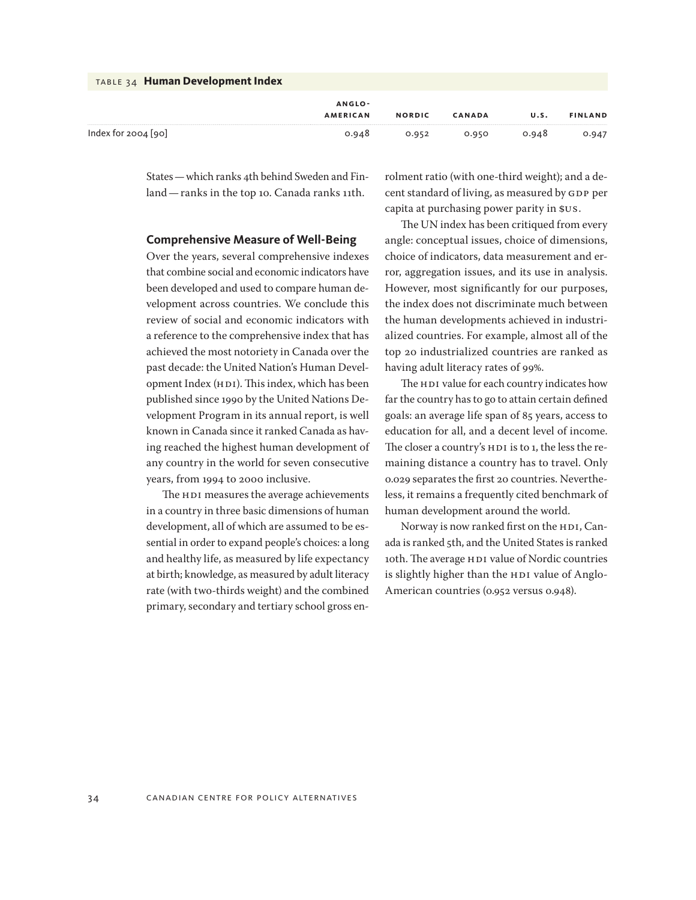TABLE 34 **Human Development Index**

| | ANGLO-AMERICAN | NORDIC | CANADA | U.S. | FINLAND |
|---|---|---|---|---|---|
| Index for 2004 [90] | 0.948 | 0.952 | 0.950 | 0.948 | 0.947 |

States — which ranks 4th behind Sweden and Finland — ranks in the top 10. Canada ranks 11th.

## Comprehensive Measure of Well-Being

Over the years, several comprehensive indexes that combine social and economic indicators have been developed and used to compare human development across countries. We conclude this review of social and economic indicators with a reference to the comprehensive index that has achieved the most notoriety in Canada over the past decade: the United Nation's Human Development Index (HDI). This index, which has been published since 1990 by the United Nations Development Program in its annual report, is well known in Canada since it ranked Canada as having reached the highest human development of any country in the world for seven consecutive years, from 1994 to 2000 inclusive.

The HDI measures the average achievements in a country in three basic dimensions of human development, all of which are assumed to be essential in order to expand people's choices: a long and healthy life, as measured by life expectancy at birth; knowledge, as measured by adult literacy rate (with two-thirds weight) and the combined primary, secondary and tertiary school gross enrolment ratio (with one-third weight); and a decent standard of living, as measured by GDP per capita at purchasing power parity in $US.

The UN index has been critiqued from every angle: conceptual issues, choice of dimensions, choice of indicators, data measurement and error, aggregation issues, and its use in analysis. However, most significantly for our purposes, the index does not discriminate much between the human developments achieved in industrialized countries. For example, almost all of the top 20 industrialized countries are ranked as having adult literacy rates of 99%.

The HDI value for each country indicates how far the country has to go to attain certain defined goals: an average life span of 85 years, access to education for all, and a decent level of income. The closer a country's HDI is to 1, the less the remaining distance a country has to travel. Only 0.029 separates the first 20 countries. Nevertheless, it remains a frequently cited benchmark of human development around the world.

Norway is now ranked first on the HDI, Canada is ranked 5th, and the United States is ranked 10th. The average HDI value of Nordic countries is slightly higher than the HDI value of Anglo-American countries (0.952 versus 0.948).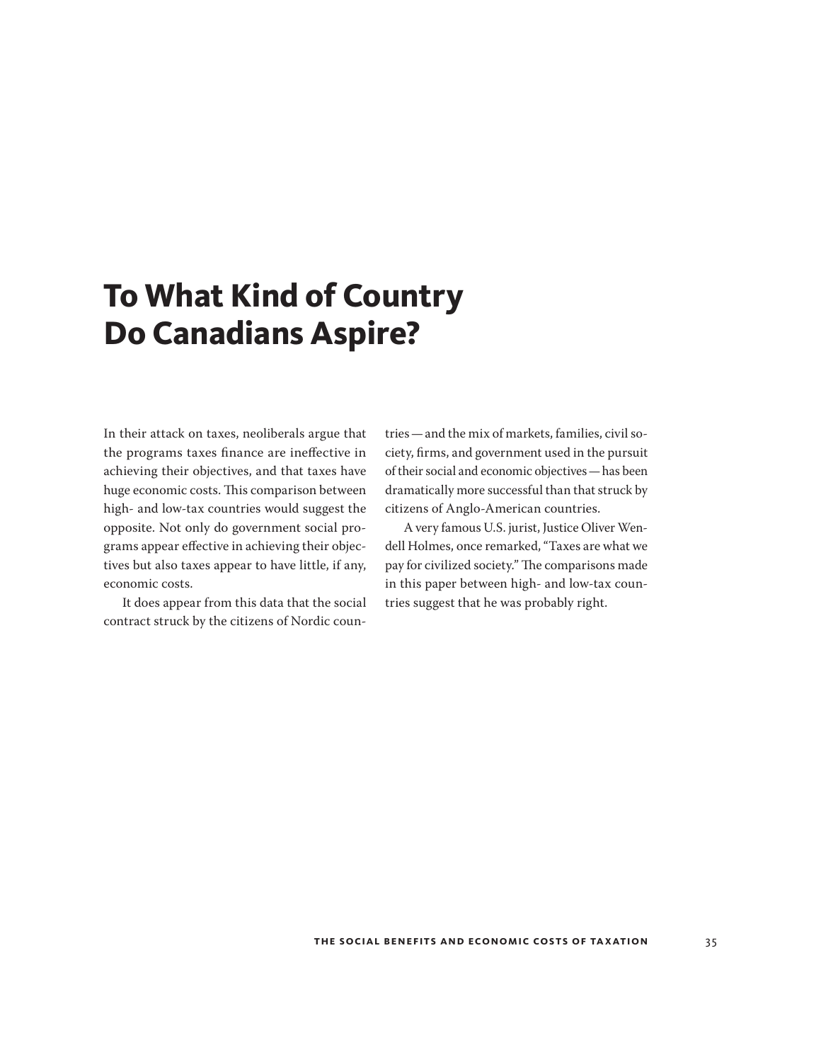# To What Kind of Country Do Canadians Aspire?

In their attack on taxes, neoliberals argue that the programs taxes finance are ineffective in achieving their objectives, and that taxes have huge economic costs. This comparison between high- and low-tax countries would suggest the opposite. Not only do government social programs appear effective in achieving their objectives but also taxes appear to have little, if any, economic costs.

It does appear from this data that the social contract struck by the citizens of Nordic countries — and the mix of markets, families, civil society, firms, and government used in the pursuit of their social and economic objectives — has been dramatically more successful than that struck by citizens of Anglo-American countries.

A very famous U.S. jurist, Justice Oliver Wendell Holmes, once remarked, "Taxes are what we pay for civilized society." The comparisons made in this paper between high- and low-tax countries suggest that he was probably right.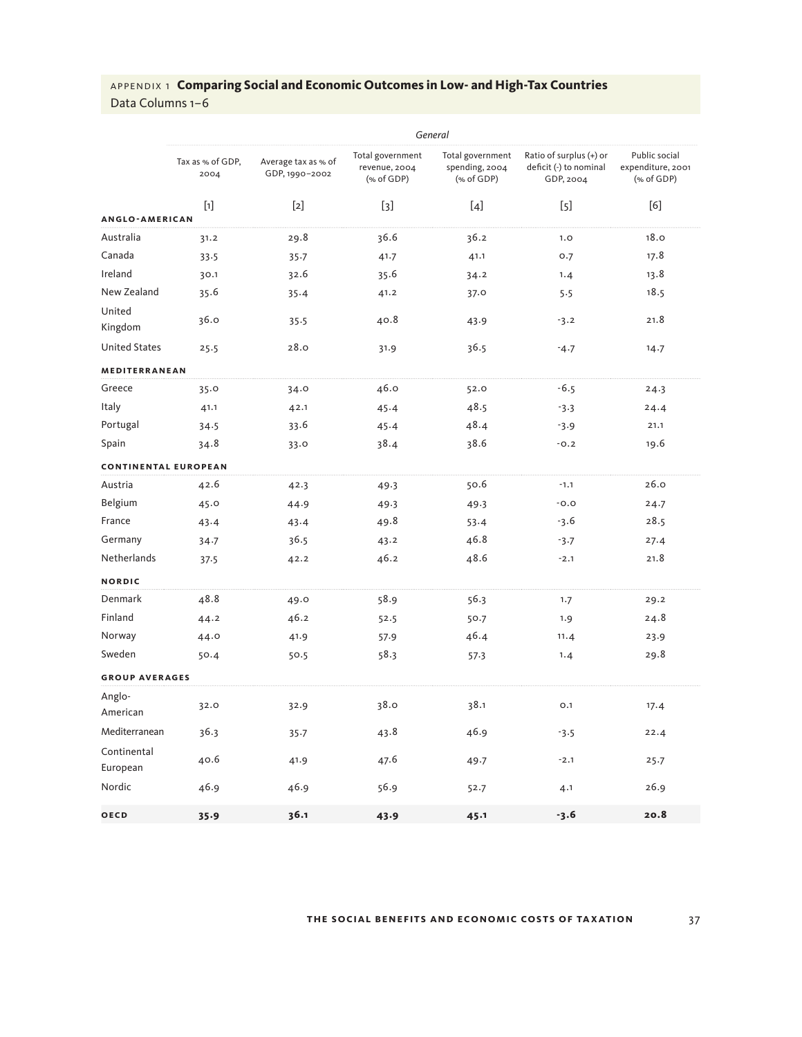## APPENDIX 1 **Comparing Social and Economic Outcomes in Low- and High-Tax Countries**

Data Columns 1–6

| | *General* | | | | | |
|---|---|---|---|---|---|---|
| | Tax as % of GDP, 2004 | Average tax as % of GDP, 1990–2002 | Total government revenue, 2004 (% of GDP) | Total government spending, 2004 (% of GDP) | Ratio of surplus (+) or deficit (-) to nominal GDP, 2004 | Public social expenditure, 2001 (% of GDP) |
| | [1] | [2] | [3] | [4] | [5] | [6] |
| **ANGLO-AMERICAN** | | | | | | |
| Australia | 31.2 | 29.8 | 36.6 | 36.2 | 1.0 | 18.0 |
| Canada | 33.5 | 35.7 | 41.7 | 41.1 | 0.7 | 17.8 |
| Ireland | 30.1 | 32.6 | 35.6 | 34.2 | 1.4 | 13.8 |
| New Zealand | 35.6 | 35.4 | 41.2 | 37.0 | 5.5 | 18.5 |
| United Kingdom | 36.0 | 35.5 | 40.8 | 43.9 | -3.2 | 21.8 |
| United States | 25.5 | 28.0 | 31.9 | 36.5 | -4.7 | 14.7 |
| **MEDITERRANEAN** | | | | | | |
| Greece | 35.0 | 34.0 | 46.0 | 52.0 | -6.5 | 24.3 |
| Italy | 41.1 | 42.1 | 45.4 | 48.5 | -3.3 | 24.4 |
| Portugal | 34.5 | 33.6 | 45.4 | 48.4 | -3.9 | 21.1 |
| Spain | 34.8 | 33.0 | 38.4 | 38.6 | -0.2 | 19.6 |
| **CONTINENTAL EUROPEAN** | | | | | | |
| Austria | 42.6 | 42.3 | 49.3 | 50.6 | -1.1 | 26.0 |
| Belgium | 45.0 | 44.9 | 49.3 | 49.3 | -0.0 | 24.7 |
| France | 43.4 | 43.4 | 49.8 | 53.4 | -3.6 | 28.5 |
| Germany | 34.7 | 36.5 | 43.2 | 46.8 | -3.7 | 27.4 |
| Netherlands | 37.5 | 42.2 | 46.2 | 48.6 | -2.1 | 21.8 |
| **NORDIC** | | | | | | |
| Denmark | 48.8 | 49.0 | 58.9 | 56.3 | 1.7 | 29.2 |
| Finland | 44.2 | 46.2 | 52.5 | 50.7 | 1.9 | 24.8 |
| Norway | 44.0 | 41.9 | 57.9 | 46.4 | 11.4 | 23.9 |
| Sweden | 50.4 | 50.5 | 58.3 | 57.3 | 1.4 | 29.8 |
| **GROUP AVERAGES** | | | | | | |
| Anglo-American | 32.0 | 32.9 | 38.0 | 38.1 | 0.1 | 17.4 |
| Mediterranean | 36.3 | 35.7 | 43.8 | 46.9 | -3.5 | 22.4 |
| Continental European | 40.6 | 41.9 | 47.6 | 49.7 | -2.1 | 25.7 |
| Nordic | 46.9 | 46.9 | 56.9 | 52.7 | 4.1 | 26.9 |
| **OECD** | **35.9** | **36.1** | **43.9** | **45.1** | **-3.6** | **20.8** |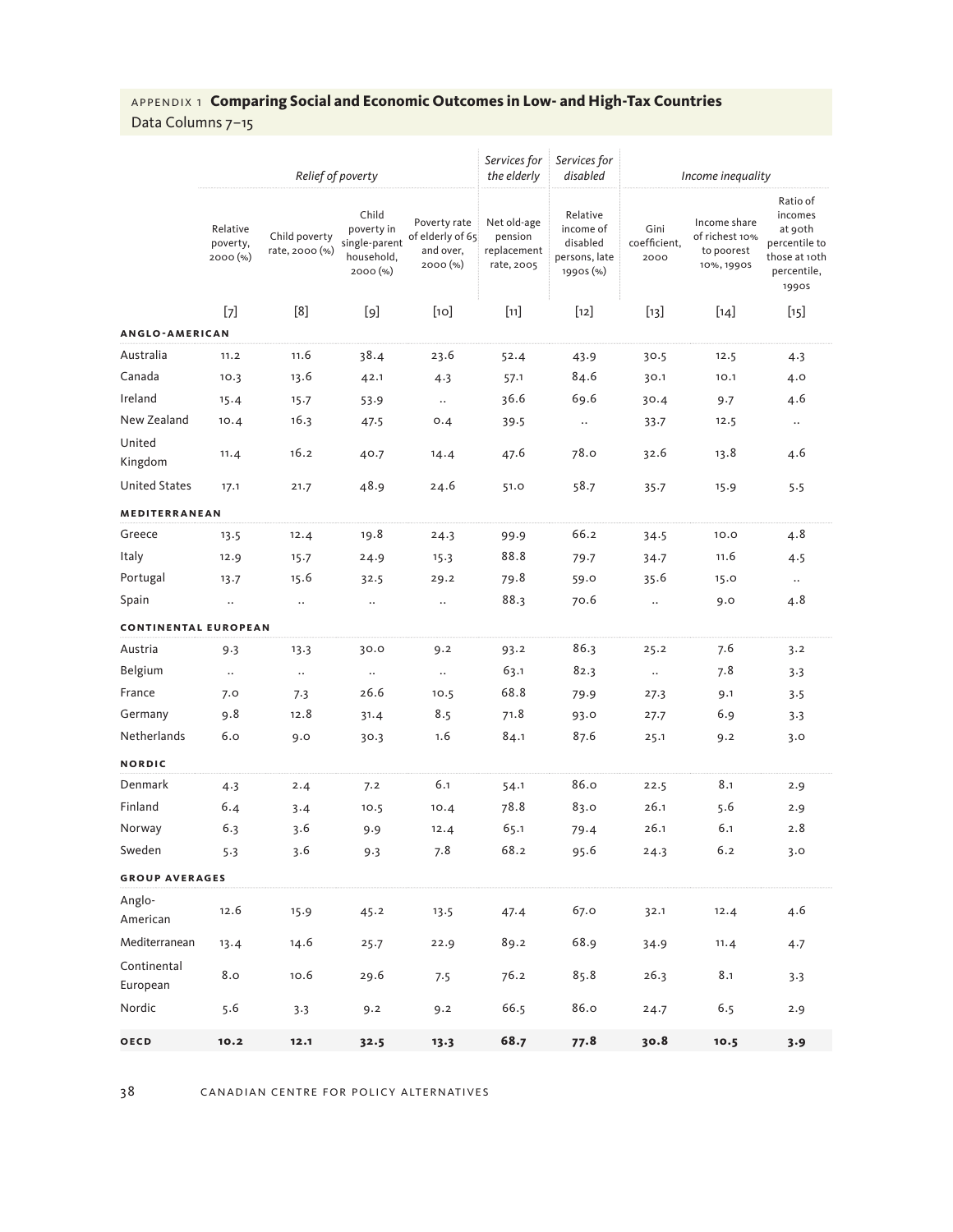## APPENDIX 1 **Comparing Social and Economic Outcomes in Low- and High-Tax Countries**

Data Columns 7–15

| | *Relief of poverty* | | | | *Services for the elderly* | *Services for disabled* | *Income inequality* | | |
|---|---|---|---|---|---|---|---|---|---|
| | Relative poverty, 2000 (%) | Child poverty rate, 2000 (%) | Child poverty in single-parent household, 2000 (%) | Poverty rate of elderly of 65 and over, 2000 (%) | Net old-age pension replacement rate, 2005 | Relative income of disabled persons, late 1990s (%) | Gini coefficient, 2000 | Income share of richest 10% to poorest 10%, 1990s | Ratio of incomes at 90th percentile to those at 10th percentile, 1990s |
| | [7] | [8] | [9] | [10] | [11] | [12] | [13] | [14] | [15] |
| **ANGLO-AMERICAN** | | | | | | | | | |
| Australia | 11.2 | 11.6 | 38.4 | 23.6 | 52.4 | 43.9 | 30.5 | 12.5 | 4.3 |
| Canada | 10.3 | 13.6 | 42.1 | 4.3 | 57.1 | 84.6 | 30.1 | 10.1 | 4.0 |
| Ireland | 15.4 | 15.7 | 53.9 | .. | 36.6 | 69.6 | 30.4 | 9.7 | 4.6 |
| New Zealand | 10.4 | 16.3 | 47.5 | 0.4 | 39.5 | .. | 33.7 | 12.5 | .. |
| United Kingdom | 11.4 | 16.2 | 40.7 | 14.4 | 47.6 | 78.0 | 32.6 | 13.8 | 4.6 |
| United States | 17.1 | 21.7 | 48.9 | 24.6 | 51.0 | 58.7 | 35.7 | 15.9 | 5.5 |
| **MEDITERRANEAN** | | | | | | | | | |
| Greece | 13.5 | 12.4 | 19.8 | 24.3 | 99.9 | 66.2 | 34.5 | 10.0 | 4.8 |
| Italy | 12.9 | 15.7 | 24.9 | 15.3 | 88.8 | 79.7 | 34.7 | 11.6 | 4.5 |
| Portugal | 13.7 | 15.6 | 32.5 | 29.2 | 79.8 | 59.0 | 35.6 | 15.0 | .. |
| Spain | .. | .. | .. | .. | 88.3 | 70.6 | .. | 9.0 | 4.8 |
| **CONTINENTAL EUROPEAN** | | | | | | | | | |
| Austria | 9.3 | 13.3 | 30.0 | 9.2 | 93.2 | 86.3 | 25.2 | 7.6 | 3.2 |
| Belgium | .. | .. | .. | .. | 63.1 | 82.3 | .. | 7.8 | 3.3 |
| France | 7.0 | 7.3 | 26.6 | 10.5 | 68.8 | 79.9 | 27.3 | 9.1 | 3.5 |
| Germany | 9.8 | 12.8 | 31.4 | 8.5 | 71.8 | 93.0 | 27.7 | 6.9 | 3.3 |
| Netherlands | 6.0 | 9.0 | 30.3 | 1.6 | 84.1 | 87.6 | 25.1 | 9.2 | 3.0 |
| **NORDIC** | | | | | | | | | |
| Denmark | 4.3 | 2.4 | 7.2 | 6.1 | 54.1 | 86.0 | 22.5 | 8.1 | 2.9 |
| Finland | 6.4 | 3.4 | 10.5 | 10.4 | 78.8 | 83.0 | 26.1 | 5.6 | 2.9 |
| Norway | 6.3 | 3.6 | 9.9 | 12.4 | 65.1 | 79.4 | 26.1 | 6.1 | 2.8 |
| Sweden | 5.3 | 3.6 | 9.3 | 7.8 | 68.2 | 95.6 | 24.3 | 6.2 | 3.0 |
| **GROUP AVERAGES** | | | | | | | | | |
| Anglo-American | 12.6 | 15.9 | 45.2 | 13.5 | 47.4 | 67.0 | 32.1 | 12.4 | 4.6 |
| Mediterranean | 13.4 | 14.6 | 25.7 | 22.9 | 89.2 | 68.9 | 34.9 | 11.4 | 4.7 |
| Continental European | 8.0 | 10.6 | 29.6 | 7.5 | 76.2 | 85.8 | 26.3 | 8.1 | 3.3 |
| Nordic | 5.6 | 3.3 | 9.2 | 9.2 | 66.5 | 86.0 | 24.7 | 6.5 | 2.9 |
| **OECD** | **10.2** | **12.1** | **32.5** | **13.3** | **68.7** | **77.8** | **30.8** | **10.5** | **3.9** |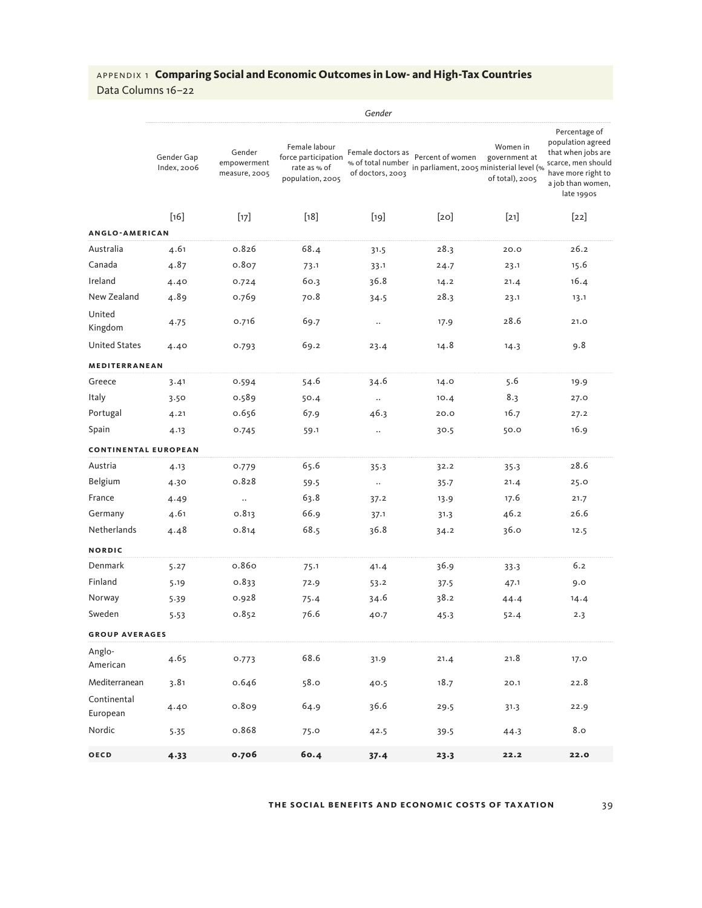## APPENDIX 1 **Comparing Social and Economic Outcomes in Low- and High-Tax Countries**

Data Columns 16–22

| | *Gender* | | | | | | |
|---|---|---|---|---|---|---|---|
| | Gender Gap Index, 2006 | Gender empowerment measure, 2005 | Female labour force participation rate as % of population, 2005 | Female doctors as % of total number of doctors, 2003 | Percent of women in parliament, 2005 | Women in government at ministerial level (% of total), 2005 | Percentage of population agreed that when jobs are scarce, men should have more right to a job than women, late 1990s |
| | [16] | [17] | [18] | [19] | [20] | [21] | [22] |
| **ANGLO-AMERICAN** | | | | | | | |
| Australia | 4.61 | 0.826 | 68.4 | 31.5 | 28.3 | 20.0 | 26.2 |
| Canada | 4.87 | 0.807 | 73.1 | 33.1 | 24.7 | 23.1 | 15.6 |
| Ireland | 4.40 | 0.724 | 60.3 | 36.8 | 14.2 | 21.4 | 16.4 |
| New Zealand | 4.89 | 0.769 | 70.8 | 34.5 | 28.3 | 23.1 | 13.1 |
| United Kingdom | 4.75 | 0.716 | 69.7 | .. | 17.9 | 28.6 | 21.0 |
| United States | 4.40 | 0.793 | 69.2 | 23.4 | 14.8 | 14.3 | 9.8 |
| **MEDITERRANEAN** | | | | | | | |
| Greece | 3.41 | 0.594 | 54.6 | 34.6 | 14.0 | 5.6 | 19.9 |
| Italy | 3.50 | 0.589 | 50.4 | .. | 10.4 | 8.3 | 27.0 |
| Portugal | 4.21 | 0.656 | 67.9 | 46.3 | 20.0 | 16.7 | 27.2 |
| Spain | 4.13 | 0.745 | 59.1 | .. | 30.5 | 50.0 | 16.9 |
| **CONTINENTAL EUROPEAN** | | | | | | | |
| Austria | 4.13 | 0.779 | 65.6 | 35.3 | 32.2 | 35.3 | 28.6 |
| Belgium | 4.30 | 0.828 | 59.5 | .. | 35.7 | 21.4 | 25.0 |
| France | 4.49 | .. | 63.8 | 37.2 | 13.9 | 17.6 | 21.7 |
| Germany | 4.61 | 0.813 | 66.9 | 37.1 | 31.3 | 46.2 | 26.6 |
| Netherlands | 4.48 | 0.814 | 68.5 | 36.8 | 34.2 | 36.0 | 12.5 |
| **NORDIC** | | | | | | | |
| Denmark | 5.27 | 0.860 | 75.1 | 41.4 | 36.9 | 33.3 | 6.2 |
| Finland | 5.19 | 0.833 | 72.9 | 53.2 | 37.5 | 47.1 | 9.0 |
| Norway | 5.39 | 0.928 | 75.4 | 34.6 | 38.2 | 44.4 | 14.4 |
| Sweden | 5.53 | 0.852 | 76.6 | 40.7 | 45.3 | 52.4 | 2.3 |
| **GROUP AVERAGES** | | | | | | | |
| Anglo-American | 4.65 | 0.773 | 68.6 | 31.9 | 21.4 | 21.8 | 17.0 |
| Mediterranean | 3.81 | 0.646 | 58.0 | 40.5 | 18.7 | 20.1 | 22.8 |
| Continental European | 4.40 | 0.809 | 64.9 | 36.6 | 29.5 | 31.3 | 22.9 |
| Nordic | 5.35 | 0.868 | 75.0 | 42.5 | 39.5 | 44.3 | 8.0 |
| **OECD** | **4.33** | **0.706** | **60.4** | **37.4** | **23.3** | **22.2** | **22.0** |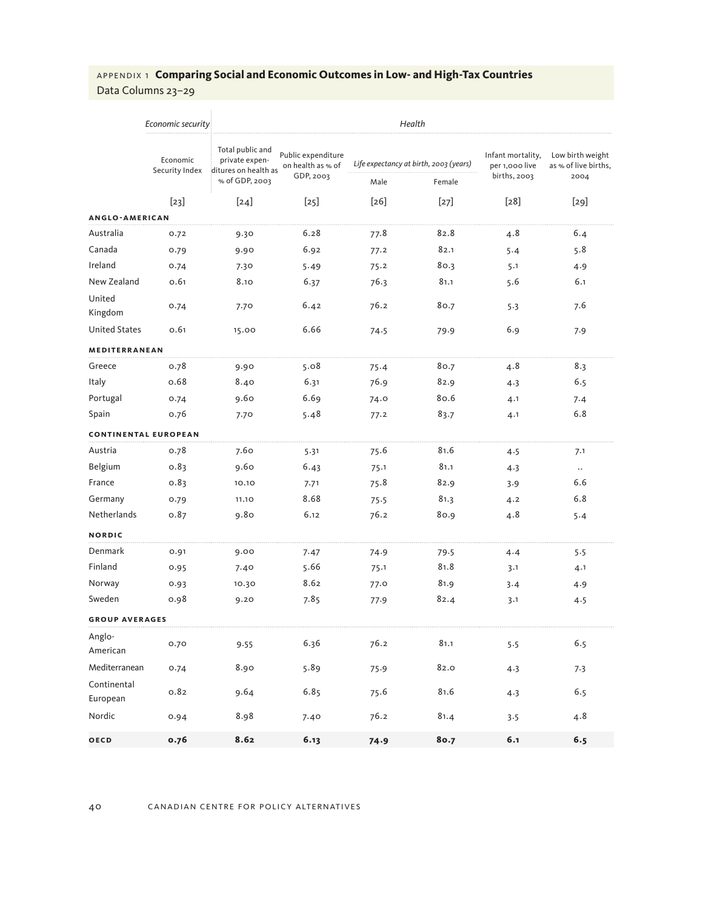## APPENDIX 1 **Comparing Social and Economic Outcomes in Low- and High-Tax Countries**

Data Columns 23–29

| | *Economic security* | *Health* | | | | | |
|---|---|---|---|---|---|---|---|
| | Economic Security Index | Total public and private expenditures on health as % of GDP, 2003 | Public expenditure on health as % of GDP, 2003 | *Life expectancy at birth, 2003 (years)* | | Infant mortality, per 1,000 live births, 2003 | Low birth weight as % of live births, 2004 |
| | | | | Male | Female | | |
| | [23] | [24] | [25] | [26] | [27] | [28] | [29] |
| **ANGLO-AMERICAN** | | | | | | | |
| Australia | 0.72 | 9.30 | 6.28 | 77.8 | 82.8 | 4.8 | 6.4 |
| Canada | 0.79 | 9.90 | 6.92 | 77.2 | 82.1 | 5.4 | 5.8 |
| Ireland | 0.74 | 7.30 | 5.49 | 75.2 | 80.3 | 5.1 | 4.9 |
| New Zealand | 0.61 | 8.10 | 6.37 | 76.3 | 81.1 | 5.6 | 6.1 |
| United Kingdom | 0.74 | 7.70 | 6.42 | 76.2 | 80.7 | 5.3 | 7.6 |
| United States | 0.61 | 15.00 | 6.66 | 74.5 | 79.9 | 6.9 | 7.9 |
| **MEDITERRANEAN** | | | | | | | |
| Greece | 0.78 | 9.90 | 5.08 | 75.4 | 80.7 | 4.8 | 8.3 |
| Italy | 0.68 | 8.40 | 6.31 | 76.9 | 82.9 | 4.3 | 6.5 |
| Portugal | 0.74 | 9.60 | 6.69 | 74.0 | 80.6 | 4.1 | 7.4 |
| Spain | 0.76 | 7.70 | 5.48 | 77.2 | 83.7 | 4.1 | 6.8 |
| **CONTINENTAL EUROPEAN** | | | | | | | |
| Austria | 0.78 | 7.60 | 5.31 | 75.6 | 81.6 | 4.5 | 7.1 |
| Belgium | 0.83 | 9.60 | 6.43 | 75.1 | 81.1 | 4.3 | .. |
| France | 0.83 | 10.10 | 7.71 | 75.8 | 82.9 | 3.9 | 6.6 |
| Germany | 0.79 | 11.10 | 8.68 | 75.5 | 81.3 | 4.2 | 6.8 |
| Netherlands | 0.87 | 9.80 | 6.12 | 76.2 | 80.9 | 4.8 | 5.4 |
| **NORDIC** | | | | | | | |
| Denmark | 0.91 | 9.00 | 7.47 | 74.9 | 79.5 | 4.4 | 5.5 |
| Finland | 0.95 | 7.40 | 5.66 | 75.1 | 81.8 | 3.1 | 4.1 |
| Norway | 0.93 | 10.30 | 8.62 | 77.0 | 81.9 | 3.4 | 4.9 |
| Sweden | 0.98 | 9.20 | 7.85 | 77.9 | 82.4 | 3.1 | 4.5 |
| **GROUP AVERAGES** | | | | | | | |
| Anglo-American | 0.70 | 9.55 | 6.36 | 76.2 | 81.1 | 5.5 | 6.5 |
| Mediterranean | 0.74 | 8.90 | 5.89 | 75.9 | 82.0 | 4.3 | 7.3 |
| Continental European | 0.82 | 9.64 | 6.85 | 75.6 | 81.6 | 4.3 | 6.5 |
| Nordic | 0.94 | 8.98 | 7.40 | 76.2 | 81.4 | 3.5 | 4.8 |
| **OECD** | **0.76** | **8.62** | **6.13** | **74.9** | **80.7** | **6.1** | **6.5** |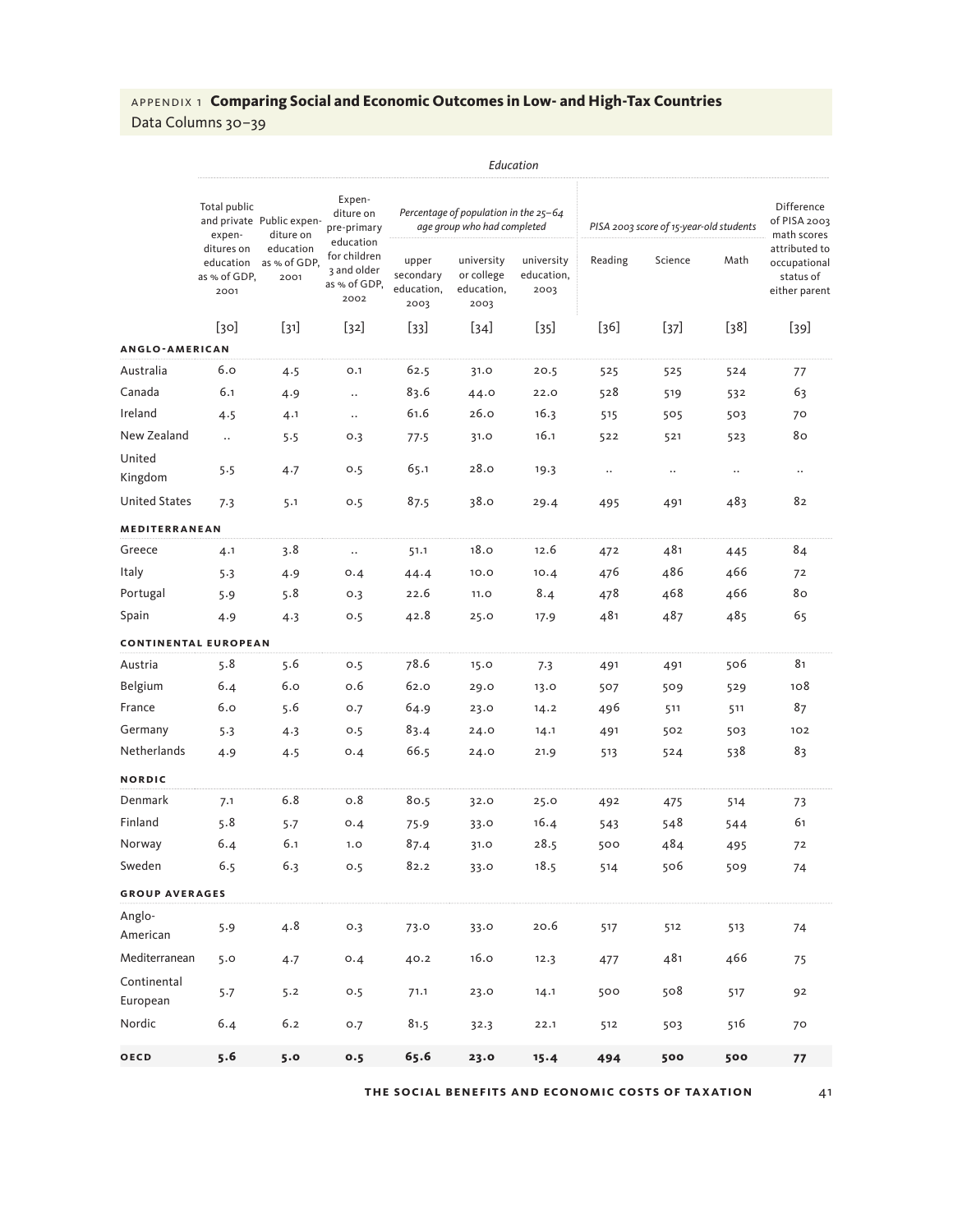APPENDIX 1 **Comparing Social and Economic Outcomes in Low- and High-Tax Countries**
Data Columns 30–39

| | *Education* | | | | | | | | | |
|---|---|---|---|---|---|---|---|---|---|---|
| | Total public and private expenditures on education as % of GDP, 2001 | Public expenditure on education as % of GDP, 2001 | Expenditure on pre-primary education for children 3 and older as % of GDP, 2002 | *Percentage of population in the 25–64 age group who had completed* | | | *PISA 2003 score of 15-year-old students* | | | Difference of PISA 2003 math scores attributed to occupational status of either parent |
| | | | | upper secondary education, 2003 | university or college education, 2003 | university education, 2003 | Reading | Science | Math | |
| | [30] | [31] | [32] | [33] | [34] | [35] | [36] | [37] | [38] | [39] |
| **ANGLO-AMERICAN** | | | | | | | | | | |
| Australia | 6.0 | 4.5 | 0.1 | 62.5 | 31.0 | 20.5 | 525 | 525 | 524 | 77 |
| Canada | 6.1 | 4.9 | .. | 83.6 | 44.0 | 22.0 | 528 | 519 | 532 | 63 |
| Ireland | 4.5 | 4.1 | .. | 61.6 | 26.0 | 16.3 | 515 | 505 | 503 | 70 |
| New Zealand | .. | 5.5 | 0.3 | 77.5 | 31.0 | 16.1 | 522 | 521 | 523 | 80 |
| United Kingdom | 5.5 | 4.7 | 0.5 | 65.1 | 28.0 | 19.3 | .. | .. | .. | .. |
| United States | 7.3 | 5.1 | 0.5 | 87.5 | 38.0 | 29.4 | 495 | 491 | 483 | 82 |
| **MEDITERRANEAN** | | | | | | | | | | |
| Greece | 4.1 | 3.8 | .. | 51.1 | 18.0 | 12.6 | 472 | 481 | 445 | 84 |
| Italy | 5.3 | 4.9 | 0.4 | 44.4 | 10.0 | 10.4 | 476 | 486 | 466 | 72 |
| Portugal | 5.9 | 5.8 | 0.3 | 22.6 | 11.0 | 8.4 | 478 | 468 | 466 | 80 |
| Spain | 4.9 | 4.3 | 0.5 | 42.8 | 25.0 | 17.9 | 481 | 487 | 485 | 65 |
| **CONTINENTAL EUROPEAN** | | | | | | | | | | |
| Austria | 5.8 | 5.6 | 0.5 | 78.6 | 15.0 | 7.3 | 491 | 491 | 506 | 81 |
| Belgium | 6.4 | 6.0 | 0.6 | 62.0 | 29.0 | 13.0 | 507 | 509 | 529 | 108 |
| France | 6.0 | 5.6 | 0.7 | 64.9 | 23.0 | 14.2 | 496 | 511 | 511 | 87 |
| Germany | 5.3 | 4.3 | 0.5 | 83.4 | 24.0 | 14.1 | 491 | 502 | 503 | 102 |
| Netherlands | 4.9 | 4.5 | 0.4 | 66.5 | 24.0 | 21.9 | 513 | 524 | 538 | 83 |
| **NORDIC** | | | | | | | | | | |
| Denmark | 7.1 | 6.8 | 0.8 | 80.5 | 32.0 | 25.0 | 492 | 475 | 514 | 73 |
| Finland | 5.8 | 5.7 | 0.4 | 75.9 | 33.0 | 16.4 | 543 | 548 | 544 | 61 |
| Norway | 6.4 | 6.1 | 1.0 | 87.4 | 31.0 | 28.5 | 500 | 484 | 495 | 72 |
| Sweden | 6.5 | 6.3 | 0.5 | 82.2 | 33.0 | 18.5 | 514 | 506 | 509 | 74 |
| **GROUP AVERAGES** | | | | | | | | | | |
| Anglo-American | 5.9 | 4.8 | 0.3 | 73.0 | 33.0 | 20.6 | 517 | 512 | 513 | 74 |
| Mediterranean | 5.0 | 4.7 | 0.4 | 40.2 | 16.0 | 12.3 | 477 | 481 | 466 | 75 |
| Continental European | 5.7 | 5.2 | 0.5 | 71.1 | 23.0 | 14.1 | 500 | 508 | 517 | 92 |
| Nordic | 6.4 | 6.2 | 0.7 | 81.5 | 32.3 | 22.1 | 512 | 503 | 516 | 70 |
| **OECD** | **5.6** | **5.0** | **0.5** | **65.6** | **23.0** | **15.4** | **494** | **500** | **500** | **77** |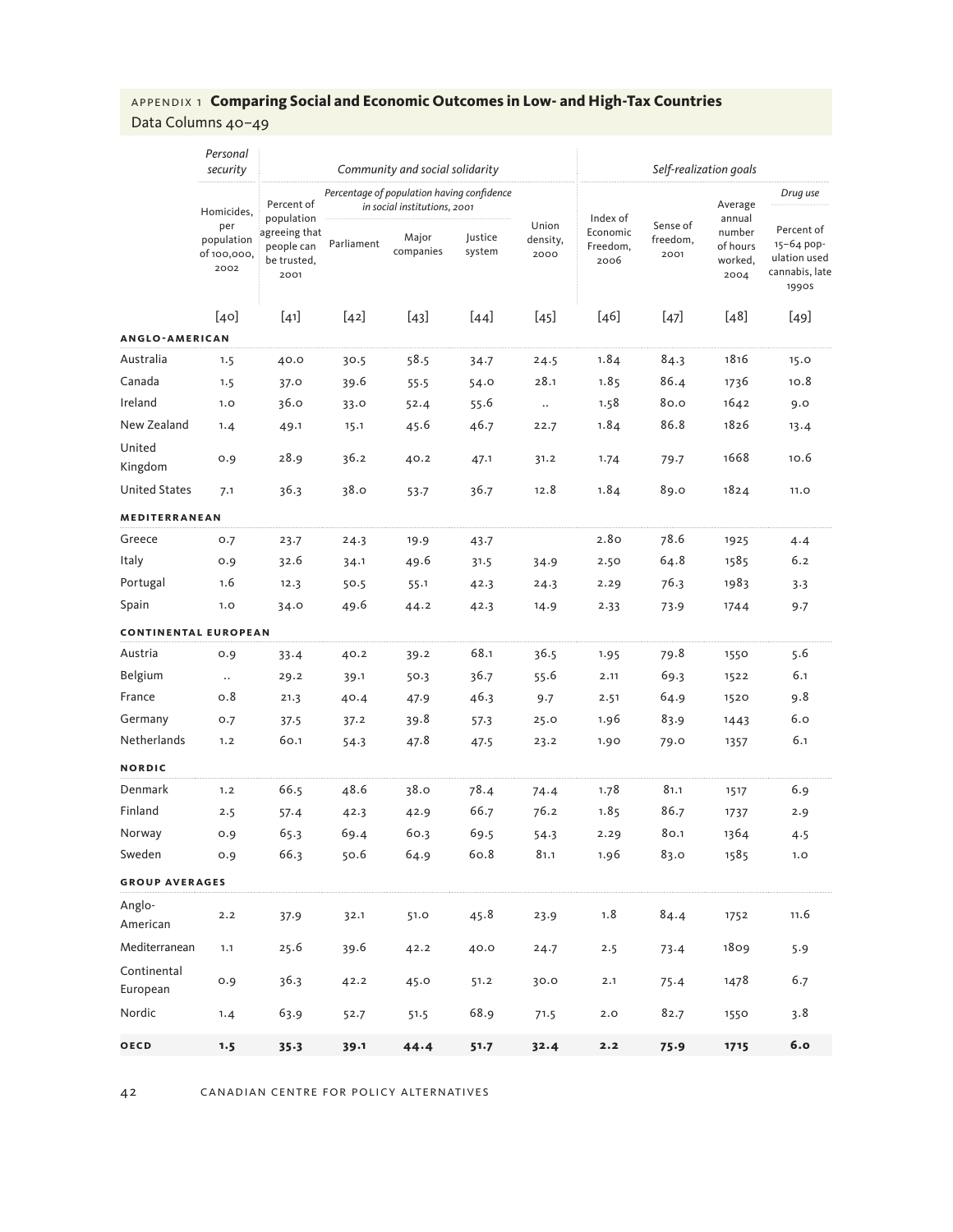## APPENDIX 1 **Comparing Social and Economic Outcomes in Low- and High-Tax Countries**

Data Columns 40–49

| | *Personal security* | *Community and social solidarity* | | | | | *Self-realization goals* | | | |
|---|---|---|---|---|---|---|---|---|---|---|
| | | | *Percentage of population having confidence in social institutions, 2001* | | | | | | | *Drug use* |
| | Homicides, per population of 100,000, 2002 | Percent of population agreeing that people can be trusted, 2001 | Parliament | Major companies | Justice system | Union density, 2000 | Index of Economic Freedom, 2006 | Sense of freedom, 2001 | Average annual number of hours worked, 2004 | Percent of 15–64 population used cannabis, late 1990s |
| | [40] | [41] | [42] | [43] | [44] | [45] | [46] | [47] | [48] | [49] |
| **ANGLO-AMERICAN** | | | | | | | | | | |
| Australia | 1.5 | 40.0 | 30.5 | 58.5 | 34.7 | 24.5 | 1.84 | 84.3 | 1816 | 15.0 |
| Canada | 1.5 | 37.0 | 39.6 | 55.5 | 54.0 | 28.1 | 1.85 | 86.4 | 1736 | 10.8 |
| Ireland | 1.0 | 36.0 | 33.0 | 52.4 | 55.6 | .. | 1.58 | 80.0 | 1642 | 9.0 |
| New Zealand | 1.4 | 49.1 | 15.1 | 45.6 | 46.7 | 22.7 | 1.84 | 86.8 | 1826 | 13.4 |
| United Kingdom | 0.9 | 28.9 | 36.2 | 40.2 | 47.1 | 31.2 | 1.74 | 79.7 | 1668 | 10.6 |
| United States | 7.1 | 36.3 | 38.0 | 53.7 | 36.7 | 12.8 | 1.84 | 89.0 | 1824 | 11.0 |
| **MEDITERRANEAN** | | | | | | | | | | |
| Greece | 0.7 | 23.7 | 24.3 | 19.9 | 43.7 | | 2.80 | 78.6 | 1925 | 4.4 |
| Italy | 0.9 | 32.6 | 34.1 | 49.6 | 31.5 | 34.9 | 2.50 | 64.8 | 1585 | 6.2 |
| Portugal | 1.6 | 12.3 | 50.5 | 55.1 | 42.3 | 24.3 | 2.29 | 76.3 | 1983 | 3.3 |
| Spain | 1.0 | 34.0 | 49.6 | 44.2 | 42.3 | 14.9 | 2.33 | 73.9 | 1744 | 9.7 |
| **CONTINENTAL EUROPEAN** | | | | | | | | | | |
| Austria | 0.9 | 33.4 | 40.2 | 39.2 | 68.1 | 36.5 | 1.95 | 79.8 | 1550 | 5.6 |
| Belgium | .. | 29.2 | 39.1 | 50.3 | 36.7 | 55.6 | 2.11 | 69.3 | 1522 | 6.1 |
| France | 0.8 | 21.3 | 40.4 | 47.9 | 46.3 | 9.7 | 2.51 | 64.9 | 1520 | 9.8 |
| Germany | 0.7 | 37.5 | 37.2 | 39.8 | 57.3 | 25.0 | 1.96 | 83.9 | 1443 | 6.0 |
| Netherlands | 1.2 | 60.1 | 54.3 | 47.8 | 47.5 | 23.2 | 1.90 | 79.0 | 1357 | 6.1 |
| **NORDIC** | | | | | | | | | | |
| Denmark | 1.2 | 66.5 | 48.6 | 38.0 | 78.4 | 74.4 | 1.78 | 81.1 | 1517 | 6.9 |
| Finland | 2.5 | 57.4 | 42.3 | 42.9 | 66.7 | 76.2 | 1.85 | 86.7 | 1737 | 2.9 |
| Norway | 0.9 | 65.3 | 69.4 | 60.3 | 69.5 | 54.3 | 2.29 | 80.1 | 1364 | 4.5 |
| Sweden | 0.9 | 66.3 | 50.6 | 64.9 | 60.8 | 81.1 | 1.96 | 83.0 | 1585 | 1.0 |
| **GROUP AVERAGES** | | | | | | | | | | |
| Anglo-American | 2.2 | 37.9 | 32.1 | 51.0 | 45.8 | 23.9 | 1.8 | 84.4 | 1752 | 11.6 |
| Mediterranean | 1.1 | 25.6 | 39.6 | 42.2 | 40.0 | 24.7 | 2.5 | 73.4 | 1809 | 5.9 |
| Continental European | 0.9 | 36.3 | 42.2 | 45.0 | 51.2 | 30.0 | 2.1 | 75.4 | 1478 | 6.7 |
| Nordic | 1.4 | 63.9 | 52.7 | 51.5 | 68.9 | 71.5 | 2.0 | 82.7 | 1550 | 3.8 |
| **OECD** | **1.5** | **35.3** | **39.1** | **44.4** | **51.7** | **32.4** | **2.2** | **75.9** | **1715** | **6.0** |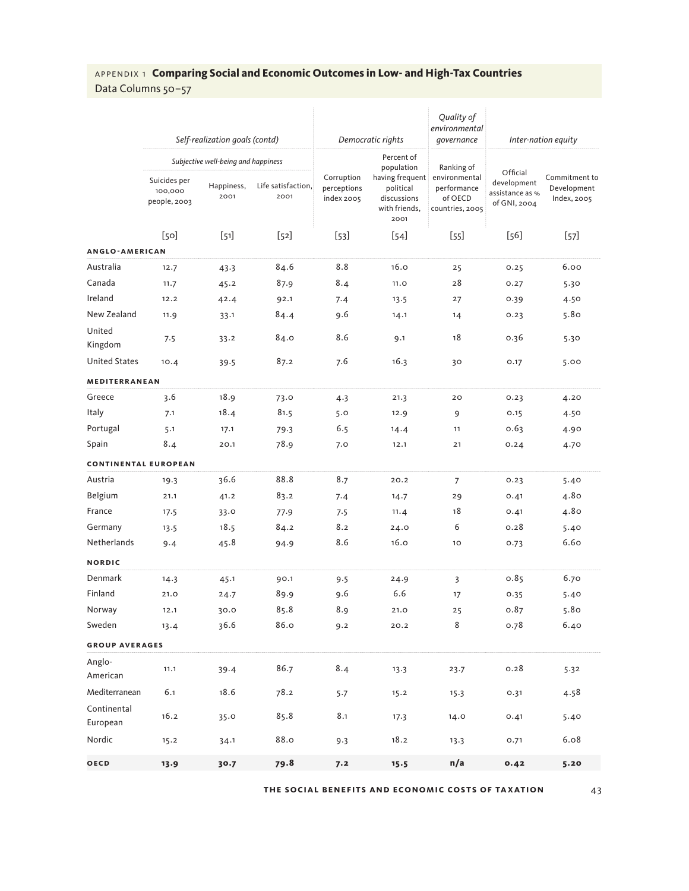APPENDIX 1 **Comparing Social and Economic Outcomes in Low- and High-Tax Countries**
Data Columns 50–57

| | *Self-realization goals (contd)* | | | *Democratic rights* | | *Quality of environmental governance* | *Inter-nation equity* | |
|---|---|---|---|---|---|---|---|---|
| | *Subjective well-being and happiness* | | | | | | | |
| | Suicides per 100,000 people, 2003 | Happiness, 2001 | Life satisfaction, 2001 | Corruption perceptions index 2005 | Percent of population having frequent political discussions with friends, 2001 | Ranking of environmental performance of OECD countries, 2005 | Official development assistance as % of GNI, 2004 | Commitment to Development Index, 2005 |
| | [50] | [51] | [52] | [53] | [54] | [55] | [56] | [57] |
| **ANGLO-AMERICAN** | | | | | | | | |
| Australia | 12.7 | 43.3 | 84.6 | 8.8 | 16.0 | 25 | 0.25 | 6.00 |
| Canada | 11.7 | 45.2 | 87.9 | 8.4 | 11.0 | 28 | 0.27 | 5.30 |
| Ireland | 12.2 | 42.4 | 92.1 | 7.4 | 13.5 | 27 | 0.39 | 4.50 |
| New Zealand | 11.9 | 33.1 | 84.4 | 9.6 | 14.1 | 14 | 0.23 | 5.80 |
| United Kingdom | 7.5 | 33.2 | 84.0 | 8.6 | 9.1 | 18 | 0.36 | 5.30 |
| United States | 10.4 | 39.5 | 87.2 | 7.6 | 16.3 | 30 | 0.17 | 5.00 |
| **MEDITERRANEAN** | | | | | | | | |
| Greece | 3.6 | 18.9 | 73.0 | 4.3 | 21.3 | 20 | 0.23 | 4.20 |
| Italy | 7.1 | 18.4 | 81.5 | 5.0 | 12.9 | 9 | 0.15 | 4.50 |
| Portugal | 5.1 | 17.1 | 79.3 | 6.5 | 14.4 | 11 | 0.63 | 4.90 |
| Spain | 8.4 | 20.1 | 78.9 | 7.0 | 12.1 | 21 | 0.24 | 4.70 |
| **CONTINENTAL EUROPEAN** | | | | | | | | |
| Austria | 19.3 | 36.6 | 88.8 | 8.7 | 20.2 | 7 | 0.23 | 5.40 |
| Belgium | 21.1 | 41.2 | 83.2 | 7.4 | 14.7 | 29 | 0.41 | 4.80 |
| France | 17.5 | 33.0 | 77.9 | 7.5 | 11.4 | 18 | 0.41 | 4.80 |
| Germany | 13.5 | 18.5 | 84.2 | 8.2 | 24.0 | 6 | 0.28 | 5.40 |
| Netherlands | 9.4 | 45.8 | 94.9 | 8.6 | 16.0 | 10 | 0.73 | 6.60 |
| **NORDIC** | | | | | | | | |
| Denmark | 14.3 | 45.1 | 90.1 | 9.5 | 24.9 | 3 | 0.85 | 6.70 |
| Finland | 21.0 | 24.7 | 89.9 | 9.6 | 6.6 | 17 | 0.35 | 5.40 |
| Norway | 12.1 | 30.0 | 85.8 | 8.9 | 21.0 | 25 | 0.87 | 5.80 |
| Sweden | 13.4 | 36.6 | 86.0 | 9.2 | 20.2 | 8 | 0.78 | 6.40 |
| **GROUP AVERAGES** | | | | | | | | |
| Anglo-American | 11.1 | 39.4 | 86.7 | 8.4 | 13.3 | 23.7 | 0.28 | 5.32 |
| Mediterranean | 6.1 | 18.6 | 78.2 | 5.7 | 15.2 | 15.3 | 0.31 | 4.58 |
| Continental European | 16.2 | 35.0 | 85.8 | 8.1 | 17.3 | 14.0 | 0.41 | 5.40 |
| Nordic | 15.2 | 34.1 | 88.0 | 9.3 | 18.2 | 13.3 | 0.71 | 6.08 |
| **OECD** | **13.9** | **30.7** | **79.8** | **7.2** | **15.5** | **n/a** | **0.42** | **5.20** |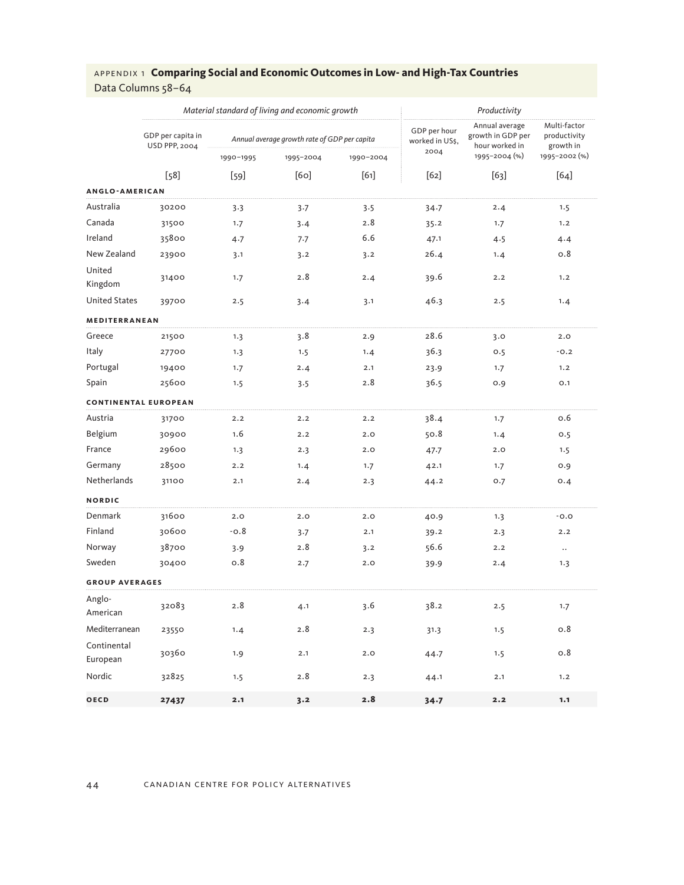## APPENDIX 1 **Comparing Social and Economic Outcomes in Low- and High-Tax Countries**

Data Columns 58–64

| | *Material standard of living and economic growth* | | | | *Productivity* | | |
|---|---|---|---|---|---|---|---|
| | GDP per capita in USD PPP, 2004 | *Annual average growth rate of GDP per capita* | | | GDP per hour worked in US$, 2004 | Annual average growth in GDP per hour worked in 1995–2004 (%) | Multi-factor productivity growth in 1995–2002 (%) |
| | | 1990–1995 | 1995–2004 | 1990–2004 | | | |
| | [58] | [59] | [60] | [61] | [62] | [63] | [64] |
| **ANGLO-AMERICAN** | | | | | | | |
| Australia | 30200 | 3.3 | 3.7 | 3.5 | 34.7 | 2.4 | 1.5 |
| Canada | 31500 | 1.7 | 3.4 | 2.8 | 35.2 | 1.7 | 1.2 |
| Ireland | 35800 | 4.7 | 7.7 | 6.6 | 47.1 | 4.5 | 4.4 |
| New Zealand | 23900 | 3.1 | 3.2 | 3.2 | 26.4 | 1.4 | 0.8 |
| United Kingdom | 31400 | 1.7 | 2.8 | 2.4 | 39.6 | 2.2 | 1.2 |
| United States | 39700 | 2.5 | 3.4 | 3.1 | 46.3 | 2.5 | 1.4 |
| **MEDITERRANEAN** | | | | | | | |
| Greece | 21500 | 1.3 | 3.8 | 2.9 | 28.6 | 3.0 | 2.0 |
| Italy | 27700 | 1.3 | 1.5 | 1.4 | 36.3 | 0.5 | -0.2 |
| Portugal | 19400 | 1.7 | 2.4 | 2.1 | 23.9 | 1.7 | 1.2 |
| Spain | 25600 | 1.5 | 3.5 | 2.8 | 36.5 | 0.9 | 0.1 |
| **CONTINENTAL EUROPEAN** | | | | | | | |
| Austria | 31700 | 2.2 | 2.2 | 2.2 | 38.4 | 1.7 | 0.6 |
| Belgium | 30900 | 1.6 | 2.2 | 2.0 | 50.8 | 1.4 | 0.5 |
| France | 29600 | 1.3 | 2.3 | 2.0 | 47.7 | 2.0 | 1.5 |
| Germany | 28500 | 2.2 | 1.4 | 1.7 | 42.1 | 1.7 | 0.9 |
| Netherlands | 31100 | 2.1 | 2.4 | 2.3 | 44.2 | 0.7 | 0.4 |
| **NORDIC** | | | | | | | |
| Denmark | 31600 | 2.0 | 2.0 | 2.0 | 40.9 | 1.3 | -0.0 |
| Finland | 30600 | -0.8 | 3.7 | 2.1 | 39.2 | 2.3 | 2.2 |
| Norway | 38700 | 3.9 | 2.8 | 3.2 | 56.6 | 2.2 | .. |
| Sweden | 30400 | 0.8 | 2.7 | 2.0 | 39.9 | 2.4 | 1.3 |
| **GROUP AVERAGES** | | | | | | | |
| Anglo-American | 32083 | 2.8 | 4.1 | 3.6 | 38.2 | 2.5 | 1.7 |
| Mediterranean | 23550 | 1.4 | 2.8 | 2.3 | 31.3 | 1.5 | 0.8 |
| Continental European | 30360 | 1.9 | 2.1 | 2.0 | 44.7 | 1.5 | 0.8 |
| Nordic | 32825 | 1.5 | 2.8 | 2.3 | 44.1 | 2.1 | 1.2 |
| **OECD** | **27437** | **2.1** | **3.2** | **2.8** | **34.7** | **2.2** | **1.1** |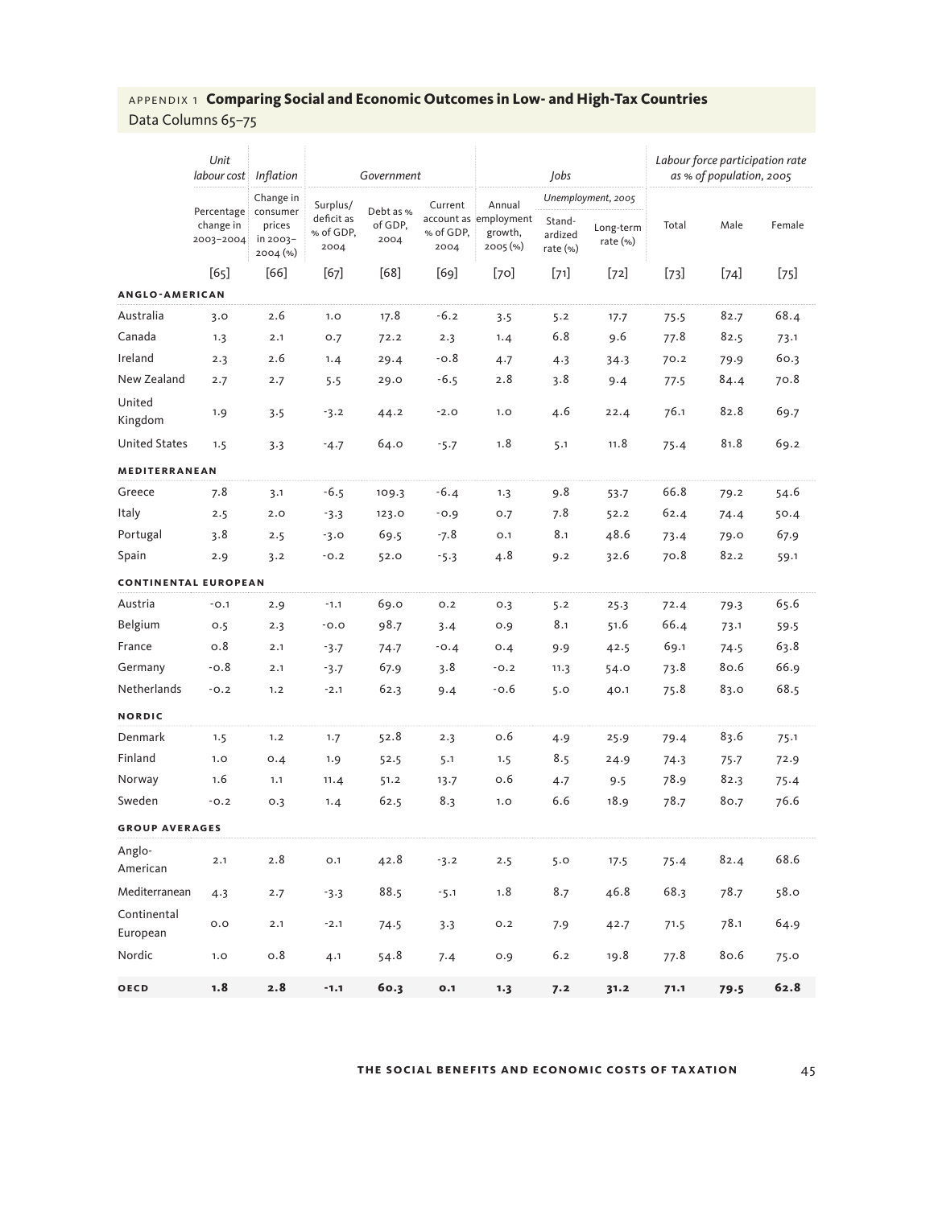## APPENDIX 1 **Comparing Social and Economic Outcomes in Low- and High-Tax Countries**

Data Columns 65–75

| | *Unit labour cost* | *Inflation* | *Government* | | | *Jobs* | | | *Labour force participation rate as % of population, 2005* | | |
|---|---|---|---|---|---|---|---|---|---|---|---|
| | Percentage change in 2003–2004 | Change in consumer prices in 2003–2004 (%) | Surplus/deficit as % of GDP, 2004 | Debt as % of GDP, 2004 | Current account as % of GDP, 2004 | Annual employment growth, 2005 (%) | *Unemployment, 2005* Standardized rate (%) | Long-term rate (%) | Total | Male | Female |
| | [65] | [66] | [67] | [68] | [69] | [70] | [71] | [72] | [73] | [74] | [75] |
| **ANGLO-AMERICAN** | | | | | | | | | | | |
| Australia | 3.0 | 2.6 | 1.0 | 17.8 | -6.2 | 3.5 | 5.2 | 17.7 | 75.5 | 82.7 | 68.4 |
| Canada | 1.3 | 2.1 | 0.7 | 72.2 | 2.3 | 1.4 | 6.8 | 9.6 | 77.8 | 82.5 | 73.1 |
| Ireland | 2.3 | 2.6 | 1.4 | 29.4 | -0.8 | 4.7 | 4.3 | 34.3 | 70.2 | 79.9 | 60.3 |
| New Zealand | 2.7 | 2.7 | 5.5 | 29.0 | -6.5 | 2.8 | 3.8 | 9.4 | 77.5 | 84.4 | 70.8 |
| United Kingdom | 1.9 | 3.5 | -3.2 | 44.2 | -2.0 | 1.0 | 4.6 | 22.4 | 76.1 | 82.8 | 69.7 |
| United States | 1.5 | 3.3 | -4.7 | 64.0 | -5.7 | 1.8 | 5.1 | 11.8 | 75.4 | 81.8 | 69.2 |
| **MEDITERRANEAN** | | | | | | | | | | | |
| Greece | 7.8 | 3.1 | -6.5 | 109.3 | -6.4 | 1.3 | 9.8 | 53.7 | 66.8 | 79.2 | 54.6 |
| Italy | 2.5 | 2.0 | -3.3 | 123.0 | -0.9 | 0.7 | 7.8 | 52.2 | 62.4 | 74.4 | 50.4 |
| Portugal | 3.8 | 2.5 | -3.0 | 69.5 | -7.8 | 0.1 | 8.1 | 48.6 | 73.4 | 79.0 | 67.9 |
| Spain | 2.9 | 3.2 | -0.2 | 52.0 | -5.3 | 4.8 | 9.2 | 32.6 | 70.8 | 82.2 | 59.1 |
| **CONTINENTAL EUROPEAN** | | | | | | | | | | | |
| Austria | -0.1 | 2.9 | -1.1 | 69.0 | 0.2 | 0.3 | 5.2 | 25.3 | 72.4 | 79.3 | 65.6 |
| Belgium | 0.5 | 2.3 | -0.0 | 98.7 | 3.4 | 0.9 | 8.1 | 51.6 | 66.4 | 73.1 | 59.5 |
| France | 0.8 | 2.1 | -3.7 | 74.7 | -0.4 | 0.4 | 9.9 | 42.5 | 69.1 | 74.5 | 63.8 |
| Germany | -0.8 | 2.1 | -3.7 | 67.9 | 3.8 | -0.2 | 11.3 | 54.0 | 73.8 | 80.6 | 66.9 |
| Netherlands | -0.2 | 1.2 | -2.1 | 62.3 | 9.4 | -0.6 | 5.0 | 40.1 | 75.8 | 83.0 | 68.5 |
| **NORDIC** | | | | | | | | | | | |
| Denmark | 1.5 | 1.2 | 1.7 | 52.8 | 2.3 | 0.6 | 4.9 | 25.9 | 79.4 | 83.6 | 75.1 |
| Finland | 1.0 | 0.4 | 1.9 | 52.5 | 5.1 | 1.5 | 8.5 | 24.9 | 74.3 | 75.7 | 72.9 |
| Norway | 1.6 | 1.1 | 11.4 | 51.2 | 13.7 | 0.6 | 4.7 | 9.5 | 78.9 | 82.3 | 75.4 |
| Sweden | -0.2 | 0.3 | 1.4 | 62.5 | 8.3 | 1.0 | 6.6 | 18.9 | 78.7 | 80.7 | 76.6 |
| **GROUP AVERAGES** | | | | | | | | | | | |
| Anglo-American | 2.1 | 2.8 | 0.1 | 42.8 | -3.2 | 2.5 | 5.0 | 17.5 | 75.4 | 82.4 | 68.6 |
| Mediterranean | 4.3 | 2.7 | -3.3 | 88.5 | -5.1 | 1.8 | 8.7 | 46.8 | 68.3 | 78.7 | 58.0 |
| Continental European | 0.0 | 2.1 | -2.1 | 74.5 | 3.3 | 0.2 | 7.9 | 42.7 | 71.5 | 78.1 | 64.9 |
| Nordic | 1.0 | 0.8 | 4.1 | 54.8 | 7.4 | 0.9 | 6.2 | 19.8 | 77.8 | 80.6 | 75.0 |
| **OECD** | **1.8** | **2.8** | **-1.1** | **60.3** | **0.1** | **1.3** | **7.2** | **31.2** | **71.1** | **79.5** | **62.8** |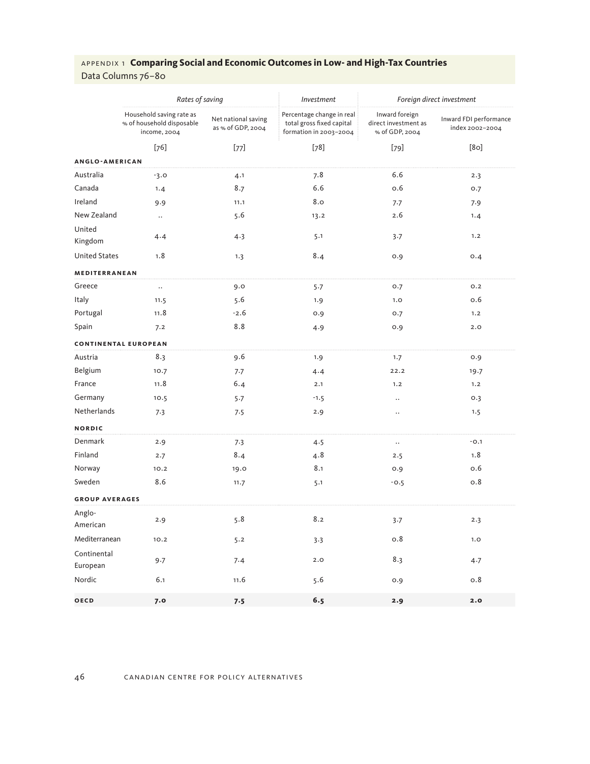APPENDIX 1 **Comparing Social and Economic Outcomes in Low- and High-Tax Countries**
Data Columns 76–80

| | *Rates of saving* | | *Investment* | *Foreign direct investment* | |
|---|---|---|---|---|---|
| | Household saving rate as % of household disposable income, 2004 | Net national saving as % of GDP, 2004 | Percentage change in real total gross fixed capital formation in 2003–2004 | Inward foreign direct investment as % of GDP, 2004 | Inward FDI performance index 2002–2004 |
| | [76] | [77] | [78] | [79] | [80] |
| **ANGLO-AMERICAN** | | | | | |
| Australia | -3.0 | 4.1 | 7.8 | 6.6 | 2.3 |
| Canada | 1.4 | 8.7 | 6.6 | 0.6 | 0.7 |
| Ireland | 9.9 | 11.1 | 8.0 | 7.7 | 7.9 |
| New Zealand | .. | 5.6 | 13.2 | 2.6 | 1.4 |
| United Kingdom | 4.4 | 4.3 | 5.1 | 3.7 | 1.2 |
| United States | 1.8 | 1.3 | 8.4 | 0.9 | 0.4 |
| **MEDITERRANEAN** | | | | | |
| Greece | .. | 9.0 | 5.7 | 0.7 | 0.2 |
| Italy | 11.5 | 5.6 | 1.9 | 1.0 | 0.6 |
| Portugal | 11.8 | -2.6 | 0.9 | 0.7 | 1.2 |
| Spain | 7.2 | 8.8 | 4.9 | 0.9 | 2.0 |
| **CONTINENTAL EUROPEAN** | | | | | |
| Austria | 8.3 | 9.6 | 1.9 | 1.7 | 0.9 |
| Belgium | 10.7 | 7.7 | 4.4 | 22.2 | 19.7 |
| France | 11.8 | 6.4 | 2.1 | 1.2 | 1.2 |
| Germany | 10.5 | 5.7 | -1.5 | .. | 0.3 |
| Netherlands | 7.3 | 7.5 | 2.9 | .. | 1.5 |
| **NORDIC** | | | | | |
| Denmark | 2.9 | 7.3 | 4.5 | .. | -0.1 |
| Finland | 2.7 | 8.4 | 4.8 | 2.5 | 1.8 |
| Norway | 10.2 | 19.0 | 8.1 | 0.9 | 0.6 |
| Sweden | 8.6 | 11.7 | 5.1 | -0.5 | 0.8 |
| **GROUP AVERAGES** | | | | | |
| Anglo-American | 2.9 | 5.8 | 8.2 | 3.7 | 2.3 |
| Mediterranean | 10.2 | 5.2 | 3.3 | 0.8 | 1.0 |
| Continental European | 9.7 | 7.4 | 2.0 | 8.3 | 4.7 |
| Nordic | 6.1 | 11.6 | 5.6 | 0.9 | 0.8 |
| **OECD** | **7.0** | **7.5** | **6.5** | **2.9** | **2.0** |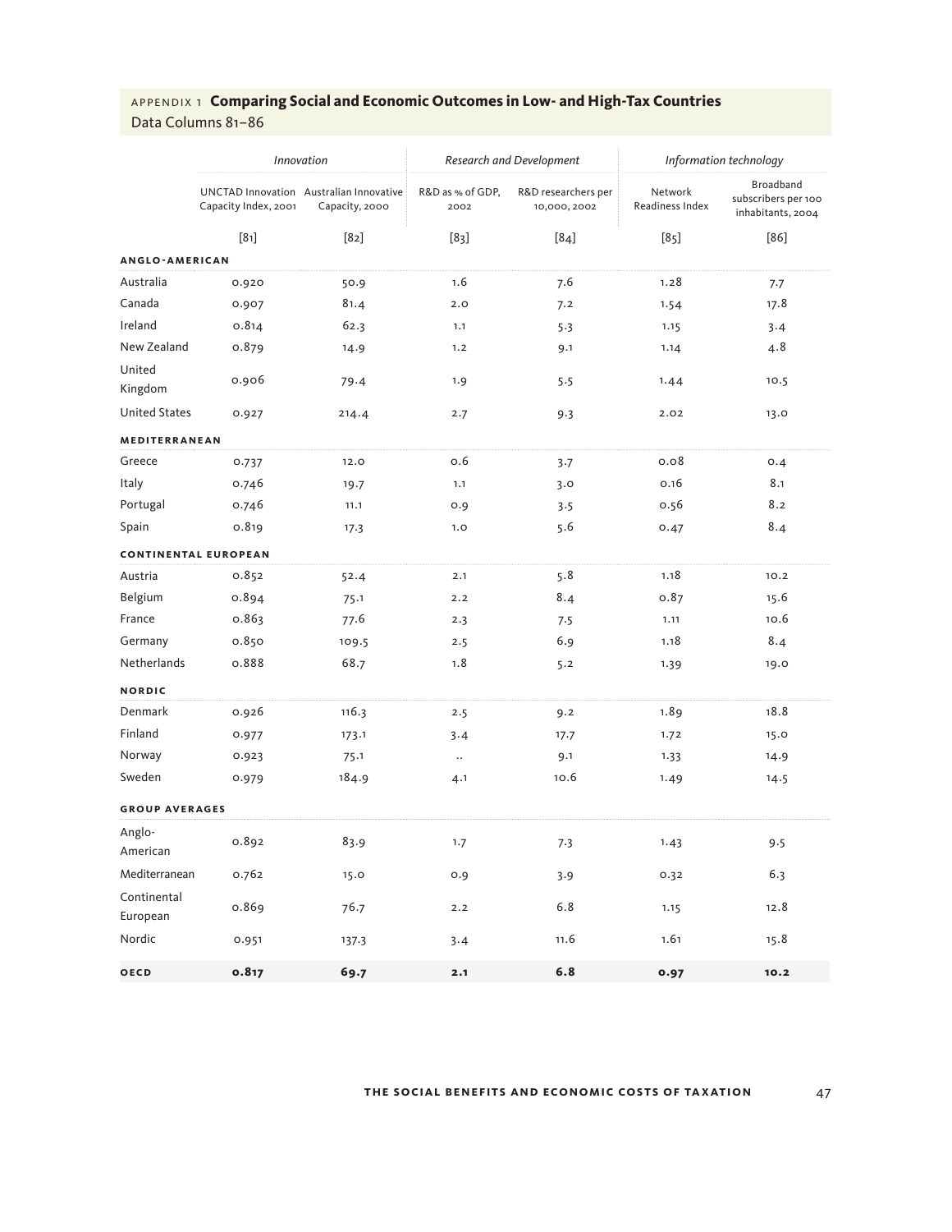## APPENDIX 1 **Comparing Social and Economic Outcomes in Low- and High-Tax Countries**

Data Columns 81–86

| | *Innovation* | | *Research and Development* | | *Information technology* | |
|---|---|---|---|---|---|---|
| | UNCTAD Innovation Capacity Index, 2001 | Australian Innovative Capacity, 2000 | R&D as % of GDP, 2002 | R&D researchers per 10,000, 2002 | Network Readiness Index | Broadband subscribers per 100 inhabitants, 2004 |
| | [81] | [82] | [83] | [84] | [85] | [86] |
| **ANGLO-AMERICAN** | | | | | | |
| Australia | 0.920 | 50.9 | 1.6 | 7.6 | 1.28 | 7.7 |
| Canada | 0.907 | 81.4 | 2.0 | 7.2 | 1.54 | 17.8 |
| Ireland | 0.814 | 62.3 | 1.1 | 5.3 | 1.15 | 3.4 |
| New Zealand | 0.879 | 14.9 | 1.2 | 9.1 | 1.14 | 4.8 |
| United Kingdom | 0.906 | 79.4 | 1.9 | 5.5 | 1.44 | 10.5 |
| United States | 0.927 | 214.4 | 2.7 | 9.3 | 2.02 | 13.0 |
| **MEDITERRANEAN** | | | | | | |
| Greece | 0.737 | 12.0 | 0.6 | 3.7 | 0.08 | 0.4 |
| Italy | 0.746 | 19.7 | 1.1 | 3.0 | 0.16 | 8.1 |
| Portugal | 0.746 | 11.1 | 0.9 | 3.5 | 0.56 | 8.2 |
| Spain | 0.819 | 17.3 | 1.0 | 5.6 | 0.47 | 8.4 |
| **CONTINENTAL EUROPEAN** | | | | | | |
| Austria | 0.852 | 52.4 | 2.1 | 5.8 | 1.18 | 10.2 |
| Belgium | 0.894 | 75.1 | 2.2 | 8.4 | 0.87 | 15.6 |
| France | 0.863 | 77.6 | 2.3 | 7.5 | 1.11 | 10.6 |
| Germany | 0.850 | 109.5 | 2.5 | 6.9 | 1.18 | 8.4 |
| Netherlands | 0.888 | 68.7 | 1.8 | 5.2 | 1.39 | 19.0 |
| **NORDIC** | | | | | | |
| Denmark | 0.926 | 116.3 | 2.5 | 9.2 | 1.89 | 18.8 |
| Finland | 0.977 | 173.1 | 3.4 | 17.7 | 1.72 | 15.0 |
| Norway | 0.923 | 75.1 | .. | 9.1 | 1.33 | 14.9 |
| Sweden | 0.979 | 184.9 | 4.1 | 10.6 | 1.49 | 14.5 |
| **GROUP AVERAGES** | | | | | | |
| Anglo-American | 0.892 | 83.9 | 1.7 | 7.3 | 1.43 | 9.5 |
| Mediterranean | 0.762 | 15.0 | 0.9 | 3.9 | 0.32 | 6.3 |
| Continental European | 0.869 | 76.7 | 2.2 | 6.8 | 1.15 | 12.8 |
| Nordic | 0.951 | 137.3 | 3.4 | 11.6 | 1.61 | 15.8 |
| **OECD** | **0.817** | **69.7** | **2.1** | **6.8** | **0.97** | **10.2** |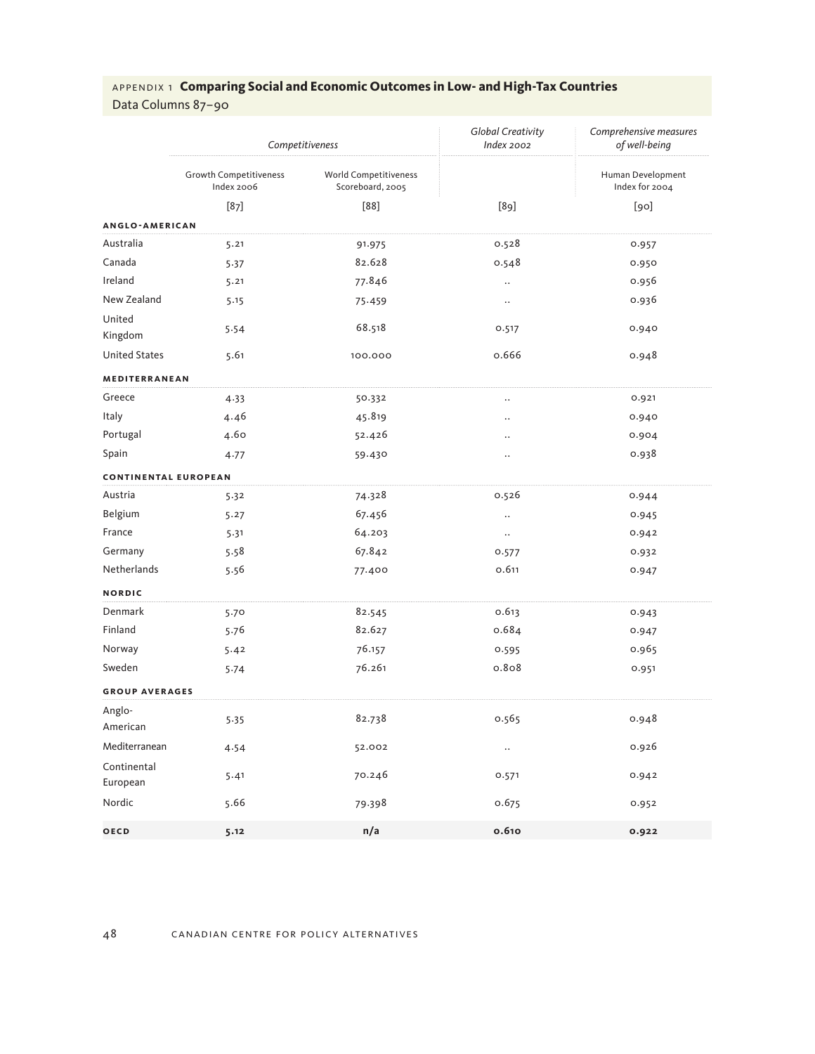## APPENDIX 1 **Comparing Social and Economic Outcomes in Low- and High-Tax Countries**

Data Columns 87–90

| | *Competitiveness* | | *Global Creativity Index 2002* | *Comprehensive measures of well-being* |
|---|---|---|---|---|
| | Growth Competitiveness Index 2006 | World Competitiveness Scoreboard, 2005 | | Human Development Index for 2004 |
| | [87] | [88] | [89] | [90] |
| **ANGLO-AMERICAN** | | | | |
| Australia | 5.21 | 91.975 | 0.528 | 0.957 |
| Canada | 5.37 | 82.628 | 0.548 | 0.950 |
| Ireland | 5.21 | 77.846 | .. | 0.956 |
| New Zealand | 5.15 | 75.459 | .. | 0.936 |
| United Kingdom | 5.54 | 68.518 | 0.517 | 0.940 |
| United States | 5.61 | 100.000 | 0.666 | 0.948 |
| **MEDITERRANEAN** | | | | |
| Greece | 4.33 | 50.332 | .. | 0.921 |
| Italy | 4.46 | 45.819 | .. | 0.940 |
| Portugal | 4.60 | 52.426 | .. | 0.904 |
| Spain | 4.77 | 59.430 | .. | 0.938 |
| **CONTINENTAL EUROPEAN** | | | | |
| Austria | 5.32 | 74.328 | 0.526 | 0.944 |
| Belgium | 5.27 | 67.456 | .. | 0.945 |
| France | 5.31 | 64.203 | .. | 0.942 |
| Germany | 5.58 | 67.842 | 0.577 | 0.932 |
| Netherlands | 5.56 | 77.400 | 0.611 | 0.947 |
| **NORDIC** | | | | |
| Denmark | 5.70 | 82.545 | 0.613 | 0.943 |
| Finland | 5.76 | 82.627 | 0.684 | 0.947 |
| Norway | 5.42 | 76.157 | 0.595 | 0.965 |
| Sweden | 5.74 | 76.261 | 0.808 | 0.951 |
| **GROUP AVERAGES** | | | | |
| Anglo-American | 5.35 | 82.738 | 0.565 | 0.948 |
| Mediterranean | 4.54 | 52.002 | .. | 0.926 |
| Continental European | 5.41 | 70.246 | 0.571 | 0.942 |
| Nordic | 5.66 | 79.398 | 0.675 | 0.952 |
| **OECD** | **5.12** | **n/a** | **0.610** | **0.922** |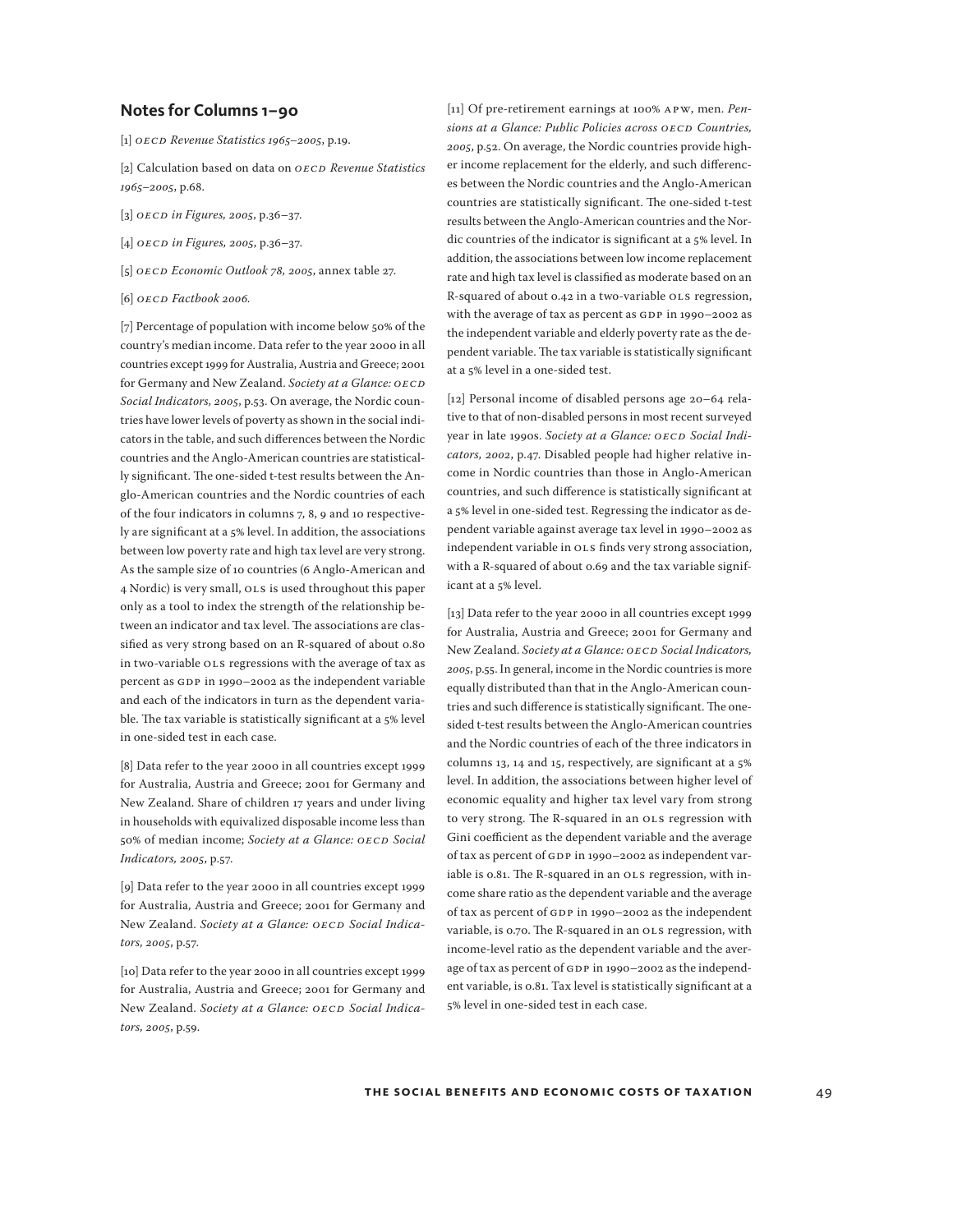## Notes for Columns 1–90

[1] *OECD Revenue Statistics 1965–2005*, p.19.

[2] Calculation based on data on *OECD Revenue Statistics 1965–2005*, p.68.

[3] *OECD in Figures, 2005*, p.36–37.

[4] *OECD in Figures, 2005*, p.36–37.

[5] *OECD Economic Outlook 78, 2005*, annex table 27.

[6] *OECD Factbook 2006.*

[7] Percentage of population with income below 50% of the country's median income. Data refer to the year 2000 in all countries except 1999 for Australia, Austria and Greece; 2001 for Germany and New Zealand. *Society at a Glance: OECD Social Indicators, 2005*, p.53. On average, the Nordic countries have lower levels of poverty as shown in the social indicators in the table, and such differences between the Nordic countries and the Anglo-American countries are statistically significant. The one-sided t-test results between the Anglo-American countries and the Nordic countries of each of the four indicators in columns 7, 8, 9 and 10 respectively are significant at a 5% level. In addition, the associations between low poverty rate and high tax level are very strong. As the sample size of 10 countries (6 Anglo-American and 4 Nordic) is very small, OLS is used throughout this paper only as a tool to index the strength of the relationship between an indicator and tax level. The associations are classified as very strong based on an R-squared of about 0.80 in two-variable OLS regressions with the average of tax as percent as GDP in 1990–2002 as the independent variable and each of the indicators in turn as the dependent variable. The tax variable is statistically significant at a 5% level in one-sided test in each case.

[8] Data refer to the year 2000 in all countries except 1999 for Australia, Austria and Greece; 2001 for Germany and New Zealand. Share of children 17 years and under living in households with equivalized disposable income less than 50% of median income; *Society at a Glance: OECD Social Indicators, 2005*, p.57.

[9] Data refer to the year 2000 in all countries except 1999 for Australia, Austria and Greece; 2001 for Germany and New Zealand. *Society at a Glance: OECD Social Indicators, 2005*, p.57.

[10] Data refer to the year 2000 in all countries except 1999 for Australia, Austria and Greece; 2001 for Germany and New Zealand. *Society at a Glance: OECD Social Indicators, 2005*, p.59.

[11] Of pre-retirement earnings at 100% APW, men. *Pensions at a Glance: Public Policies across OECD Countries, 2005*, p.52. On average, the Nordic countries provide higher income replacement for the elderly, and such differences between the Nordic countries and the Anglo-American countries are statistically significant. The one-sided t-test results between the Anglo-American countries and the Nordic countries of the indicator is significant at a 5% level. In addition, the associations between low income replacement rate and high tax level is classified as moderate based on an R-squared of about 0.42 in a two-variable OLS regression, with the average of tax as percent as GDP in 1990–2002 as the independent variable and elderly poverty rate as the dependent variable. The tax variable is statistically significant at a 5% level in a one-sided test.

[12] Personal income of disabled persons age 20–64 relative to that of non-disabled persons in most recent surveyed year in late 1990s. *Society at a Glance: OECD Social Indicators, 2002*, p.47. Disabled people had higher relative income in Nordic countries than those in Anglo-American countries, and such difference is statistically significant at a 5% level in one-sided test. Regressing the indicator as dependent variable against average tax level in 1990–2002 as independent variable in OLS finds very strong association, with a R-squared of about 0.69 and the tax variable significant at a 5% level.

[13] Data refer to the year 2000 in all countries except 1999 for Australia, Austria and Greece; 2001 for Germany and New Zealand. *Society at a Glance: OECD Social Indicators, 2005*, p.55. In general, income in the Nordic countries is more equally distributed than that in the Anglo-American countries and such difference is statistically significant. The one-sided t-test results between the Anglo-American countries and the Nordic countries of each of the three indicators in columns 13, 14 and 15, respectively, are significant at a 5% level. In addition, the associations between higher level of economic equality and higher tax level vary from strong to very strong. The R-squared in an OLS regression with Gini coefficient as the dependent variable and the average of tax as percent of GDP in 1990–2002 as independent variable is 0.81. The R-squared in an OLS regression, with income share ratio as the dependent variable and the average of tax as percent of GDP in 1990–2002 as the independent variable, is 0.70. The R-squared in an OLS regression, with income-level ratio as the dependent variable and the average of tax as percent of GDP in 1990–2002 as the independent variable, is 0.81. Tax level is statistically significant at a 5% level in one-sided test in each case.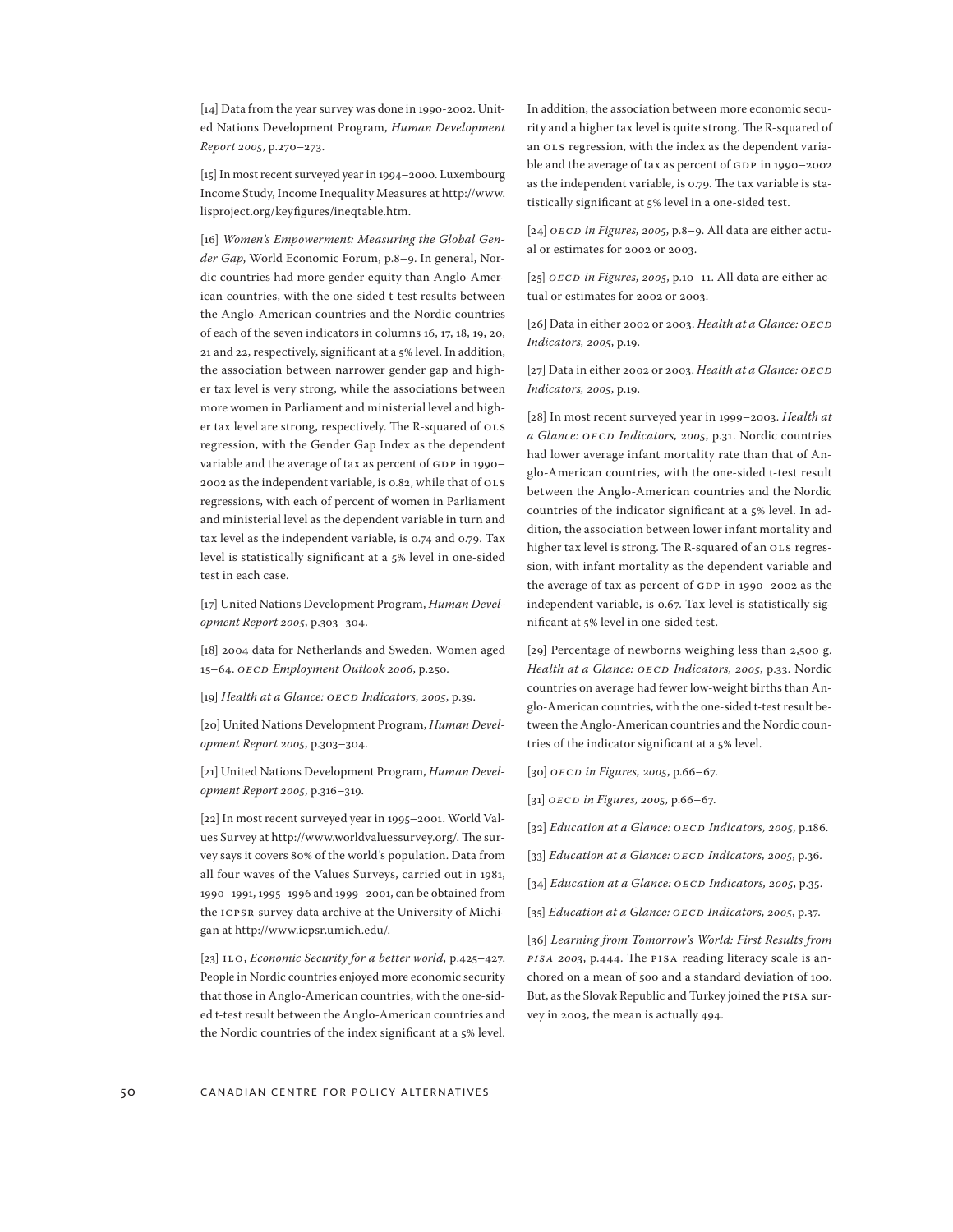[14] Data from the year survey was done in 1990-2002. United Nations Development Program, *Human Development Report 2005*, p.270–273.

[15] In most recent surveyed year in 1994–2000. Luxembourg Income Study, Income Inequality Measures at http://www.lisproject.org/keyfigures/ineqtable.htm.

[16] *Women's Empowerment: Measuring the Global Gender Gap*, World Economic Forum, p.8–9. In general, Nordic countries had more gender equity than Anglo-American countries, with the one-sided t-test results between the Anglo-American countries and the Nordic countries of each of the seven indicators in columns 16, 17, 18, 19, 20, 21 and 22, respectively, significant at a 5% level. In addition, the association between narrower gender gap and higher tax level is very strong, while the associations between more women in Parliament and ministerial level and higher tax level are strong, respectively. The R-squared of OLS regression, with the Gender Gap Index as the dependent variable and the average of tax as percent of GDP in 1990–2002 as the independent variable, is 0.82, while that of OLS regressions, with each of percent of women in Parliament and ministerial level as the dependent variable in turn and tax level as the independent variable, is 0.74 and 0.79. Tax level is statistically significant at a 5% level in one-sided test in each case.

[17] United Nations Development Program, *Human Development Report 2005*, p.303–304.

[18] 2004 data for Netherlands and Sweden. Women aged 15–64. *OECD Employment Outlook 2006*, p.250.

[19] *Health at a Glance: OECD Indicators, 2005*, p.39.

[20] United Nations Development Program, *Human Development Report 2005*, p.303–304.

[21] United Nations Development Program, *Human Development Report 2005*, p.316–319.

[22] In most recent surveyed year in 1995–2001. World Values Survey at http://www.worldvaluessurvey.org/. The survey says it covers 80% of the world's population. Data from all four waves of the Values Surveys, carried out in 1981, 1990–1991, 1995–1996 and 1999–2001, can be obtained from the ICPSR survey data archive at the University of Michigan at http://www.icpsr.umich.edu/.

[23] ILO, *Economic Security for a better world*, p.425–427. People in Nordic countries enjoyed more economic security that those in Anglo-American countries, with the one-sided t-test result between the Anglo-American countries and the Nordic countries of the index significant at a 5% level. In addition, the association between more economic security and a higher tax level is quite strong. The R-squared of an OLS regression, with the index as the dependent variable and the average of tax as percent of GDP in 1990–2002 as the independent variable, is 0.79. The tax variable is statistically significant at 5% level in a one-sided test.

[24] *OECD in Figures, 2005*, p.8–9. All data are either actual or estimates for 2002 or 2003.

[25] *OECD in Figures, 2005*, p.10–11. All data are either actual or estimates for 2002 or 2003.

[26] Data in either 2002 or 2003. *Health at a Glance: OECD Indicators, 2005*, p.19.

[27] Data in either 2002 or 2003. *Health at a Glance: OECD Indicators, 2005*, p.19.

[28] In most recent surveyed year in 1999–2003. *Health at a Glance: OECD Indicators, 2005*, p.31. Nordic countries had lower average infant mortality rate than that of Anglo-American countries, with the one-sided t-test result between the Anglo-American countries and the Nordic countries of the indicator significant at a 5% level. In addition, the association between lower infant mortality and higher tax level is strong. The R-squared of an OLS regression, with infant mortality as the dependent variable and the average of tax as percent of GDP in 1990–2002 as the independent variable, is 0.67. Tax level is statistically significant at 5% level in one-sided test.

[29] Percentage of newborns weighing less than 2,500 g. *Health at a Glance: OECD Indicators, 2005*, p.33. Nordic countries on average had fewer low-weight births than Anglo-American countries, with the one-sided t-test result between the Anglo-American countries and the Nordic countries of the indicator significant at a 5% level.

[30] *OECD in Figures, 2005*, p.66–67.

[31] *OECD in Figures, 2005*, p.66–67.

[32] *Education at a Glance: OECD Indicators, 2005*, p.186.

[33] *Education at a Glance: OECD Indicators, 2005*, p.36.

[34] *Education at a Glance: OECD Indicators, 2005*, p.35.

[35] *Education at a Glance: OECD Indicators, 2005*, p.37.

[36] *Learning from Tomorrow's World: First Results from PISA 2003*, p.444. The PISA reading literacy scale is anchored on a mean of 500 and a standard deviation of 100. But, as the Slovak Republic and Turkey joined the PISA survey in 2003, the mean is actually 494.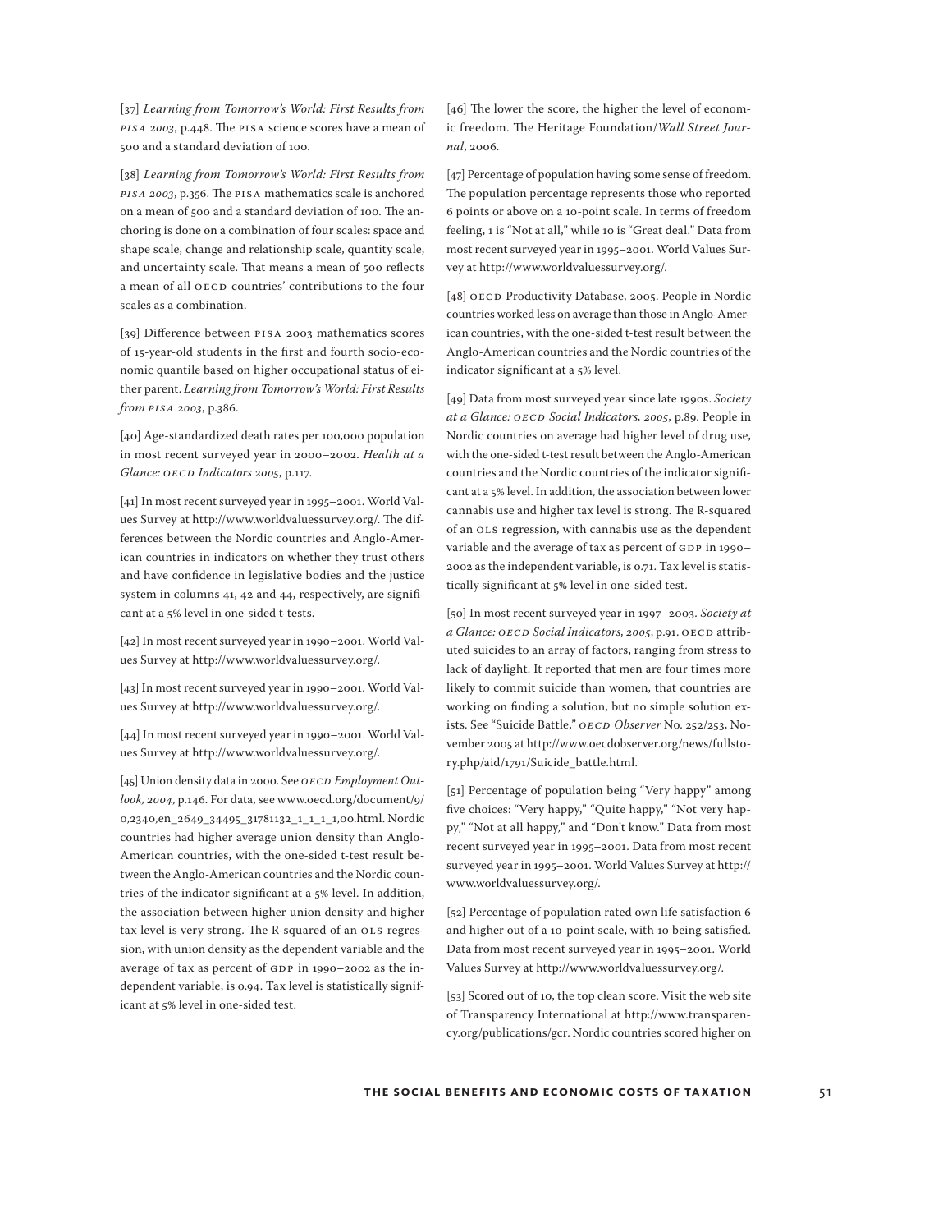[37] *Learning from Tomorrow's World: First Results from PISA 2003*, p.448. The PISA science scores have a mean of 500 and a standard deviation of 100.

[38] *Learning from Tomorrow's World: First Results from PISA 2003*, p.356. The PISA mathematics scale is anchored on a mean of 500 and a standard deviation of 100. The anchoring is done on a combination of four scales: space and shape scale, change and relationship scale, quantity scale, and uncertainty scale. That means a mean of 500 reflects a mean of all OECD countries' contributions to the four scales as a combination.

[39] Difference between PISA 2003 mathematics scores of 15-year-old students in the first and fourth socio-economic quantile based on higher occupational status of either parent. *Learning from Tomorrow's World: First Results from PISA 2003*, p.386.

[40] Age-standardized death rates per 100,000 population in most recent surveyed year in 2000–2002. *Health at a Glance: OECD Indicators 2005*, p.117.

[41] In most recent surveyed year in 1995–2001. World Values Survey at http://www.worldvaluessurvey.org/. The differences between the Nordic countries and Anglo-American countries in indicators on whether they trust others and have confidence in legislative bodies and the justice system in columns 41, 42 and 44, respectively, are significant at a 5% level in one-sided t-tests.

[42] In most recent surveyed year in 1990–2001. World Values Survey at http://www.worldvaluessurvey.org/.

[43] In most recent surveyed year in 1990–2001. World Values Survey at http://www.worldvaluessurvey.org/.

[44] In most recent surveyed year in 1990–2001. World Values Survey at http://www.worldvaluessurvey.org/.

[45] Union density data in 2000. See *OECD Employment Outlook, 2004*, p.146. For data, see www.oecd.org/document/9/0,2340,en_2649_34495_31781132_1_1_1_1,00.html. Nordic countries had higher average union density than Anglo-American countries, with the one-sided t-test result between the Anglo-American countries and the Nordic countries of the indicator significant at a 5% level. In addition, the association between higher union density and higher tax level is very strong. The R-squared of an OLS regression, with union density as the dependent variable and the average of tax as percent of GDP in 1990–2002 as the independent variable, is 0.94. Tax level is statistically significant at 5% level in one-sided test.

[46] The lower the score, the higher the level of economic freedom. The Heritage Foundation/*Wall Street Journal*, 2006.

[47] Percentage of population having some sense of freedom. The population percentage represents those who reported 6 points or above on a 10-point scale. In terms of freedom feeling, 1 is "Not at all," while 10 is "Great deal." Data from most recent surveyed year in 1995–2001. World Values Survey at http://www.worldvaluessurvey.org/.

[48] OECD Productivity Database, 2005. People in Nordic countries worked less on average than those in Anglo-American countries, with the one-sided t-test result between the Anglo-American countries and the Nordic countries of the indicator significant at a 5% level.

[49] Data from most surveyed year since late 1990s. *Society at a Glance: OECD Social Indicators, 2005*, p.89. People in Nordic countries on average had higher level of drug use, with the one-sided t-test result between the Anglo-American countries and the Nordic countries of the indicator significant at a 5% level. In addition, the association between lower cannabis use and higher tax level is strong. The R-squared of an OLS regression, with cannabis use as the dependent variable and the average of tax as percent of GDP in 1990–2002 as the independent variable, is 0.71. Tax level is statistically significant at 5% level in one-sided test.

[50] In most recent surveyed year in 1997–2003. *Society at a Glance: OECD Social Indicators, 2005*, p.91. OECD attributed suicides to an array of factors, ranging from stress to lack of daylight. It reported that men are four times more likely to commit suicide than women, that countries are working on finding a solution, but no simple solution exists. See "Suicide Battle," *OECD Observer* No. 252/253, November 2005 at http://www.oecdobserver.org/news/fullstory.php/aid/1791/Suicide_battle.html.

[51] Percentage of population being "Very happy" among five choices: "Very happy," "Quite happy," "Not very happy," "Not at all happy," and "Don't know." Data from most recent surveyed year in 1995–2001. Data from most recent surveyed year in 1995–2001. World Values Survey at http://www.worldvaluessurvey.org/.

[52] Percentage of population rated own life satisfaction 6 and higher out of a 10-point scale, with 10 being satisfied. Data from most recent surveyed year in 1995–2001. World Values Survey at http://www.worldvaluessurvey.org/.

[53] Scored out of 10, the top clean score. Visit the web site of Transparency International at http://www.transparency.org/publications/gcr. Nordic countries scored higher on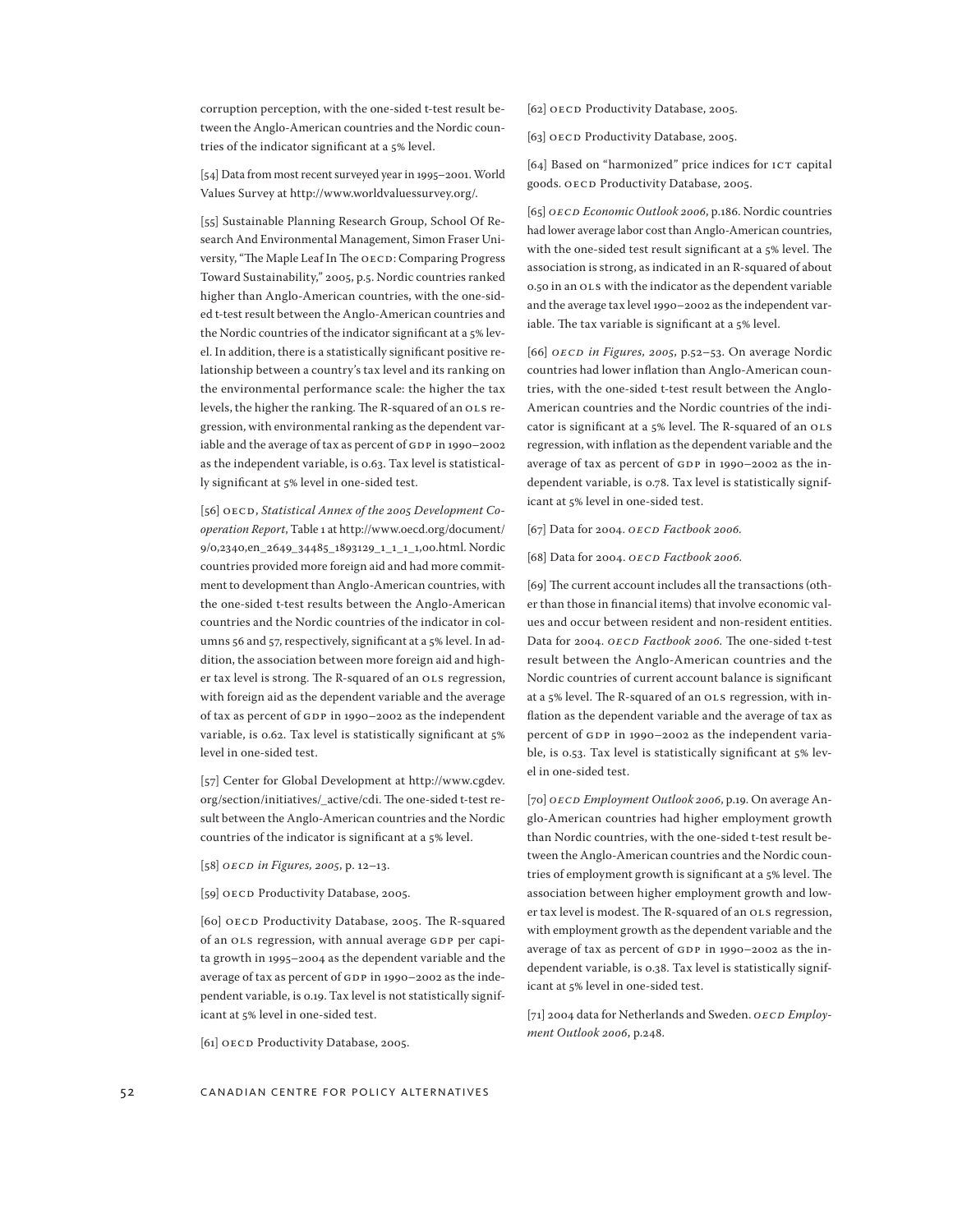corruption perception, with the one-sided t-test result between the Anglo-American countries and the Nordic countries of the indicator significant at a 5% level.

[54] Data from most recent surveyed year in 1995–2001. World Values Survey at http://www.worldvaluessurvey.org/.

[55] Sustainable Planning Research Group, School Of Research And Environmental Management, Simon Fraser University, "The Maple Leaf In The OECD: Comparing Progress Toward Sustainability," 2005, p.5. Nordic countries ranked higher than Anglo-American countries, with the one-sided t-test result between the Anglo-American countries and the Nordic countries of the indicator significant at a 5% level. In addition, there is a statistically significant positive relationship between a country's tax level and its ranking on the environmental performance scale: the higher the tax levels, the higher the ranking. The R-squared of an OLS regression, with environmental ranking as the dependent variable and the average of tax as percent of GDP in 1990–2002 as the independent variable, is 0.63. Tax level is statistically significant at 5% level in one-sided test.

[56] OECD, *Statistical Annex of the 2005 Development Co-operation Report*, Table 1 at http://www.oecd.org/document/9/0,2340,en_2649_34485_1893129_1_1_1_1,00.html. Nordic countries provided more foreign aid and had more commitment to development than Anglo-American countries, with the one-sided t-test results between the Anglo-American countries and the Nordic countries of the indicator in columns 56 and 57, respectively, significant at a 5% level. In addition, the association between more foreign aid and higher tax level is strong. The R-squared of an OLS regression, with foreign aid as the dependent variable and the average of tax as percent of GDP in 1990–2002 as the independent variable, is 0.62. Tax level is statistically significant at 5% level in one-sided test.

[57] Center for Global Development at http://www.cgdev.org/section/initiatives/_active/cdi. The one-sided t-test result between the Anglo-American countries and the Nordic countries of the indicator is significant at a 5% level.

[58] *OECD in Figures, 2005*, p. 12–13.

[59] OECD Productivity Database, 2005.

[60] OECD Productivity Database, 2005. The R-squared of an OLS regression, with annual average GDP per capita growth in 1995–2004 as the dependent variable and the average of tax as percent of GDP in 1990–2002 as the independent variable, is 0.19. Tax level is not statistically significant at 5% level in one-sided test.

[61] OECD Productivity Database, 2005.

[62] OECD Productivity Database, 2005.

[63] OECD Productivity Database, 2005.

[64] Based on "harmonized" price indices for ICT capital goods. OECD Productivity Database, 2005.

[65] *OECD Economic Outlook 2006*, p.186. Nordic countries had lower average labor cost than Anglo-American countries, with the one-sided test result significant at a 5% level. The association is strong, as indicated in an R-squared of about 0.50 in an OLS with the indicator as the dependent variable and the average tax level 1990–2002 as the independent variable. The tax variable is significant at a 5% level.

[66] *OECD in Figures, 2005*, p.52–53. On average Nordic countries had lower inflation than Anglo-American countries, with the one-sided t-test result between the Anglo-American countries and the Nordic countries of the indicator is significant at a 5% level. The R-squared of an OLS regression, with inflation as the dependent variable and the average of tax as percent of GDP in 1990–2002 as the independent variable, is 0.78. Tax level is statistically significant at 5% level in one-sided test.

[67] Data for 2004. *OECD Factbook 2006.*

[68] Data for 2004. *OECD Factbook 2006.*

[69] The current account includes all the transactions (other than those in financial items) that involve economic values and occur between resident and non-resident entities. Data for 2004. *OECD Factbook 2006.* The one-sided t-test result between the Anglo-American countries and the Nordic countries of current account balance is significant at a 5% level. The R-squared of an OLS regression, with inflation as the dependent variable and the average of tax as percent of GDP in 1990–2002 as the independent variable, is 0.53. Tax level is statistically significant at 5% level in one-sided test.

[70] *OECD Employment Outlook 2006*, p.19. On average Anglo-American countries had higher employment growth than Nordic countries, with the one-sided t-test result between the Anglo-American countries and the Nordic countries of employment growth is significant at a 5% level. The association between higher employment growth and lower tax level is modest. The R-squared of an OLS regression, with employment growth as the dependent variable and the average of tax as percent of GDP in 1990–2002 as the independent variable, is 0.38. Tax level is statistically significant at 5% level in one-sided test.

[71] 2004 data for Netherlands and Sweden. *OECD Employment Outlook 2006*, p.248.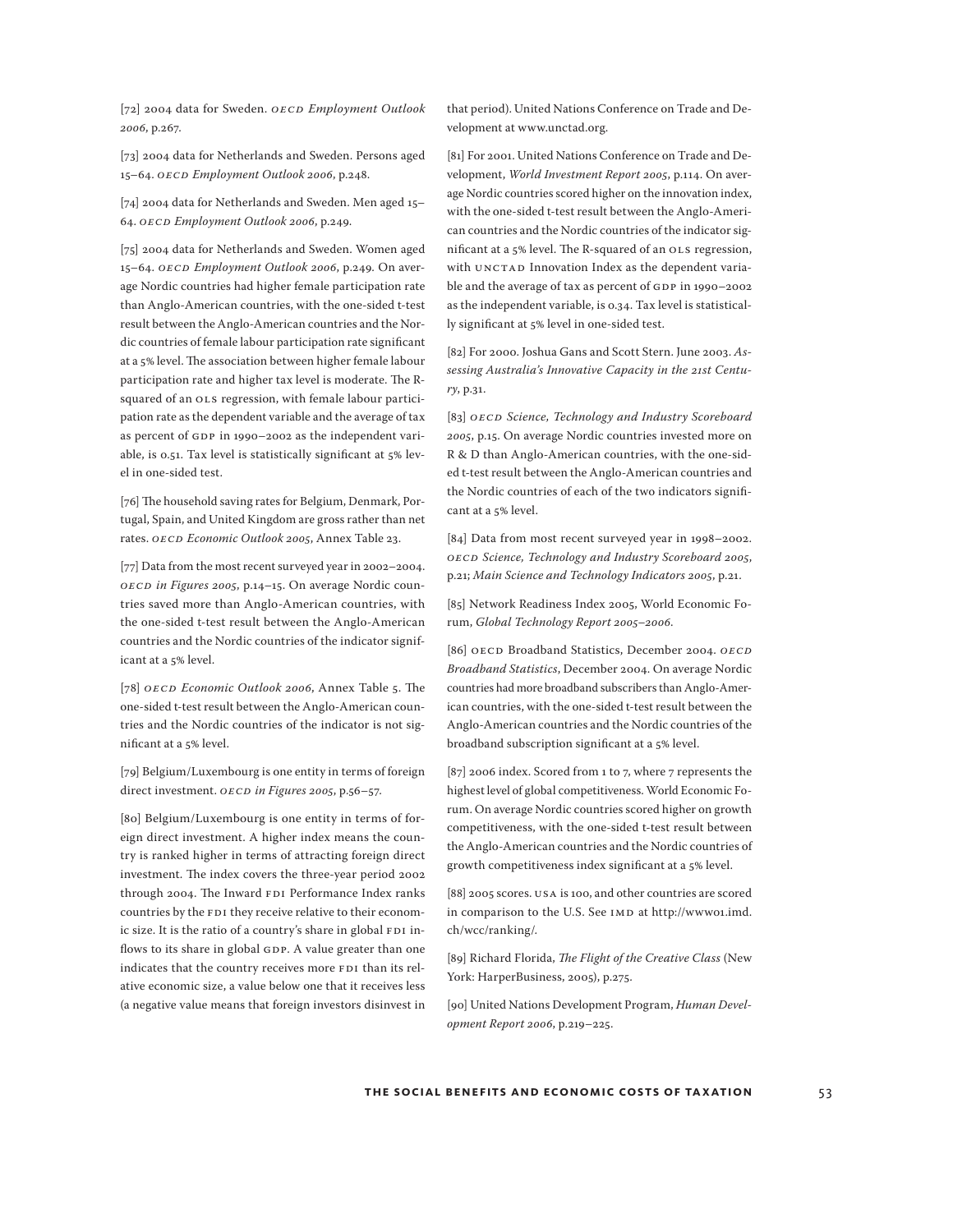[72] 2004 data for Sweden. *OECD Employment Outlook 2006*, p.267.

[73] 2004 data for Netherlands and Sweden. Persons aged 15–64. *OECD Employment Outlook 2006*, p.248.

[74] 2004 data for Netherlands and Sweden. Men aged 15–64. *OECD Employment Outlook 2006*, p.249.

[75] 2004 data for Netherlands and Sweden. Women aged 15–64. *OECD Employment Outlook 2006*, p.249. On average Nordic countries had higher female participation rate than Anglo-American countries, with the one-sided t-test result between the Anglo-American countries and the Nordic countries of female labour participation rate significant at a 5% level. The association between higher female labour participation rate and higher tax level is moderate. The R-squared of an OLS regression, with female labour participation rate as the dependent variable and the average of tax as percent of GDP in 1990–2002 as the independent variable, is 0.51. Tax level is statistically significant at 5% level in one-sided test.

[76] The household saving rates for Belgium, Denmark, Portugal, Spain, and United Kingdom are gross rather than net rates. *OECD Economic Outlook 2005*, Annex Table 23.

[77] Data from the most recent surveyed year in 2002–2004. *OECD in Figures 2005*, p.14–15. On average Nordic countries saved more than Anglo-American countries, with the one-sided t-test result between the Anglo-American countries and the Nordic countries of the indicator significant at a 5% level.

[78] *OECD Economic Outlook 2006*, Annex Table 5. The one-sided t-test result between the Anglo-American countries and the Nordic countries of the indicator is not significant at a 5% level.

[79] Belgium/Luxembourg is one entity in terms of foreign direct investment. *OECD in Figures 2005*, p.56–57.

[80] Belgium/Luxembourg is one entity in terms of foreign direct investment. A higher index means the country is ranked higher in terms of attracting foreign direct investment. The index covers the three-year period 2002 through 2004. The Inward FDI Performance Index ranks countries by the FDI they receive relative to their economic size. It is the ratio of a country's share in global FDI inflows to its share in global GDP. A value greater than one indicates that the country receives more FDI than its relative economic size, a value below one that it receives less (a negative value means that foreign investors disinvest in that period). United Nations Conference on Trade and Development at www.unctad.org.

[81] For 2001. United Nations Conference on Trade and Development, *World Investment Report 2005*, p.114. On average Nordic countries scored higher on the innovation index, with the one-sided t-test result between the Anglo-American countries and the Nordic countries of the indicator significant at a 5% level. The R-squared of an OLS regression, with UNCTAD Innovation Index as the dependent variable and the average of tax as percent of GDP in 1990–2002 as the independent variable, is 0.34. Tax level is statistically significant at 5% level in one-sided test.

[82] For 2000. Joshua Gans and Scott Stern. June 2003. *Assessing Australia's Innovative Capacity in the 21st Century*, p.31.

[83] *OECD Science, Technology and Industry Scoreboard 2005*, p.15. On average Nordic countries invested more on R & D than Anglo-American countries, with the one-sided t-test result between the Anglo-American countries and the Nordic countries of each of the two indicators significant at a 5% level.

[84] Data from most recent surveyed year in 1998–2002. *OECD Science, Technology and Industry Scoreboard 2005*, p.21; *Main Science and Technology Indicators 2005*, p.21.

[85] Network Readiness Index 2005, World Economic Forum, *Global Technology Report 2005–2006*.

[86] OECD Broadband Statistics, December 2004. *OECD Broadband Statistics*, December 2004. On average Nordic countries had more broadband subscribers than Anglo-American countries, with the one-sided t-test result between the Anglo-American countries and the Nordic countries of the broadband subscription significant at a 5% level.

[87] 2006 index. Scored from 1 to 7, where 7 represents the highest level of global competitiveness. World Economic Forum. On average Nordic countries scored higher on growth competitiveness, with the one-sided t-test result between the Anglo-American countries and the Nordic countries of growth competitiveness index significant at a 5% level.

[88] 2005 scores. USA is 100, and other countries are scored in comparison to the U.S. See IMD at http://www01.imd.ch/wcc/ranking/.

[89] Richard Florida, *The Flight of the Creative Class* (New York: HarperBusiness, 2005), p.275.

[90] United Nations Development Program, *Human Development Report 2006*, p.219–225.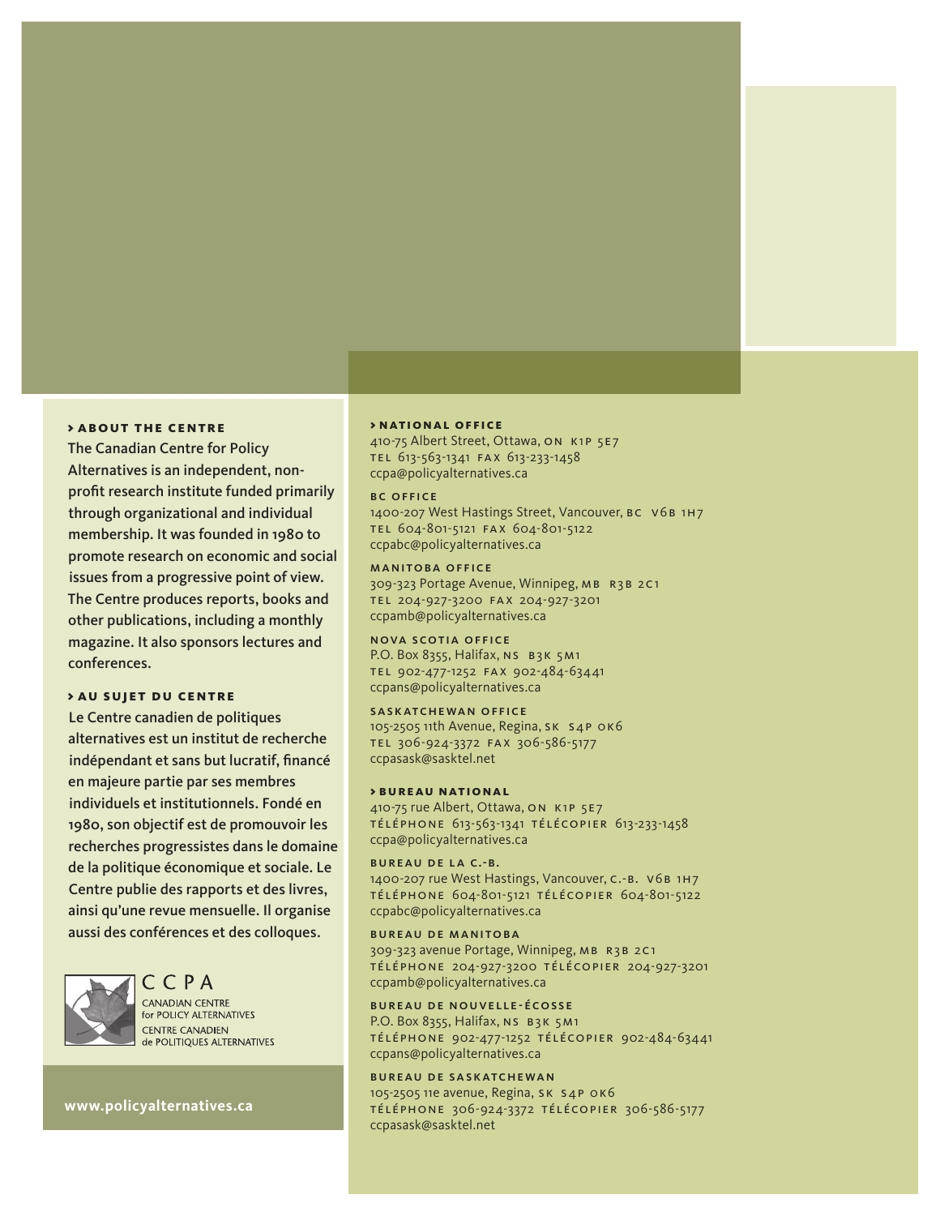### › ABOUT THE CENTRE

**The Canadian Centre for Policy Alternatives is an independent, non-profit research institute funded primarily through organizational and individual membership. It was founded in 1980 to promote research on economic and social issues from a progressive point of view. The Centre produces reports, books and other publications, including a monthly magazine. It also sponsors lectures and conferences.**

### › AU SUJET DU CENTRE

**Le Centre canadien de politiques alternatives est un institut de recherche indépendant et sans but lucratif, financé en majeure partie par ses membres individuels et institutionnels. Fondé en 1980, son objectif est de promouvoir les recherches progressistes dans le domaine de la politique économique et sociale. Le Centre publie des rapports et des livres, ainsi qu'une revue mensuelle. Il organise aussi des conférences et des colloques.**

CCPA
CANADIAN CENTRE for POLICY ALTERNATIVES
CENTRE CANADIEN de POLITIQUES ALTERNATIVES

**www.policyalternatives.ca**

### › NATIONAL OFFICE

410-75 Albert Street, Ottawa, ON K1P 5E7
TEL 613-563-1341 FAX 613-233-1458
ccpa@policyalternatives.ca

**BC OFFICE**
1400-207 West Hastings Street, Vancouver, BC V6B 1H7
TEL 604-801-5121 FAX 604-801-5122
ccpabc@policyalternatives.ca

**MANITOBA OFFICE**
309-323 Portage Avenue, Winnipeg, MB R3B 2C1
TEL 204-927-3200 FAX 204-927-3201
ccpamb@policyalternatives.ca

**NOVA SCOTIA OFFICE**
P.O. Box 8355, Halifax, NS B3K 5M1
TEL 902-477-1252 FAX 902-484-63441
ccpans@policyalternatives.ca

**SASKATCHEWAN OFFICE**
105-2505 11th Avenue, Regina, SK S4P 0K6
TEL 306-924-3372 FAX 306-586-5177
ccpasask@sasktel.net

### › BUREAU NATIONAL

410-75 rue Albert, Ottawa, ON K1P 5E7
TÉLÉPHONE 613-563-1341 TÉLÉCOPIER 613-233-1458
ccpa@policyalternatives.ca

**BUREAU DE LA C.-B.**
1400-207 rue West Hastings, Vancouver, C.-B. V6B 1H7
TÉLÉPHONE 604-801-5121 TÉLÉCOPIER 604-801-5122
ccpabc@policyalternatives.ca

**BUREAU DE MANITOBA**
309-323 avenue Portage, Winnipeg, MB R3B 2C1
TÉLÉPHONE 204-927-3200 TÉLÉCOPIER 204-927-3201
ccpamb@policyalternatives.ca

**BUREAU DE NOUVELLE-ÉCOSSE**
P.O. Box 8355, Halifax, NS B3K 5M1
TÉLÉPHONE 902-477-1252 TÉLÉCOPIER 902-484-63441
ccpans@policyalternatives.ca

**BUREAU DE SASKATCHEWAN**
105-2505 11e avenue, Regina, SK S4P 0K6
TÉLÉPHONE 306-924-3372 TÉLÉCOPIER 306-586-5177
ccpasask@sasktel.net